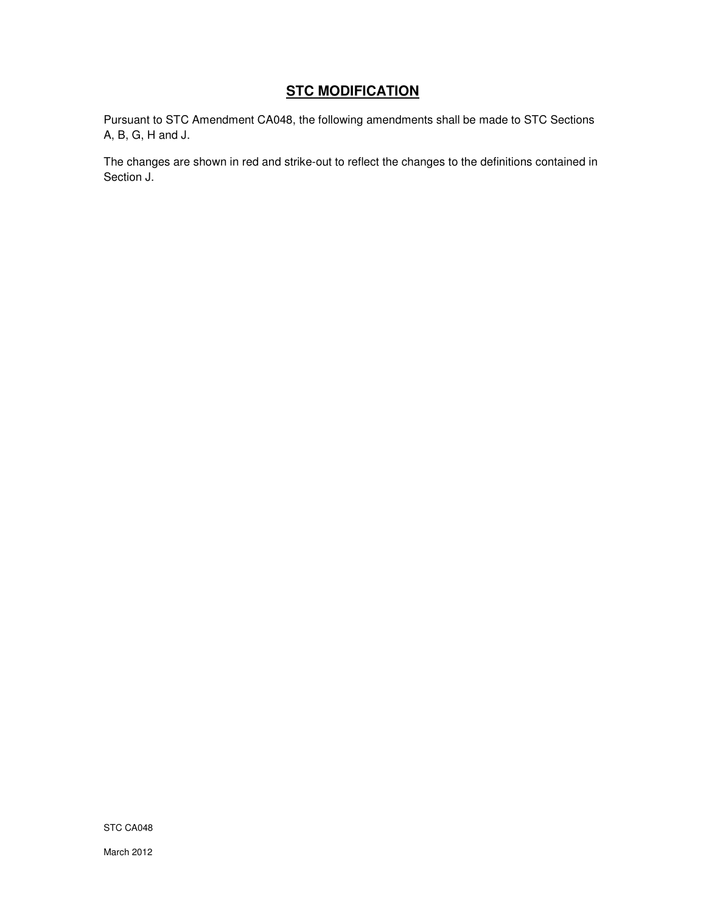# STC MODIFICATION

Pursuant to STC Amendment CA048, the following amendments shall be made to STC Sections A, B, G, H and J.

The changes are shown in red and strike-out to reflect the changes to the definitions contained in Section J.

STC CA048

March 2012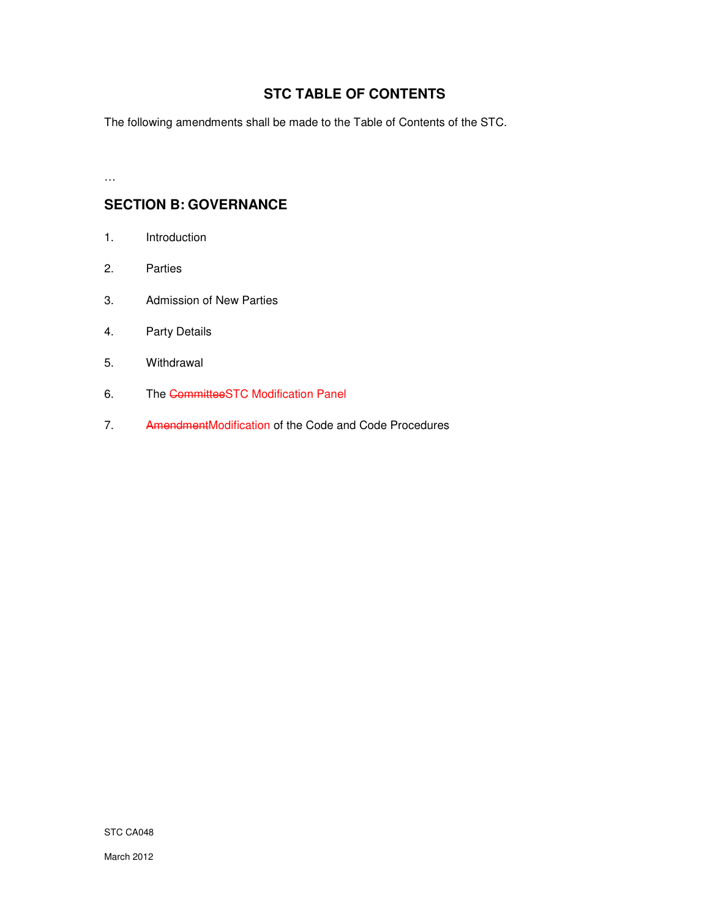# STC TABLE OF CONTENTS

The following amendments shall be made to the Table of Contents of the STC.

…

## SECTION B: GOVERNANCE

1. Introduction
2. Parties
3. Admission of New Parties
4. Party Details
5. Withdrawal
6. The ~~Committee~~STC Modification Panel
7. ~~Amendment~~Modification of the Code and Code Procedures

STC CA048

March 2012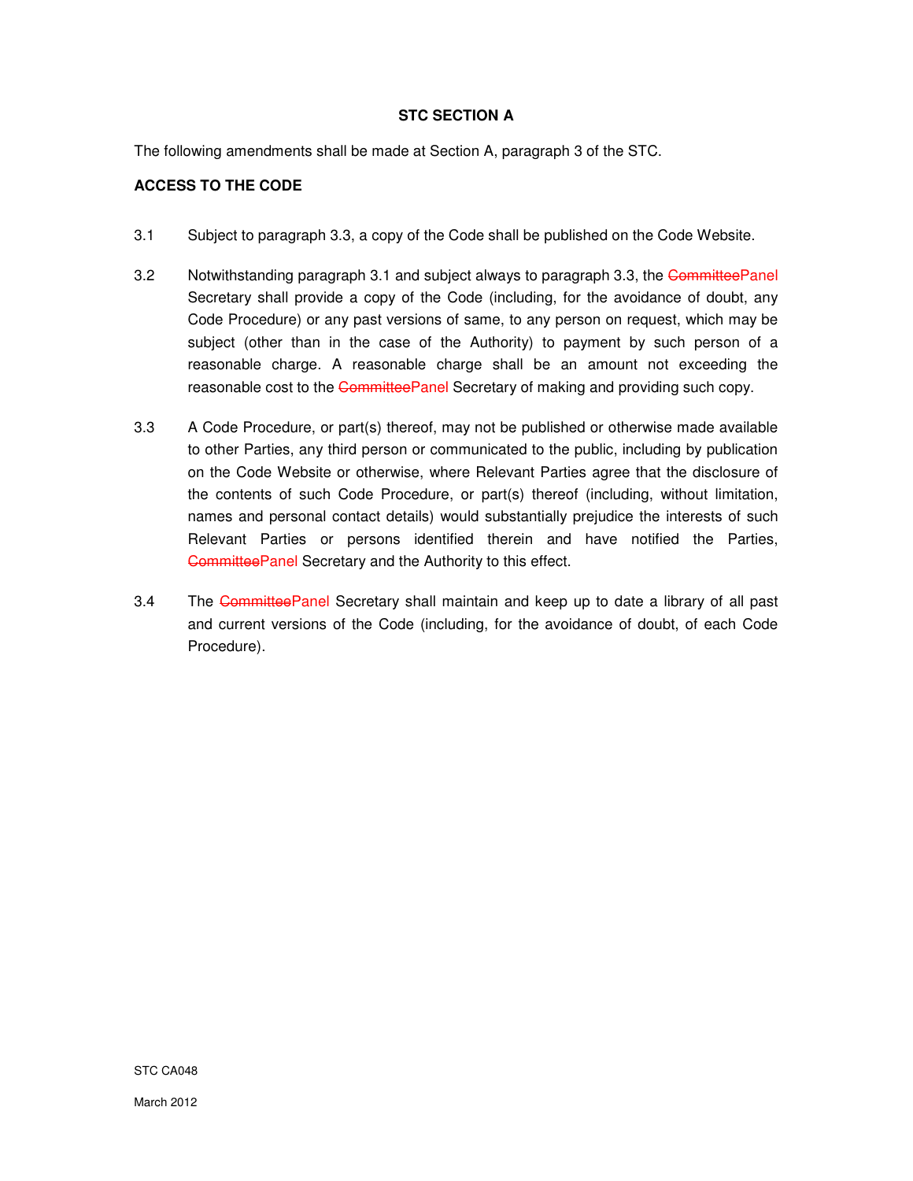**STC SECTION A**

The following amendments shall be made at Section A, paragraph 3 of the STC.

**ACCESS TO THE CODE**

3.1 Subject to paragraph 3.3, a copy of the Code shall be published on the Code Website.

3.2 Notwithstanding paragraph 3.1 and subject always to paragraph 3.3, the ~~Committee~~Panel Secretary shall provide a copy of the Code (including, for the avoidance of doubt, any Code Procedure) or any past versions of same, to any person on request, which may be subject (other than in the case of the Authority) to payment by such person of a reasonable charge. A reasonable charge shall be an amount not exceeding the reasonable cost to the ~~Committee~~Panel Secretary of making and providing such copy.

3.3 A Code Procedure, or part(s) thereof, may not be published or otherwise made available to other Parties, any third person or communicated to the public, including by publication on the Code Website or otherwise, where Relevant Parties agree that the disclosure of the contents of such Code Procedure, or part(s) thereof (including, without limitation, names and personal contact details) would substantially prejudice the interests of such Relevant Parties or persons identified therein and have notified the Parties, ~~Committee~~Panel Secretary and the Authority to this effect.

3.4 The ~~Committee~~Panel Secretary shall maintain and keep up to date a library of all past and current versions of the Code (including, for the avoidance of doubt, of each Code Procedure).

STC CA048

March 2012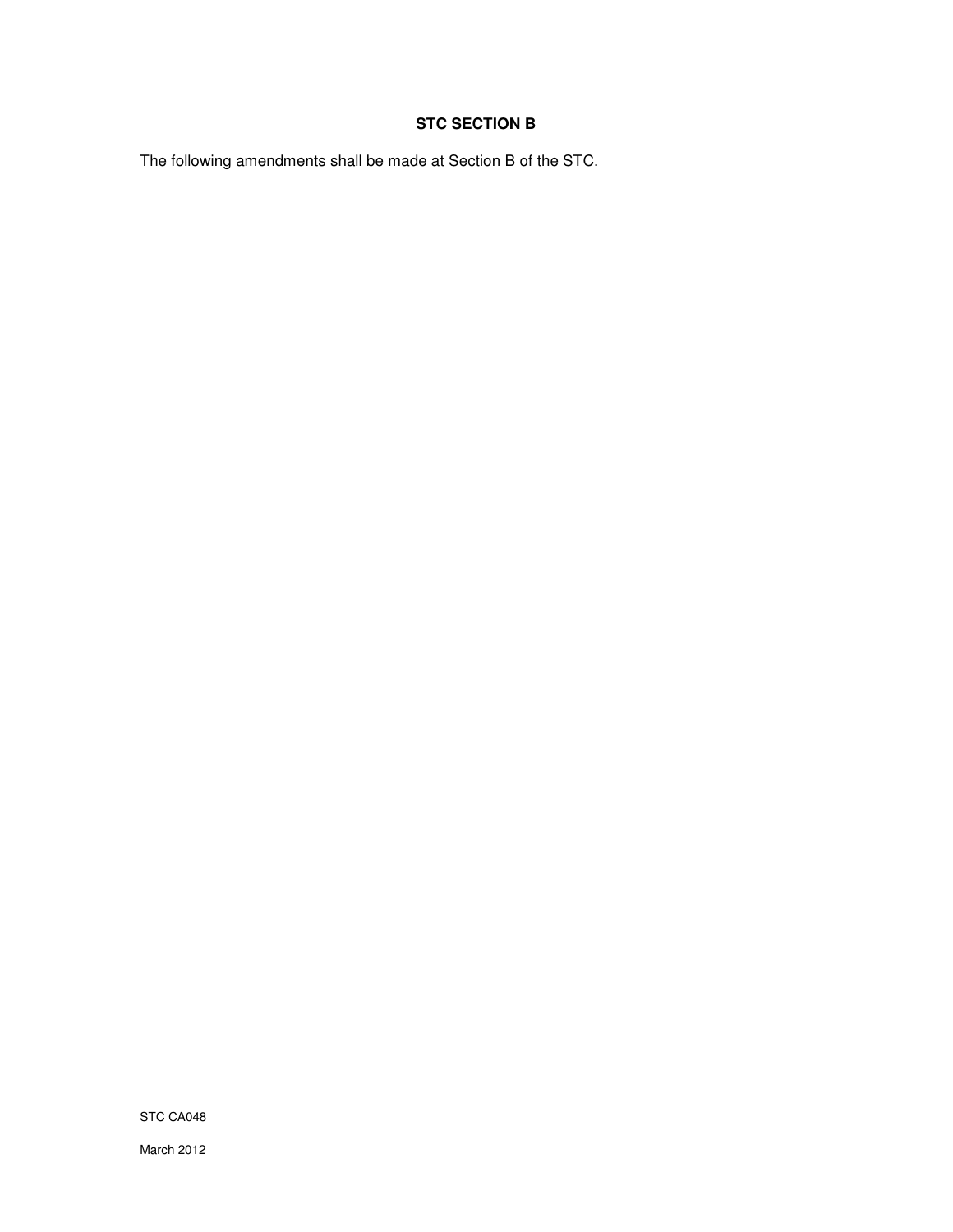# STC SECTION B

The following amendments shall be made at Section B of the STC.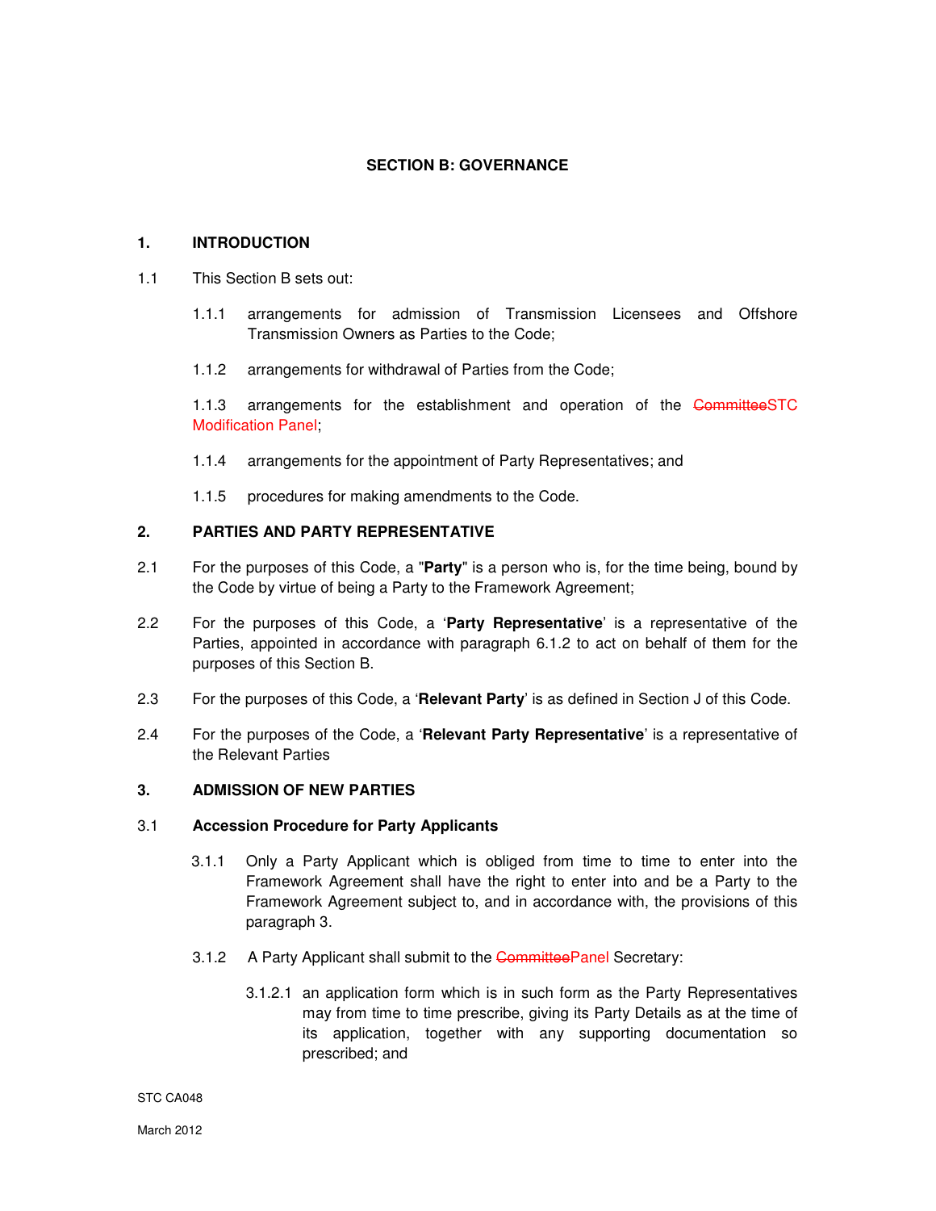# SECTION B: GOVERNANCE

## 1. INTRODUCTION

1.1 This Section B sets out:

1.1.1 arrangements for admission of Transmission Licensees and Offshore Transmission Owners as Parties to the Code;

1.1.2 arrangements for withdrawal of Parties from the Code;

1.1.3 arrangements for the establishment and operation of the ~~Committee~~STC Modification Panel;

1.1.4 arrangements for the appointment of Party Representatives; and

1.1.5 procedures for making amendments to the Code.

## 2. PARTIES AND PARTY REPRESENTATIVE

2.1 For the purposes of this Code, a "**Party**" is a person who is, for the time being, bound by the Code by virtue of being a Party to the Framework Agreement;

2.2 For the purposes of this Code, a '**Party Representative**' is a representative of the Parties, appointed in accordance with paragraph 6.1.2 to act on behalf of them for the purposes of this Section B.

2.3 For the purposes of this Code, a '**Relevant Party**' is as defined in Section J of this Code.

2.4 For the purposes of the Code, a '**Relevant Party Representative**' is a representative of the Relevant Parties

## 3. ADMISSION OF NEW PARTIES

### 3.1 Accession Procedure for Party Applicants

3.1.1 Only a Party Applicant which is obliged from time to time to enter into the Framework Agreement shall have the right to enter into and be a Party to the Framework Agreement subject to, and in accordance with, the provisions of this paragraph 3.

3.1.2 A Party Applicant shall submit to the ~~Committee~~Panel Secretary:

3.1.2.1 an application form which is in such form as the Party Representatives may from time to time prescribe, giving its Party Details as at the time of its application, together with any supporting documentation so prescribed; and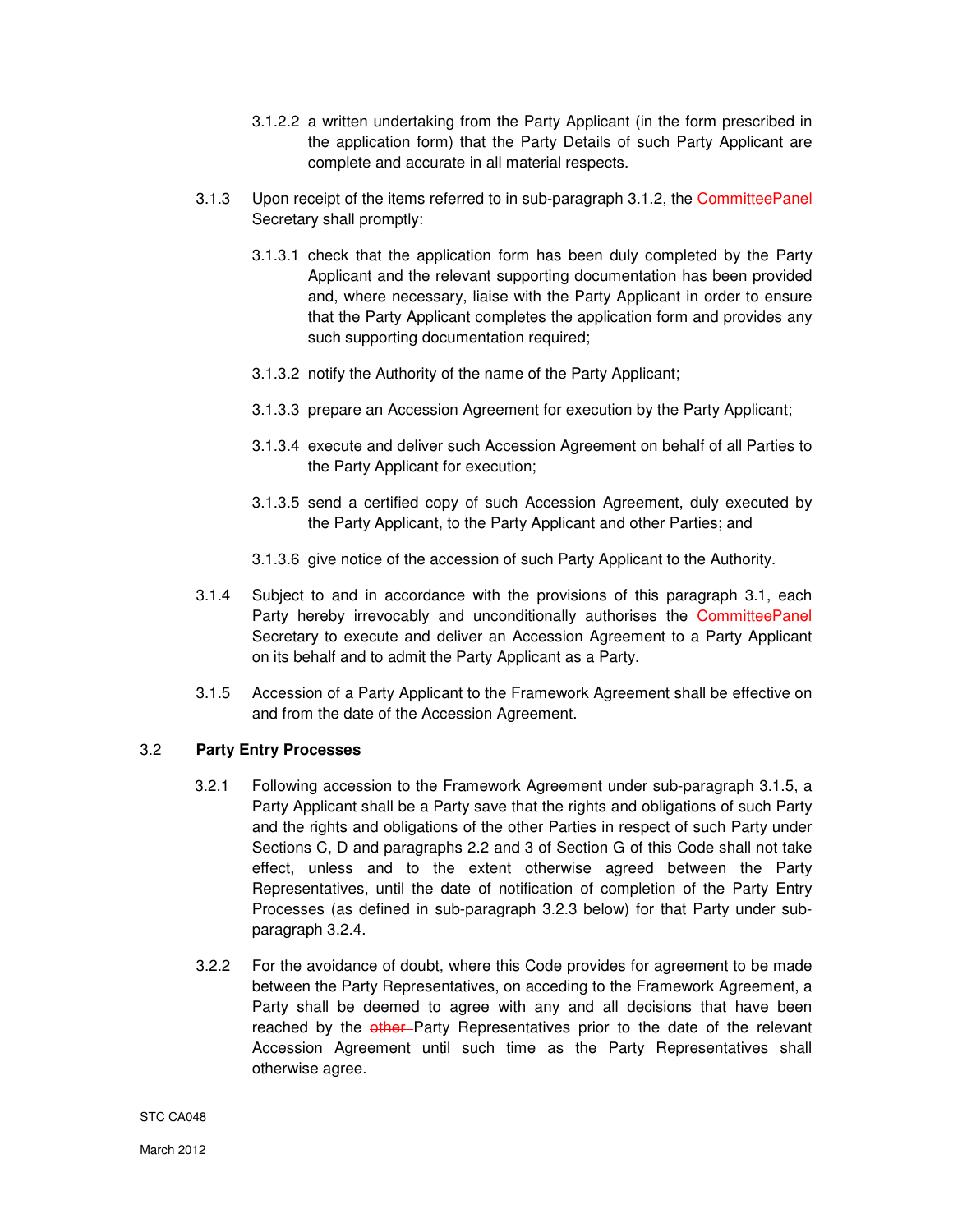3.1.2.2 a written undertaking from the Party Applicant (in the form prescribed in the application form) that the Party Details of such Party Applicant are complete and accurate in all material respects.

3.1.3 Upon receipt of the items referred to in sub-paragraph 3.1.2, the ~~Committee~~Panel Secretary shall promptly:

3.1.3.1 check that the application form has been duly completed by the Party Applicant and the relevant supporting documentation has been provided and, where necessary, liaise with the Party Applicant in order to ensure that the Party Applicant completes the application form and provides any such supporting documentation required;

3.1.3.2 notify the Authority of the name of the Party Applicant;

3.1.3.3 prepare an Accession Agreement for execution by the Party Applicant;

3.1.3.4 execute and deliver such Accession Agreement on behalf of all Parties to the Party Applicant for execution;

3.1.3.5 send a certified copy of such Accession Agreement, duly executed by the Party Applicant, to the Party Applicant and other Parties; and

3.1.3.6 give notice of the accession of such Party Applicant to the Authority.

3.1.4 Subject to and in accordance with the provisions of this paragraph 3.1, each Party hereby irrevocably and unconditionally authorises the ~~Committee~~Panel Secretary to execute and deliver an Accession Agreement to a Party Applicant on its behalf and to admit the Party Applicant as a Party.

3.1.5 Accession of a Party Applicant to the Framework Agreement shall be effective on and from the date of the Accession Agreement.

3.2 **Party Entry Processes**

3.2.1 Following accession to the Framework Agreement under sub-paragraph 3.1.5, a Party Applicant shall be a Party save that the rights and obligations of such Party and the rights and obligations of the other Parties in respect of such Party under Sections C, D and paragraphs 2.2 and 3 of Section G of this Code shall not take effect, unless and to the extent otherwise agreed between the Party Representatives, until the date of notification of completion of the Party Entry Processes (as defined in sub-paragraph 3.2.3 below) for that Party under sub-paragraph 3.2.4.

3.2.2 For the avoidance of doubt, where this Code provides for agreement to be made between the Party Representatives, on acceding to the Framework Agreement, a Party shall be deemed to agree with any and all decisions that have been reached by the ~~other~~ Party Representatives prior to the date of the relevant Accession Agreement until such time as the Party Representatives shall otherwise agree.

STC CA048

March 2012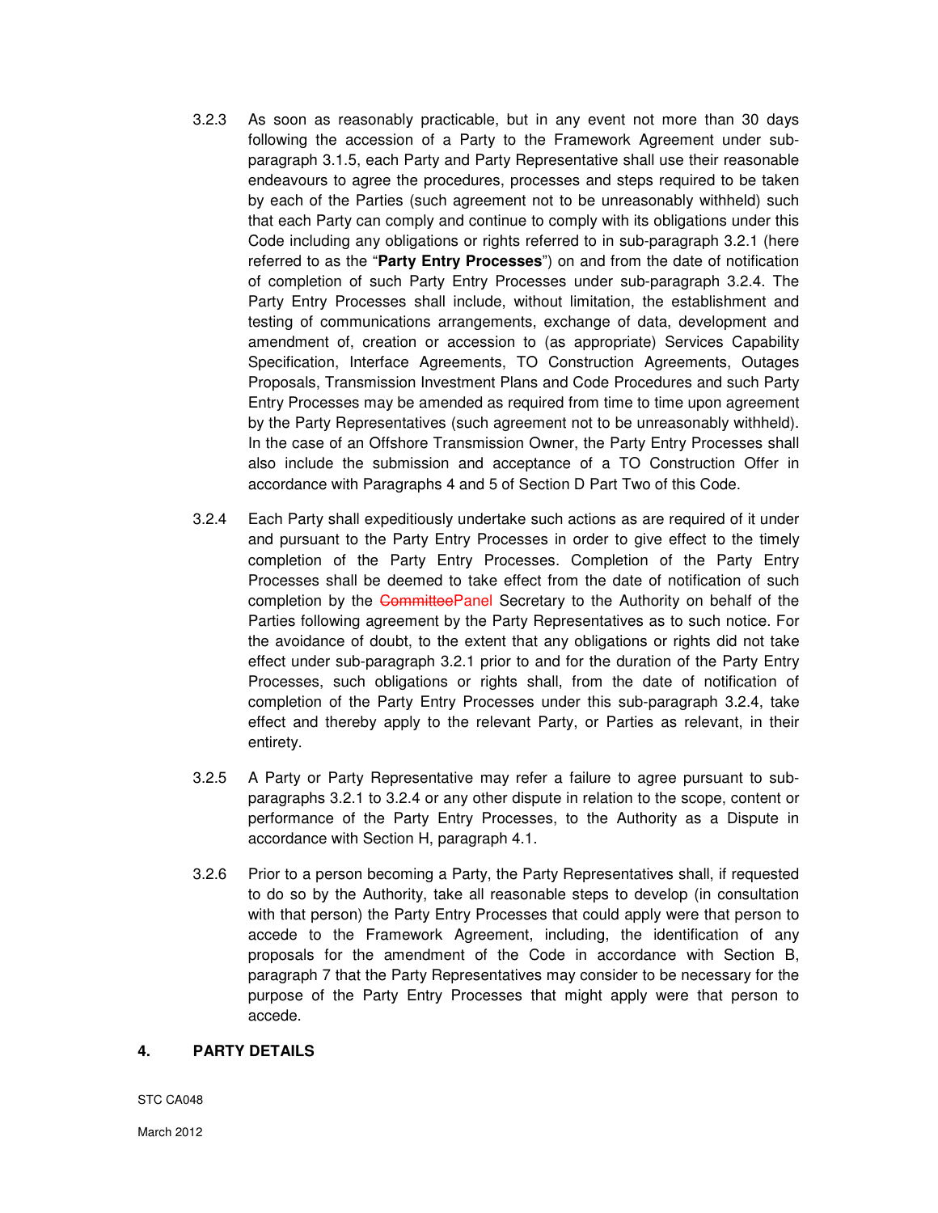3.2.3 As soon as reasonably practicable, but in any event not more than 30 days following the accession of a Party to the Framework Agreement under sub-paragraph 3.1.5, each Party and Party Representative shall use their reasonable endeavours to agree the procedures, processes and steps required to be taken by each of the Parties (such agreement not to be unreasonably withheld) such that each Party can comply and continue to comply with its obligations under this Code including any obligations or rights referred to in sub-paragraph 3.2.1 (here referred to as the "**Party Entry Processes**") on and from the date of notification of completion of such Party Entry Processes under sub-paragraph 3.2.4. The Party Entry Processes shall include, without limitation, the establishment and testing of communications arrangements, exchange of data, development and amendment of, creation or accession to (as appropriate) Services Capability Specification, Interface Agreements, TO Construction Agreements, Outages Proposals, Transmission Investment Plans and Code Procedures and such Party Entry Processes may be amended as required from time to time upon agreement by the Party Representatives (such agreement not to be unreasonably withheld). In the case of an Offshore Transmission Owner, the Party Entry Processes shall also include the submission and acceptance of a TO Construction Offer in accordance with Paragraphs 4 and 5 of Section D Part Two of this Code.

3.2.4 Each Party shall expeditiously undertake such actions as are required of it under and pursuant to the Party Entry Processes in order to give effect to the timely completion of the Party Entry Processes. Completion of the Party Entry Processes shall be deemed to take effect from the date of notification of such completion by the ~~Committee~~Panel Secretary to the Authority on behalf of the Parties following agreement by the Party Representatives as to such notice. For the avoidance of doubt, to the extent that any obligations or rights did not take effect under sub-paragraph 3.2.1 prior to and for the duration of the Party Entry Processes, such obligations or rights shall, from the date of notification of completion of the Party Entry Processes under this sub-paragraph 3.2.4, take effect and thereby apply to the relevant Party, or Parties as relevant, in their entirety.

3.2.5 A Party or Party Representative may refer a failure to agree pursuant to sub-paragraphs 3.2.1 to 3.2.4 or any other dispute in relation to the scope, content or performance of the Party Entry Processes, to the Authority as a Dispute in accordance with Section H, paragraph 4.1.

3.2.6 Prior to a person becoming a Party, the Party Representatives shall, if requested to do so by the Authority, take all reasonable steps to develop (in consultation with that person) the Party Entry Processes that could apply were that person to accede to the Framework Agreement, including, the identification of any proposals for the amendment of the Code in accordance with Section B, paragraph 7 that the Party Representatives may consider to be necessary for the purpose of the Party Entry Processes that might apply were that person to accede.

## 4. PARTY DETAILS

STC CA048

March 2012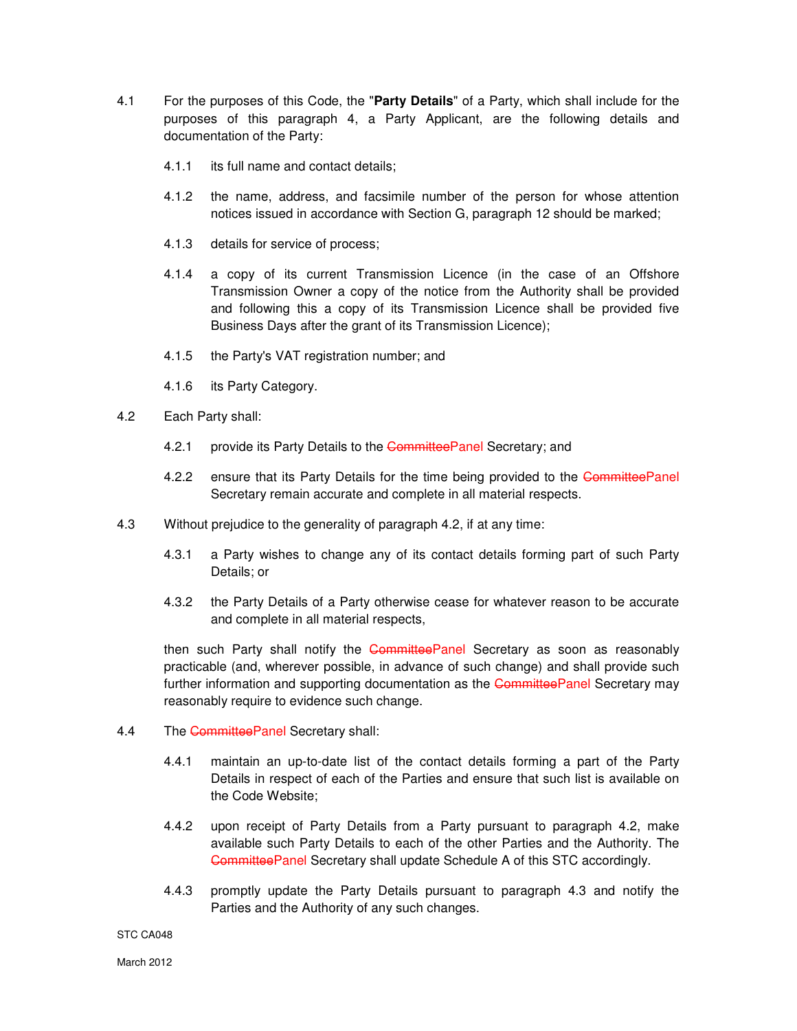4.1 For the purposes of this Code, the "**Party Details**" of a Party, which shall include for the purposes of this paragraph 4, a Party Applicant, are the following details and documentation of the Party:

4.1.1 its full name and contact details;

4.1.2 the name, address, and facsimile number of the person for whose attention notices issued in accordance with Section G, paragraph 12 should be marked;

4.1.3 details for service of process;

4.1.4 a copy of its current Transmission Licence (in the case of an Offshore Transmission Owner a copy of the notice from the Authority shall be provided and following this a copy of its Transmission Licence shall be provided five Business Days after the grant of its Transmission Licence);

4.1.5 the Party's VAT registration number; and

4.1.6 its Party Category.

4.2 Each Party shall:

4.2.1 provide its Party Details to the ~~Committee~~Panel Secretary; and

4.2.2 ensure that its Party Details for the time being provided to the ~~Committee~~Panel Secretary remain accurate and complete in all material respects.

4.3 Without prejudice to the generality of paragraph 4.2, if at any time:

4.3.1 a Party wishes to change any of its contact details forming part of such Party Details; or

4.3.2 the Party Details of a Party otherwise cease for whatever reason to be accurate and complete in all material respects,

then such Party shall notify the ~~Committee~~Panel Secretary as soon as reasonably practicable (and, wherever possible, in advance of such change) and shall provide such further information and supporting documentation as the ~~Committee~~Panel Secretary may reasonably require to evidence such change.

4.4 The ~~Committee~~Panel Secretary shall:

4.4.1 maintain an up-to-date list of the contact details forming a part of the Party Details in respect of each of the Parties and ensure that such list is available on the Code Website;

4.4.2 upon receipt of Party Details from a Party pursuant to paragraph 4.2, make available such Party Details to each of the other Parties and the Authority. The ~~Committee~~Panel Secretary shall update Schedule A of this STC accordingly.

4.4.3 promptly update the Party Details pursuant to paragraph 4.3 and notify the Parties and the Authority of any such changes.

STC CA048

March 2012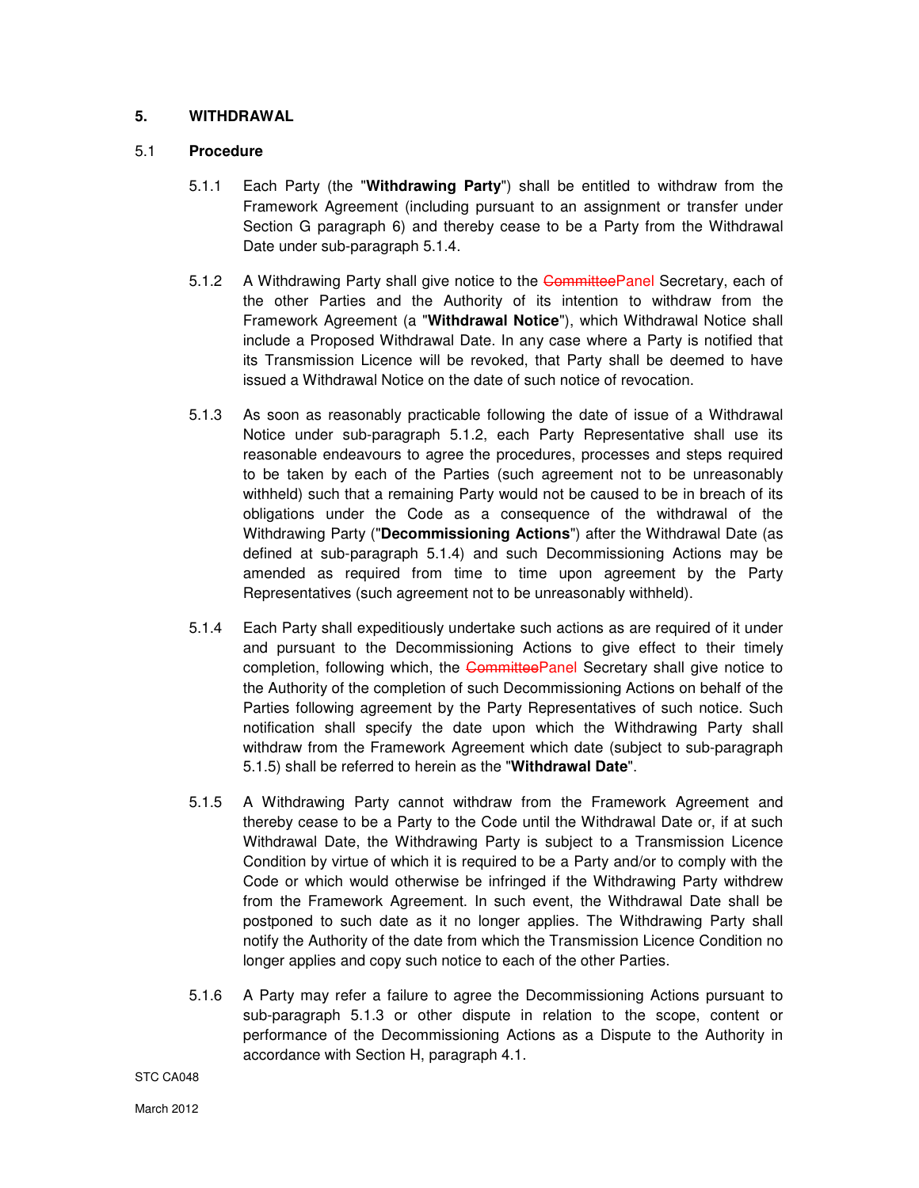## 5. WITHDRAWAL

### 5.1 Procedure

5.1.1 Each Party (the "**Withdrawing Party**") shall be entitled to withdraw from the Framework Agreement (including pursuant to an assignment or transfer under Section G paragraph 6) and thereby cease to be a Party from the Withdrawal Date under sub-paragraph 5.1.4.

5.1.2 A Withdrawing Party shall give notice to the ~~Committee~~Panel Secretary, each of the other Parties and the Authority of its intention to withdraw from the Framework Agreement (a "**Withdrawal Notice**"), which Withdrawal Notice shall include a Proposed Withdrawal Date. In any case where a Party is notified that its Transmission Licence will be revoked, that Party shall be deemed to have issued a Withdrawal Notice on the date of such notice of revocation.

5.1.3 As soon as reasonably practicable following the date of issue of a Withdrawal Notice under sub-paragraph 5.1.2, each Party Representative shall use its reasonable endeavours to agree the procedures, processes and steps required to be taken by each of the Parties (such agreement not to be unreasonably withheld) such that a remaining Party would not be caused to be in breach of its obligations under the Code as a consequence of the withdrawal of the Withdrawing Party ("**Decommissioning Actions**") after the Withdrawal Date (as defined at sub-paragraph 5.1.4) and such Decommissioning Actions may be amended as required from time to time upon agreement by the Party Representatives (such agreement not to be unreasonably withheld).

5.1.4 Each Party shall expeditiously undertake such actions as are required of it under and pursuant to the Decommissioning Actions to give effect to their timely completion, following which, the ~~Committee~~Panel Secretary shall give notice to the Authority of the completion of such Decommissioning Actions on behalf of the Parties following agreement by the Party Representatives of such notice. Such notification shall specify the date upon which the Withdrawing Party shall withdraw from the Framework Agreement which date (subject to sub-paragraph 5.1.5) shall be referred to herein as the "**Withdrawal Date**".

5.1.5 A Withdrawing Party cannot withdraw from the Framework Agreement and thereby cease to be a Party to the Code until the Withdrawal Date or, if at such Withdrawal Date, the Withdrawing Party is subject to a Transmission Licence Condition by virtue of which it is required to be a Party and/or to comply with the Code or which would otherwise be infringed if the Withdrawing Party withdrew from the Framework Agreement. In such event, the Withdrawal Date shall be postponed to such date as it no longer applies. The Withdrawing Party shall notify the Authority of the date from which the Transmission Licence Condition no longer applies and copy such notice to each of the other Parties.

5.1.6 A Party may refer a failure to agree the Decommissioning Actions pursuant to sub-paragraph 5.1.3 or other dispute in relation to the scope, content or performance of the Decommissioning Actions as a Dispute to the Authority in accordance with Section H, paragraph 4.1.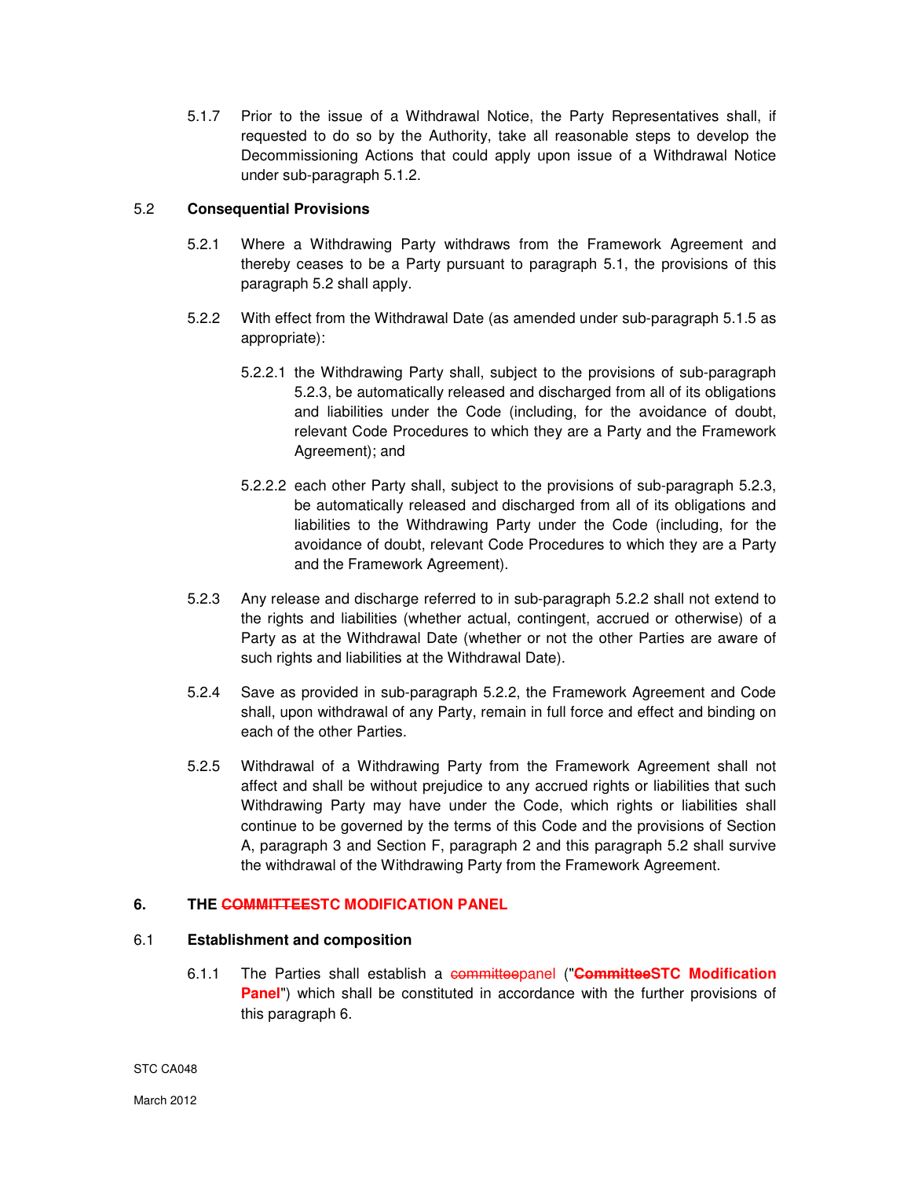5.1.7 Prior to the issue of a Withdrawal Notice, the Party Representatives shall, if requested to do so by the Authority, take all reasonable steps to develop the Decommissioning Actions that could apply upon issue of a Withdrawal Notice under sub-paragraph 5.1.2.

### 5.2 Consequential Provisions

5.2.1 Where a Withdrawing Party withdraws from the Framework Agreement and thereby ceases to be a Party pursuant to paragraph 5.1, the provisions of this paragraph 5.2 shall apply.

5.2.2 With effect from the Withdrawal Date (as amended under sub-paragraph 5.1.5 as appropriate):

5.2.2.1 the Withdrawing Party shall, subject to the provisions of sub-paragraph 5.2.3, be automatically released and discharged from all of its obligations and liabilities under the Code (including, for the avoidance of doubt, relevant Code Procedures to which they are a Party and the Framework Agreement); and

5.2.2.2 each other Party shall, subject to the provisions of sub-paragraph 5.2.3, be automatically released and discharged from all of its obligations and liabilities to the Withdrawing Party under the Code (including, for the avoidance of doubt, relevant Code Procedures to which they are a Party and the Framework Agreement).

5.2.3 Any release and discharge referred to in sub-paragraph 5.2.2 shall not extend to the rights and liabilities (whether actual, contingent, accrued or otherwise) of a Party as at the Withdrawal Date (whether or not the other Parties are aware of such rights and liabilities at the Withdrawal Date).

5.2.4 Save as provided in sub-paragraph 5.2.2, the Framework Agreement and Code shall, upon withdrawal of any Party, remain in full force and effect and binding on each of the other Parties.

5.2.5 Withdrawal of a Withdrawing Party from the Framework Agreement shall not affect and shall be without prejudice to any accrued rights or liabilities that such Withdrawing Party may have under the Code, which rights or liabilities shall continue to be governed by the terms of this Code and the provisions of Section A, paragraph 3 and Section F, paragraph 2 and this paragraph 5.2 shall survive the withdrawal of the Withdrawing Party from the Framework Agreement.

## 6. THE ~~COMMITTEE~~STC MODIFICATION PANEL

### 6.1 Establishment and composition

6.1.1 The Parties shall establish a ~~committee~~panel ("**~~Committee~~STC Modification Panel**") which shall be constituted in accordance with the further provisions of this paragraph 6.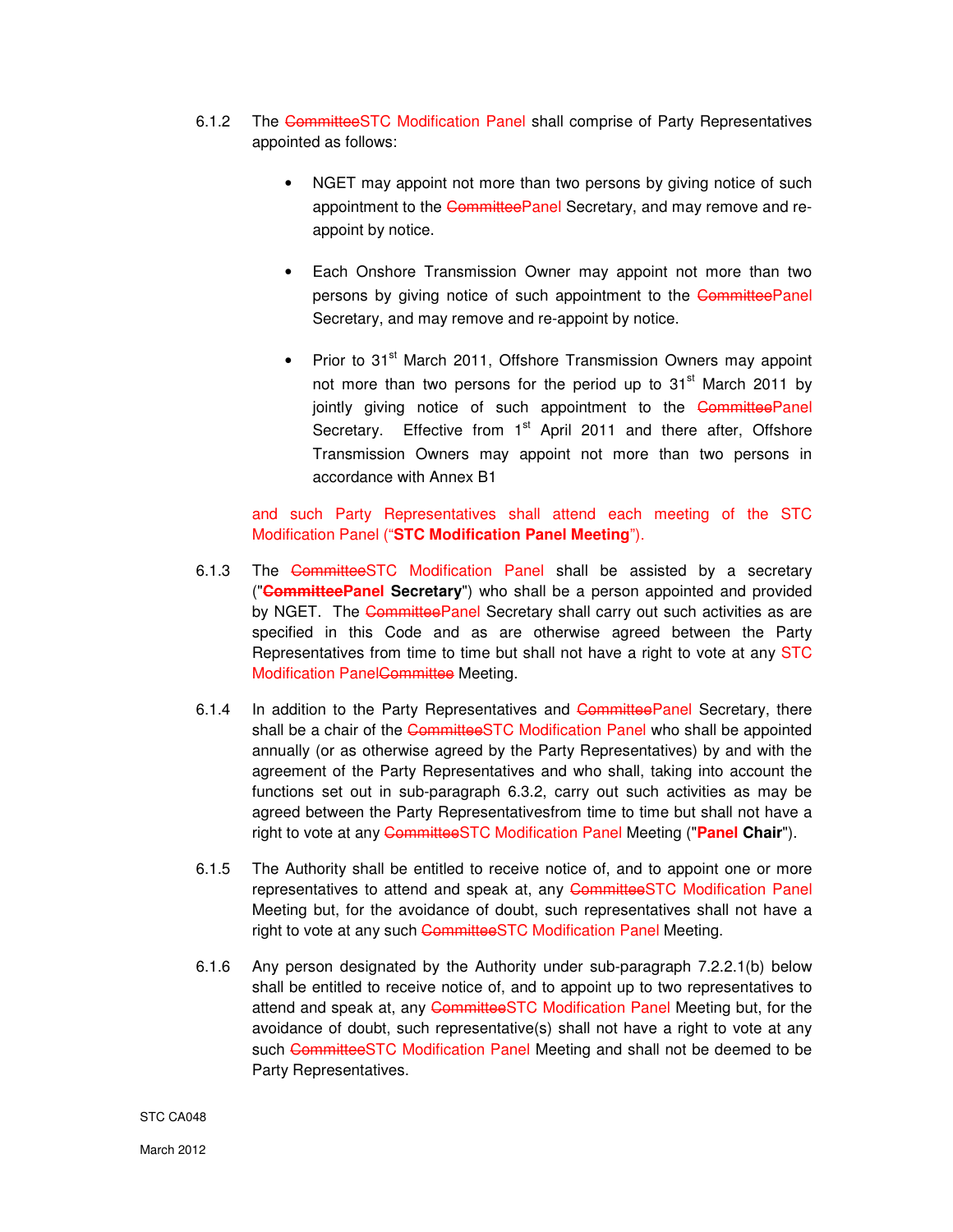6.1.2 The ~~Committee~~STC Modification Panel shall comprise of Party Representatives appointed as follows:

- NGET may appoint not more than two persons by giving notice of such appointment to the ~~Committee~~Panel Secretary, and may remove and re-appoint by notice.

- Each Onshore Transmission Owner may appoint not more than two persons by giving notice of such appointment to the ~~Committee~~Panel Secretary, and may remove and re-appoint by notice.

- Prior to 31st March 2011, Offshore Transmission Owners may appoint not more than two persons for the period up to 31st March 2011 by jointly giving notice of such appointment to the ~~Committee~~Panel Secretary. Effective from 1st April 2011 and there after, Offshore Transmission Owners may appoint not more than two persons in accordance with Annex B1

and such Party Representatives shall attend each meeting of the STC Modification Panel ("**STC Modification Panel Meeting**").

6.1.3 The ~~Committee~~STC Modification Panel shall be assisted by a secretary ("**~~Committee~~Panel Secretary**") who shall be a person appointed and provided by NGET. The ~~Committee~~Panel Secretary shall carry out such activities as are specified in this Code and as are otherwise agreed between the Party Representatives from time to time but shall not have a right to vote at any STC Modification Panel~~Committee~~ Meeting.

6.1.4 In addition to the Party Representatives and ~~Committee~~Panel Secretary, there shall be a chair of the ~~Committee~~STC Modification Panel who shall be appointed annually (or as otherwise agreed by the Party Representatives) by and with the agreement of the Party Representatives and who shall, taking into account the functions set out in sub-paragraph 6.3.2, carry out such activities as may be agreed between the Party Representativesfrom time to time but shall not have a right to vote at any ~~Committee~~STC Modification Panel Meeting ("**Panel Chair**").

6.1.5 The Authority shall be entitled to receive notice of, and to appoint one or more representatives to attend and speak at, any ~~Committee~~STC Modification Panel Meeting but, for the avoidance of doubt, such representatives shall not have a right to vote at any such ~~Committee~~STC Modification Panel Meeting.

6.1.6 Any person designated by the Authority under sub-paragraph 7.2.2.1(b) below shall be entitled to receive notice of, and to appoint up to two representatives to attend and speak at, any ~~Committee~~STC Modification Panel Meeting but, for the avoidance of doubt, such representative(s) shall not have a right to vote at any such ~~Committee~~STC Modification Panel Meeting and shall not be deemed to be Party Representatives.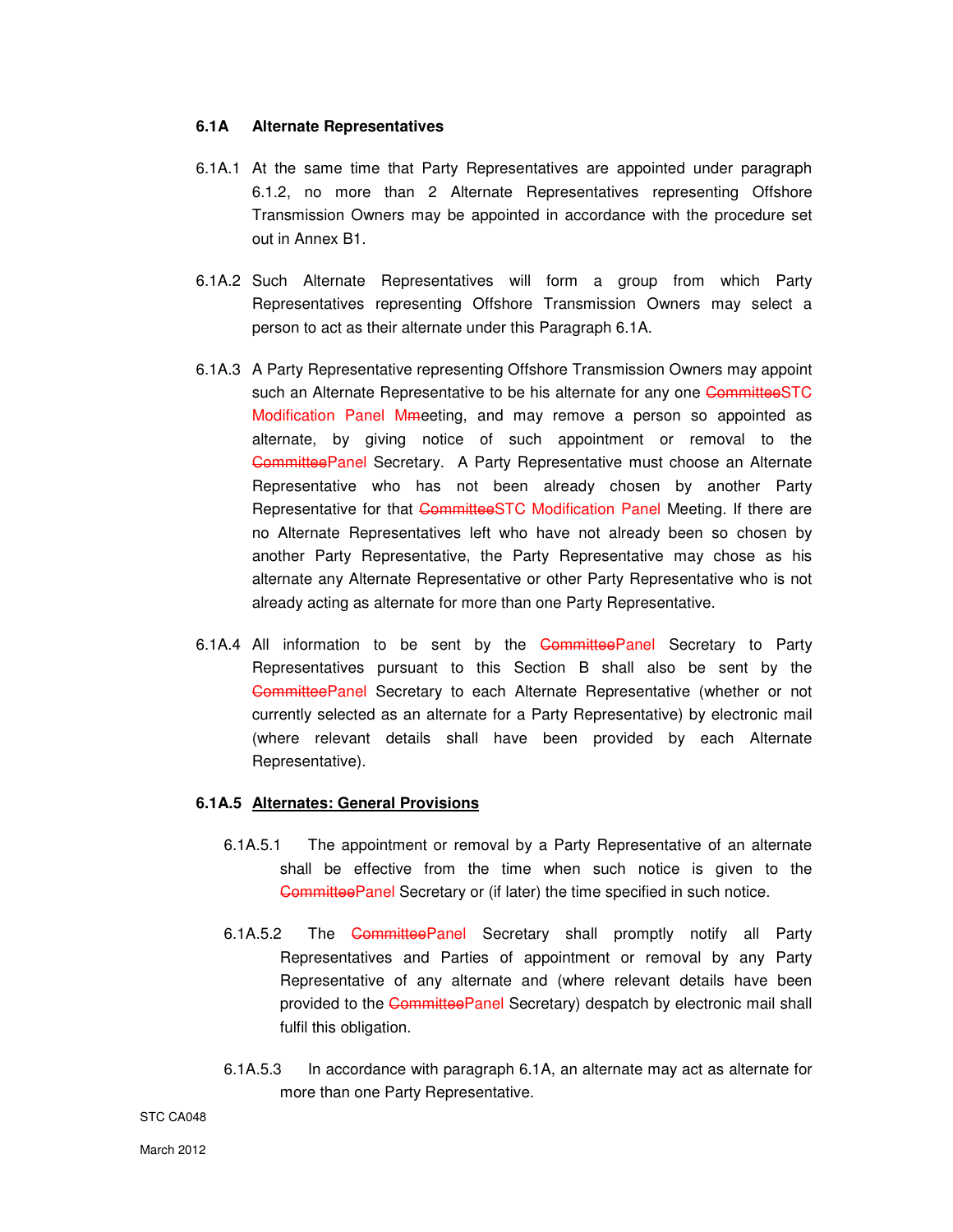### 6.1A Alternate Representatives

6.1A.1 At the same time that Party Representatives are appointed under paragraph 6.1.2, no more than 2 Alternate Representatives representing Offshore Transmission Owners may be appointed in accordance with the procedure set out in Annex B1.

6.1A.2 Such Alternate Representatives will form a group from which Party Representatives representing Offshore Transmission Owners may select a person to act as their alternate under this Paragraph 6.1A.

6.1A.3 A Party Representative representing Offshore Transmission Owners may appoint such an Alternate Representative to be his alternate for any one ~~Committee~~STC Modification Panel M~~m~~eeting, and may remove a person so appointed as alternate, by giving notice of such appointment or removal to the ~~Committee~~Panel Secretary. A Party Representative must choose an Alternate Representative who has not been already chosen by another Party Representative for that ~~Committee~~STC Modification Panel Meeting. If there are no Alternate Representatives left who have not already been so chosen by another Party Representative, the Party Representative may chose as his alternate any Alternate Representative or other Party Representative who is not already acting as alternate for more than one Party Representative.

6.1A.4 All information to be sent by the ~~Committee~~Panel Secretary to Party Representatives pursuant to this Section B shall also be sent by the ~~Committee~~Panel Secretary to each Alternate Representative (whether or not currently selected as an alternate for a Party Representative) by electronic mail (where relevant details shall have been provided by each Alternate Representative).

#### 6.1A.5 <u>Alternates: General Provisions</u>

6.1A.5.1 The appointment or removal by a Party Representative of an alternate shall be effective from the time when such notice is given to the ~~Committee~~Panel Secretary or (if later) the time specified in such notice.

6.1A.5.2 The ~~Committee~~Panel Secretary shall promptly notify all Party Representatives and Parties of appointment or removal by any Party Representative of any alternate and (where relevant details have been provided to the ~~Committee~~Panel Secretary) despatch by electronic mail shall fulfil this obligation.

6.1A.5.3 In accordance with paragraph 6.1A, an alternate may act as alternate for more than one Party Representative.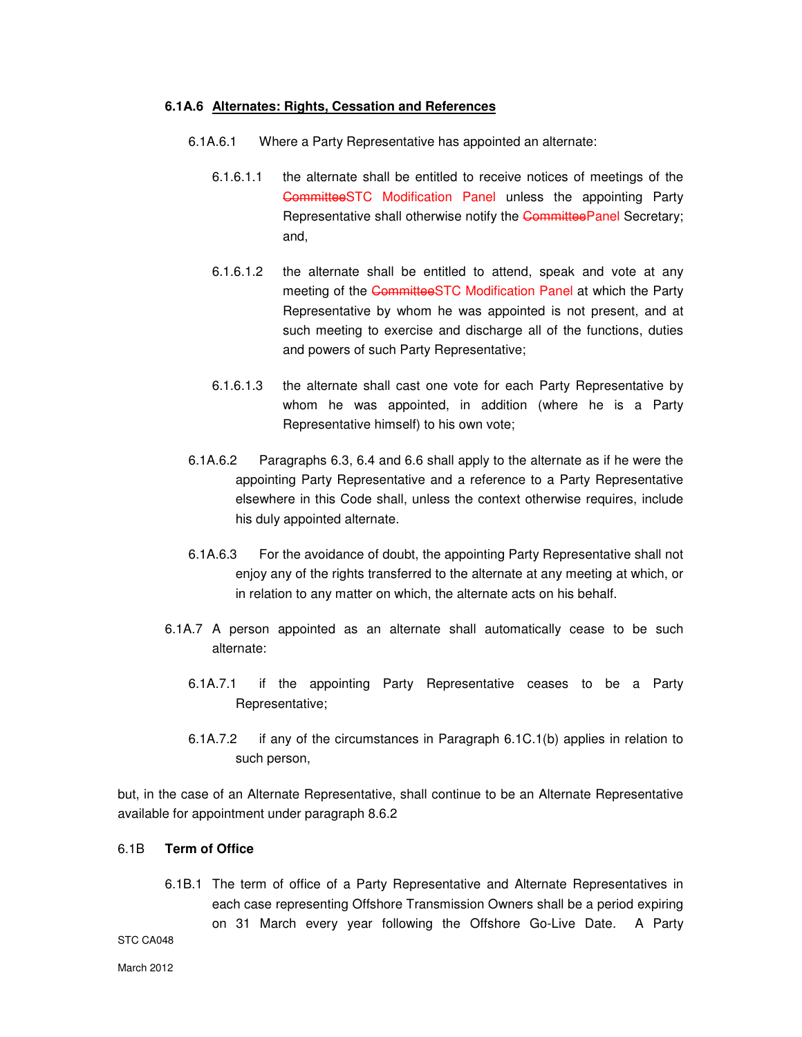#### 6.1A.6 Alternates: Rights, Cessation and References

6.1A.6.1 Where a Party Representative has appointed an alternate:

6.1.6.1.1 the alternate shall be entitled to receive notices of meetings of the ~~Committee~~STC Modification Panel unless the appointing Party Representative shall otherwise notify the ~~Committee~~Panel Secretary; and,

6.1.6.1.2 the alternate shall be entitled to attend, speak and vote at any meeting of the ~~Committee~~STC Modification Panel at which the Party Representative by whom he was appointed is not present, and at such meeting to exercise and discharge all of the functions, duties and powers of such Party Representative;

6.1.6.1.3 the alternate shall cast one vote for each Party Representative by whom he was appointed, in addition (where he is a Party Representative himself) to his own vote;

6.1A.6.2 Paragraphs 6.3, 6.4 and 6.6 shall apply to the alternate as if he were the appointing Party Representative and a reference to a Party Representative elsewhere in this Code shall, unless the context otherwise requires, include his duly appointed alternate.

6.1A.6.3 For the avoidance of doubt, the appointing Party Representative shall not enjoy any of the rights transferred to the alternate at any meeting at which, or in relation to any matter on which, the alternate acts on his behalf.

6.1A.7 A person appointed as an alternate shall automatically cease to be such alternate:

6.1A.7.1 if the appointing Party Representative ceases to be a Party Representative;

6.1A.7.2 if any of the circumstances in Paragraph 6.1C.1(b) applies in relation to such person,

but, in the case of an Alternate Representative, shall continue to be an Alternate Representative available for appointment under paragraph 8.6.2

### 6.1B Term of Office

6.1B.1 The term of office of a Party Representative and Alternate Representatives in each case representing Offshore Transmission Owners shall be a period expiring on 31 March every year following the Offshore Go-Live Date. A Party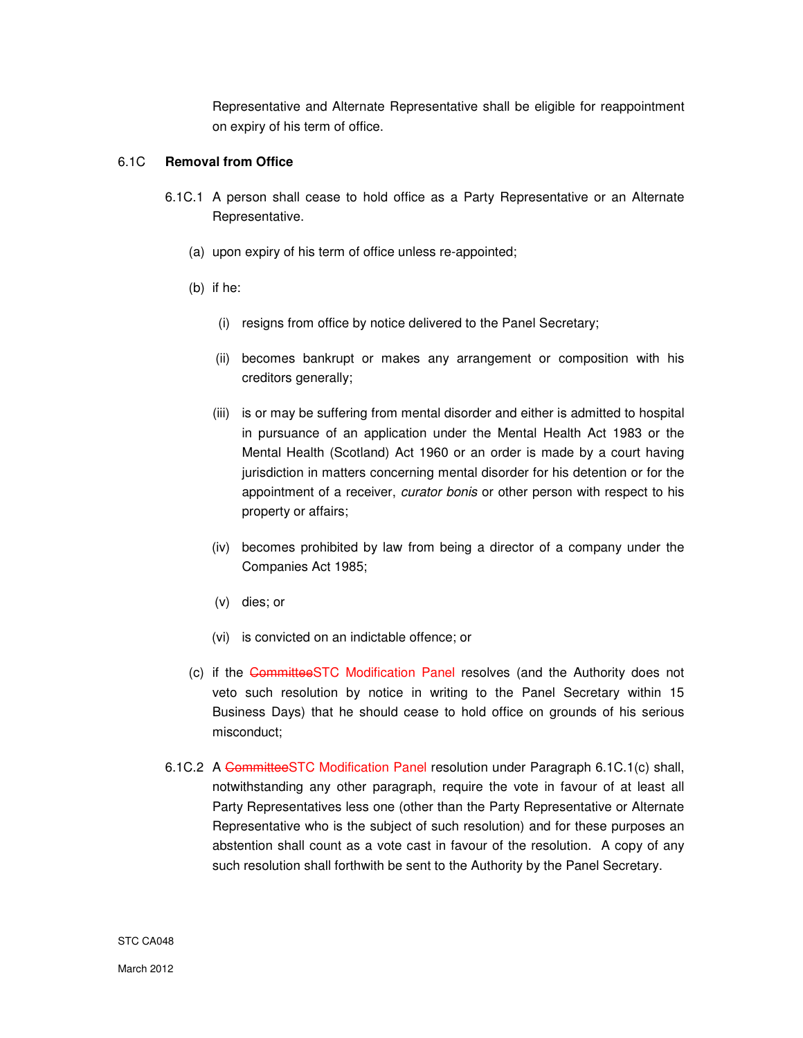Representative and Alternate Representative shall be eligible for reappointment on expiry of his term of office.

## 6.1C Removal from Office

6.1C.1 A person shall cease to hold office as a Party Representative or an Alternate Representative.

(a) upon expiry of his term of office unless re-appointed;

(b) if he:

(i) resigns from office by notice delivered to the Panel Secretary;

(ii) becomes bankrupt or makes any arrangement or composition with his creditors generally;

(iii) is or may be suffering from mental disorder and either is admitted to hospital in pursuance of an application under the Mental Health Act 1983 or the Mental Health (Scotland) Act 1960 or an order is made by a court having jurisdiction in matters concerning mental disorder for his detention or for the appointment of a receiver, *curator bonis* or other person with respect to his property or affairs;

(iv) becomes prohibited by law from being a director of a company under the Companies Act 1985;

(v) dies; or

(vi) is convicted on an indictable offence; or

(c) if the ~~Committee~~STC Modification Panel resolves (and the Authority does not veto such resolution by notice in writing to the Panel Secretary within 15 Business Days) that he should cease to hold office on grounds of his serious misconduct;

6.1C.2 A ~~Committee~~STC Modification Panel resolution under Paragraph 6.1C.1(c) shall, notwithstanding any other paragraph, require the vote in favour of at least all Party Representatives less one (other than the Party Representative or Alternate Representative who is the subject of such resolution) and for these purposes an abstention shall count as a vote cast in favour of the resolution. A copy of any such resolution shall forthwith be sent to the Authority by the Panel Secretary.

STC CA048

March 2012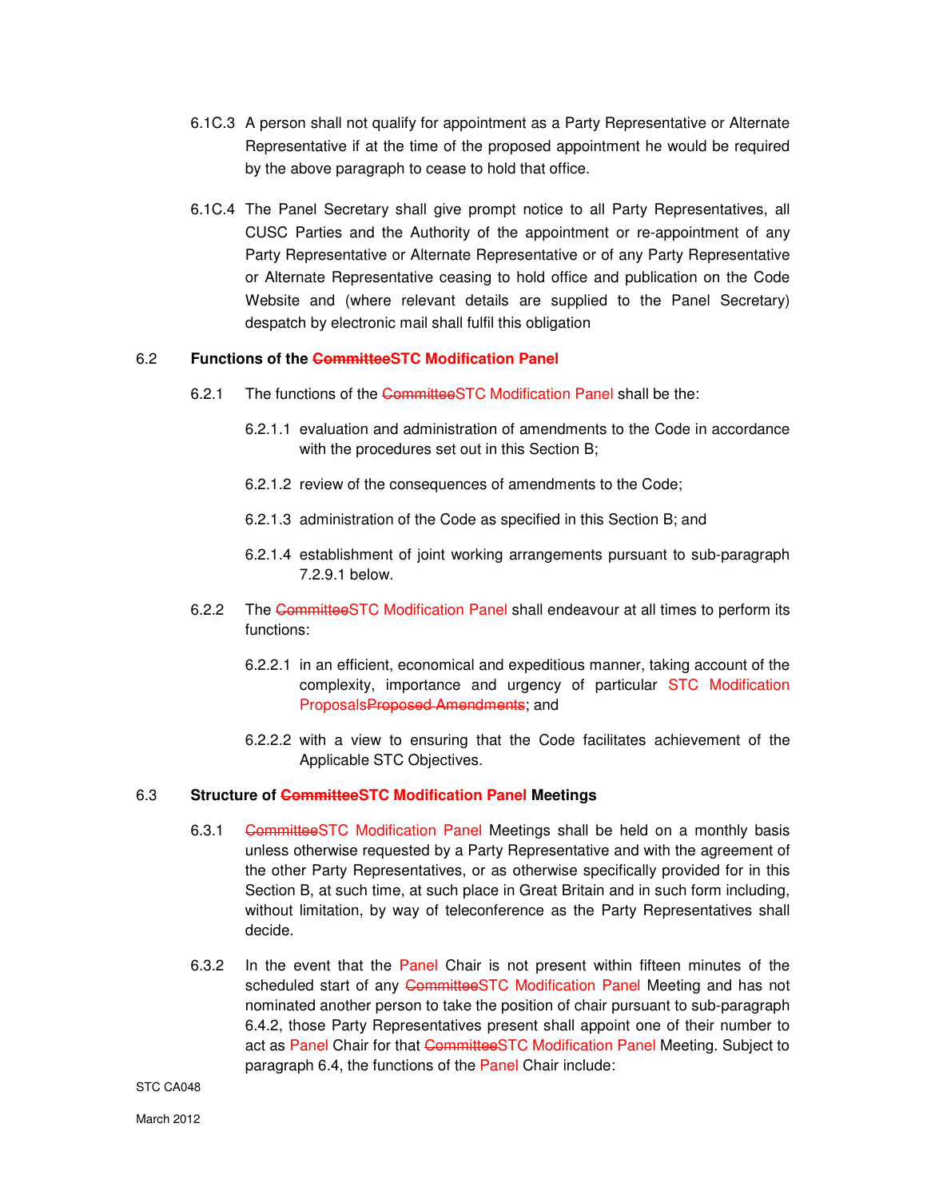6.1C.3 A person shall not qualify for appointment as a Party Representative or Alternate Representative if at the time of the proposed appointment he would be required by the above paragraph to cease to hold that office.

6.1C.4 The Panel Secretary shall give prompt notice to all Party Representatives, all CUSC Parties and the Authority of the appointment or re-appointment of any Party Representative or Alternate Representative or of any Party Representative or Alternate Representative ceasing to hold office and publication on the Code Website and (where relevant details are supplied to the Panel Secretary) despatch by electronic mail shall fulfil this obligation

## 6.2 Functions of the ~~Committee~~STC Modification Panel

6.2.1 The functions of the ~~Committee~~STC Modification Panel shall be the:

6.2.1.1 evaluation and administration of amendments to the Code in accordance with the procedures set out in this Section B;

6.2.1.2 review of the consequences of amendments to the Code;

6.2.1.3 administration of the Code as specified in this Section B; and

6.2.1.4 establishment of joint working arrangements pursuant to sub-paragraph 7.2.9.1 below.

6.2.2 The ~~Committee~~STC Modification Panel shall endeavour at all times to perform its functions:

6.2.2.1 in an efficient, economical and expeditious manner, taking account of the complexity, importance and urgency of particular STC Modification Proposals~~Proposed Amendments~~; and

6.2.2.2 with a view to ensuring that the Code facilitates achievement of the Applicable STC Objectives.

## 6.3 Structure of ~~Committee~~STC Modification Panel Meetings

6.3.1 ~~Committee~~STC Modification Panel Meetings shall be held on a monthly basis unless otherwise requested by a Party Representative and with the agreement of the other Party Representatives, or as otherwise specifically provided for in this Section B, at such time, at such place in Great Britain and in such form including, without limitation, by way of teleconference as the Party Representatives shall decide.

6.3.2 In the event that the Panel Chair is not present within fifteen minutes of the scheduled start of any ~~Committee~~STC Modification Panel Meeting and has not nominated another person to take the position of chair pursuant to sub-paragraph 6.4.2, those Party Representatives present shall appoint one of their number to act as Panel Chair for that ~~Committee~~STC Modification Panel Meeting. Subject to paragraph 6.4, the functions of the Panel Chair include:

STC CA048

March 2012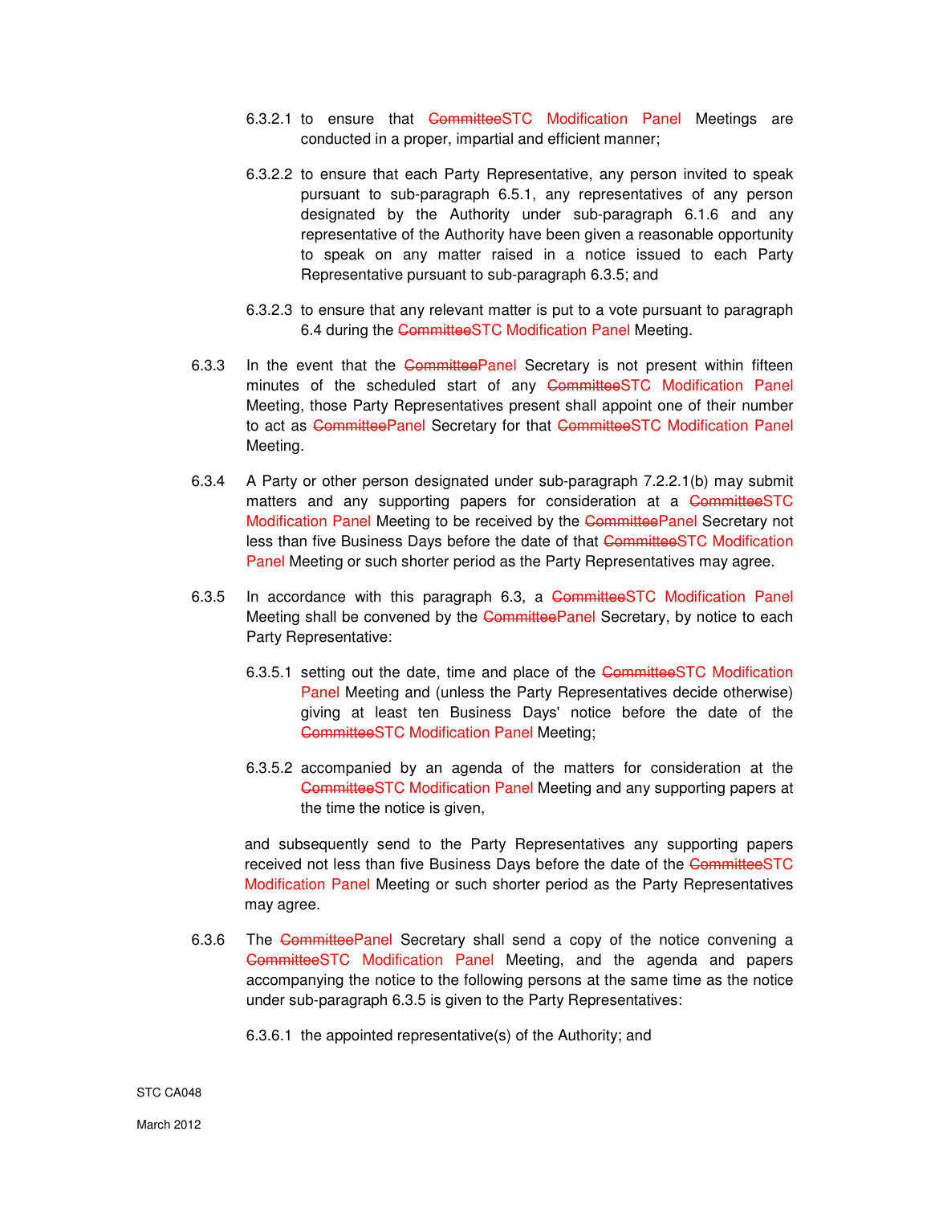6.3.2.1 to ensure that ~~Committee~~STC Modification Panel Meetings are conducted in a proper, impartial and efficient manner;

6.3.2.2 to ensure that each Party Representative, any person invited to speak pursuant to sub-paragraph 6.5.1, any representatives of any person designated by the Authority under sub-paragraph 6.1.6 and any representative of the Authority have been given a reasonable opportunity to speak on any matter raised in a notice issued to each Party Representative pursuant to sub-paragraph 6.3.5; and

6.3.2.3 to ensure that any relevant matter is put to a vote pursuant to paragraph 6.4 during the ~~Committee~~STC Modification Panel Meeting.

6.3.3 In the event that the ~~Committee~~Panel Secretary is not present within fifteen minutes of the scheduled start of any ~~Committee~~STC Modification Panel Meeting, those Party Representatives present shall appoint one of their number to act as ~~Committee~~Panel Secretary for that ~~Committee~~STC Modification Panel Meeting.

6.3.4 A Party or other person designated under sub-paragraph 7.2.2.1(b) may submit matters and any supporting papers for consideration at a ~~Committee~~STC Modification Panel Meeting to be received by the ~~Committee~~Panel Secretary not less than five Business Days before the date of that ~~Committee~~STC Modification Panel Meeting or such shorter period as the Party Representatives may agree.

6.3.5 In accordance with this paragraph 6.3, a ~~Committee~~STC Modification Panel Meeting shall be convened by the ~~Committee~~Panel Secretary, by notice to each Party Representative:

6.3.5.1 setting out the date, time and place of the ~~Committee~~STC Modification Panel Meeting and (unless the Party Representatives decide otherwise) giving at least ten Business Days' notice before the date of the ~~Committee~~STC Modification Panel Meeting;

6.3.5.2 accompanied by an agenda of the matters for consideration at the ~~Committee~~STC Modification Panel Meeting and any supporting papers at the time the notice is given,

and subsequently send to the Party Representatives any supporting papers received not less than five Business Days before the date of the ~~Committee~~STC Modification Panel Meeting or such shorter period as the Party Representatives may agree.

6.3.6 The ~~Committee~~Panel Secretary shall send a copy of the notice convening a ~~Committee~~STC Modification Panel Meeting, and the agenda and papers accompanying the notice to the following persons at the same time as the notice under sub-paragraph 6.3.5 is given to the Party Representatives:

6.3.6.1 the appointed representative(s) of the Authority; and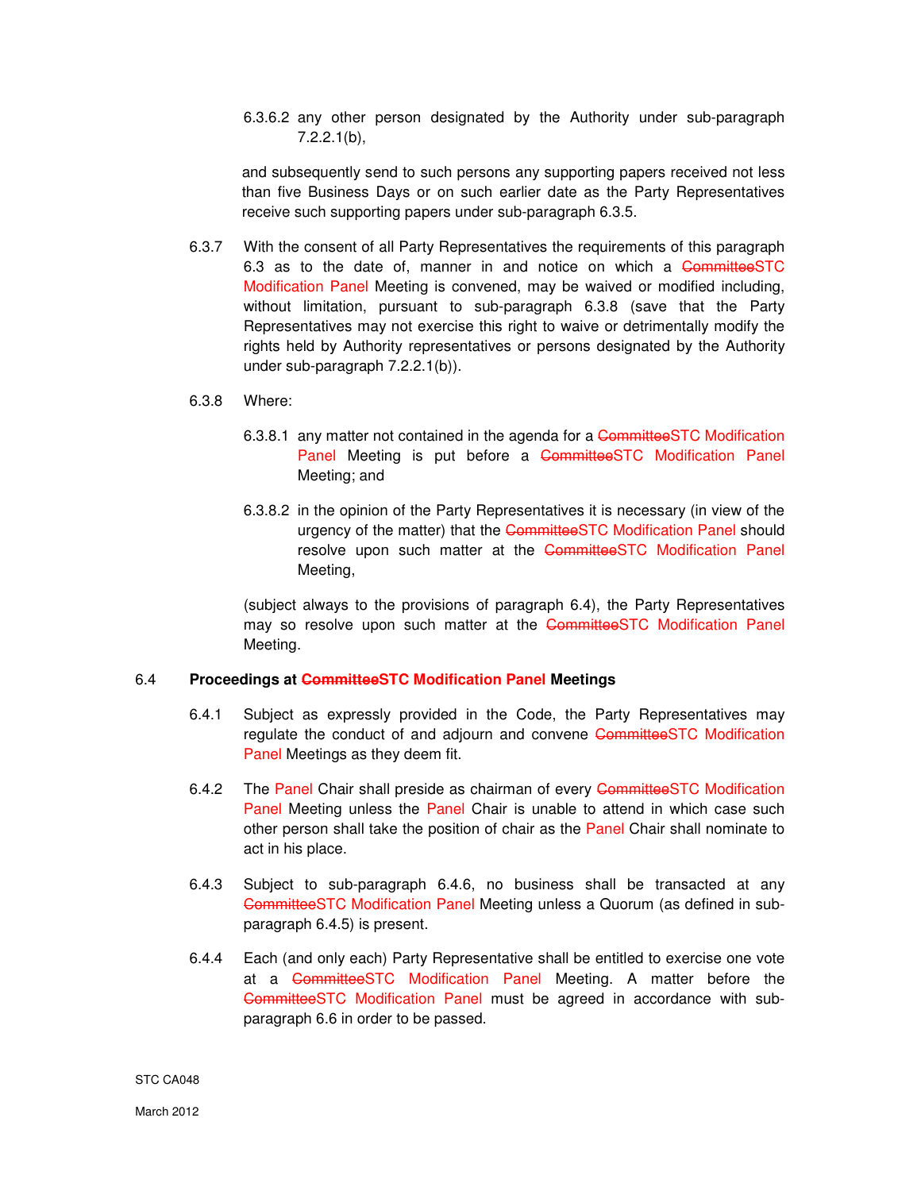6.3.6.2 any other person designated by the Authority under sub-paragraph 7.2.2.1(b),

and subsequently send to such persons any supporting papers received not less than five Business Days or on such earlier date as the Party Representatives receive such supporting papers under sub-paragraph 6.3.5.

6.3.7 With the consent of all Party Representatives the requirements of this paragraph 6.3 as to the date of, manner in and notice on which a ~~Committee~~STC Modification Panel Meeting is convened, may be waived or modified including, without limitation, pursuant to sub-paragraph 6.3.8 (save that the Party Representatives may not exercise this right to waive or detrimentally modify the rights held by Authority representatives or persons designated by the Authority under sub-paragraph 7.2.2.1(b)).

6.3.8 Where:

6.3.8.1 any matter not contained in the agenda for a ~~Committee~~STC Modification Panel Meeting is put before a ~~Committee~~STC Modification Panel Meeting; and

6.3.8.2 in the opinion of the Party Representatives it is necessary (in view of the urgency of the matter) that the ~~Committee~~STC Modification Panel should resolve upon such matter at the ~~Committee~~STC Modification Panel Meeting,

(subject always to the provisions of paragraph 6.4), the Party Representatives may so resolve upon such matter at the ~~Committee~~STC Modification Panel Meeting.

## 6.4 Proceedings at ~~Committee~~STC Modification Panel Meetings

6.4.1 Subject as expressly provided in the Code, the Party Representatives may regulate the conduct of and adjourn and convene ~~Committee~~STC Modification Panel Meetings as they deem fit.

6.4.2 The Panel Chair shall preside as chairman of every ~~Committee~~STC Modification Panel Meeting unless the Panel Chair is unable to attend in which case such other person shall take the position of chair as the Panel Chair shall nominate to act in his place.

6.4.3 Subject to sub-paragraph 6.4.6, no business shall be transacted at any ~~Committee~~STC Modification Panel Meeting unless a Quorum (as defined in sub-paragraph 6.4.5) is present.

6.4.4 Each (and only each) Party Representative shall be entitled to exercise one vote at a ~~Committee~~STC Modification Panel Meeting. A matter before the ~~Committee~~STC Modification Panel must be agreed in accordance with sub-paragraph 6.6 in order to be passed.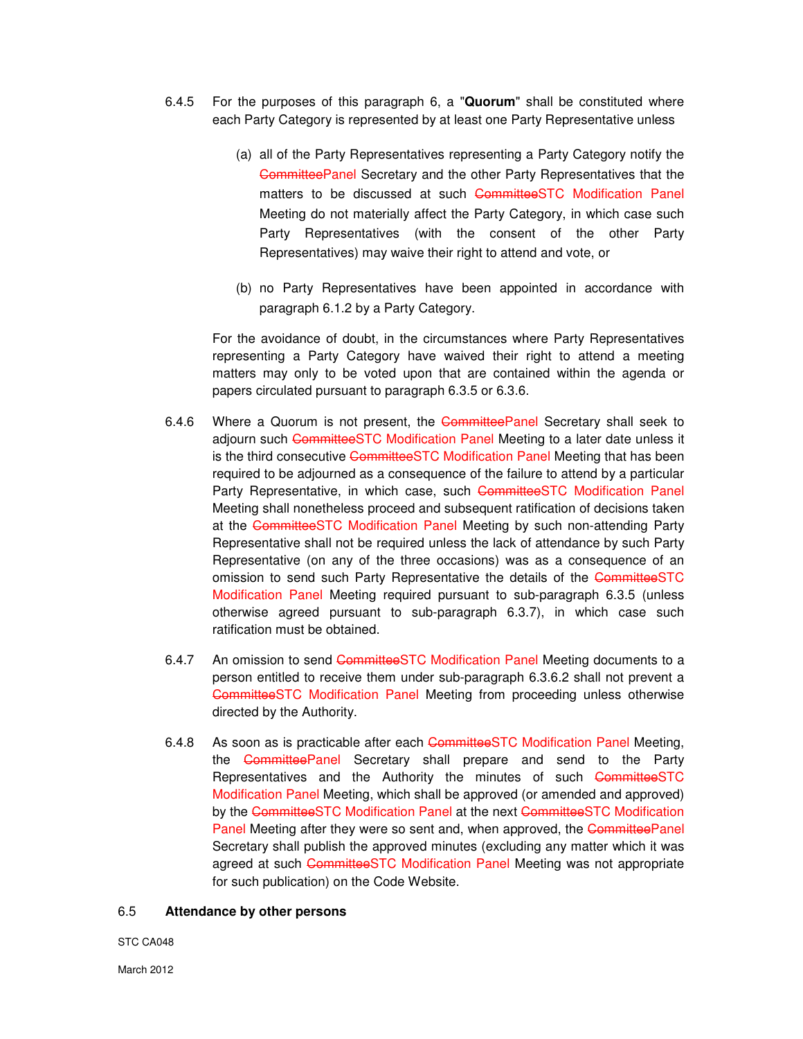6.4.5 For the purposes of this paragraph 6, a "**Quorum**" shall be constituted where each Party Category is represented by at least one Party Representative unless

(a) all of the Party Representatives representing a Party Category notify the ~~Committee~~Panel Secretary and the other Party Representatives that the matters to be discussed at such ~~Committee~~STC Modification Panel Meeting do not materially affect the Party Category, in which case such Party Representatives (with the consent of the other Party Representatives) may waive their right to attend and vote, or

(b) no Party Representatives have been appointed in accordance with paragraph 6.1.2 by a Party Category.

For the avoidance of doubt, in the circumstances where Party Representatives representing a Party Category have waived their right to attend a meeting matters may only to be voted upon that are contained within the agenda or papers circulated pursuant to paragraph 6.3.5 or 6.3.6.

6.4.6 Where a Quorum is not present, the ~~Committee~~Panel Secretary shall seek to adjourn such ~~Committee~~STC Modification Panel Meeting to a later date unless it is the third consecutive ~~Committee~~STC Modification Panel Meeting that has been required to be adjourned as a consequence of the failure to attend by a particular Party Representative, in which case, such ~~Committee~~STC Modification Panel Meeting shall nonetheless proceed and subsequent ratification of decisions taken at the ~~Committee~~STC Modification Panel Meeting by such non-attending Party Representative shall not be required unless the lack of attendance by such Party Representative (on any of the three occasions) was as a consequence of an omission to send such Party Representative the details of the ~~Committee~~STC Modification Panel Meeting required pursuant to sub-paragraph 6.3.5 (unless otherwise agreed pursuant to sub-paragraph 6.3.7), in which case such ratification must be obtained.

6.4.7 An omission to send ~~Committee~~STC Modification Panel Meeting documents to a person entitled to receive them under sub-paragraph 6.3.6.2 shall not prevent a ~~Committee~~STC Modification Panel Meeting from proceeding unless otherwise directed by the Authority.

6.4.8 As soon as is practicable after each ~~Committee~~STC Modification Panel Meeting, the ~~Committee~~Panel Secretary shall prepare and send to the Party Representatives and the Authority the minutes of such ~~Committee~~STC Modification Panel Meeting, which shall be approved (or amended and approved) by the ~~Committee~~STC Modification Panel at the next ~~Committee~~STC Modification Panel Meeting after they were so sent and, when approved, the ~~Committee~~Panel Secretary shall publish the approved minutes (excluding any matter which it was agreed at such ~~Committee~~STC Modification Panel Meeting was not appropriate for such publication) on the Code Website.

### 6.5 Attendance by other persons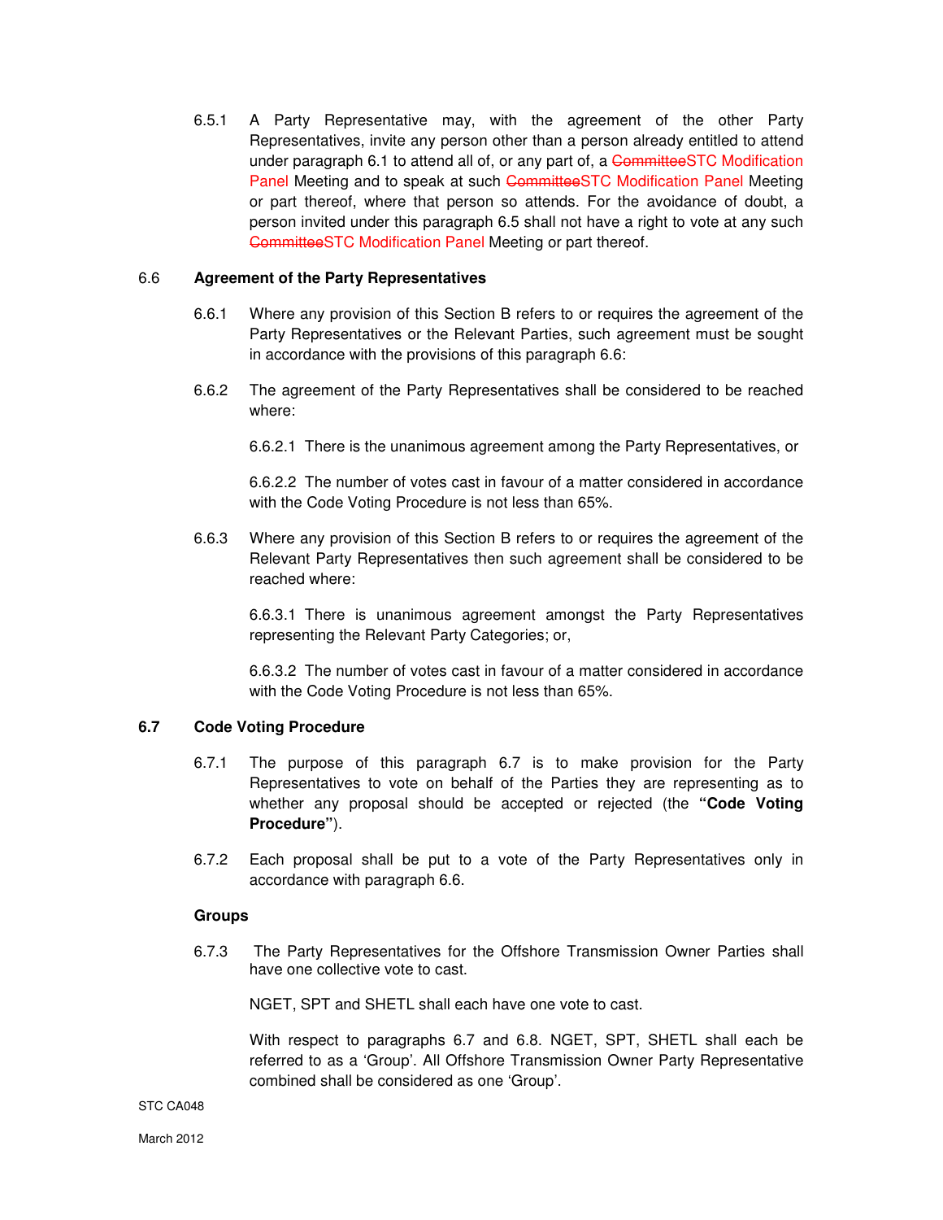6.5.1 A Party Representative may, with the agreement of the other Party Representatives, invite any person other than a person already entitled to attend under paragraph 6.1 to attend all of, or any part of, a ~~Committee~~STC Modification Panel Meeting and to speak at such ~~Committee~~STC Modification Panel Meeting or part thereof, where that person so attends. For the avoidance of doubt, a person invited under this paragraph 6.5 shall not have a right to vote at any such ~~Committee~~STC Modification Panel Meeting or part thereof.

## 6.6 Agreement of the Party Representatives

6.6.1 Where any provision of this Section B refers to or requires the agreement of the Party Representatives or the Relevant Parties, such agreement must be sought in accordance with the provisions of this paragraph 6.6:

6.6.2 The agreement of the Party Representatives shall be considered to be reached where:

6.6.2.1 There is the unanimous agreement among the Party Representatives, or

6.6.2.2 The number of votes cast in favour of a matter considered in accordance with the Code Voting Procedure is not less than 65%.

6.6.3 Where any provision of this Section B refers to or requires the agreement of the Relevant Party Representatives then such agreement shall be considered to be reached where:

6.6.3.1 There is unanimous agreement amongst the Party Representatives representing the Relevant Party Categories; or,

6.6.3.2 The number of votes cast in favour of a matter considered in accordance with the Code Voting Procedure is not less than 65%.

## 6.7 Code Voting Procedure

6.7.1 The purpose of this paragraph 6.7 is to make provision for the Party Representatives to vote on behalf of the Parties they are representing as to whether any proposal should be accepted or rejected (the **"Code Voting Procedure"**).

6.7.2 Each proposal shall be put to a vote of the Party Representatives only in accordance with paragraph 6.6.

### Groups

6.7.3 The Party Representatives for the Offshore Transmission Owner Parties shall have one collective vote to cast.

NGET, SPT and SHETL shall each have one vote to cast.

With respect to paragraphs 6.7 and 6.8. NGET, SPT, SHETL shall each be referred to as a 'Group'. All Offshore Transmission Owner Party Representative combined shall be considered as one 'Group'.

STC CA048

March 2012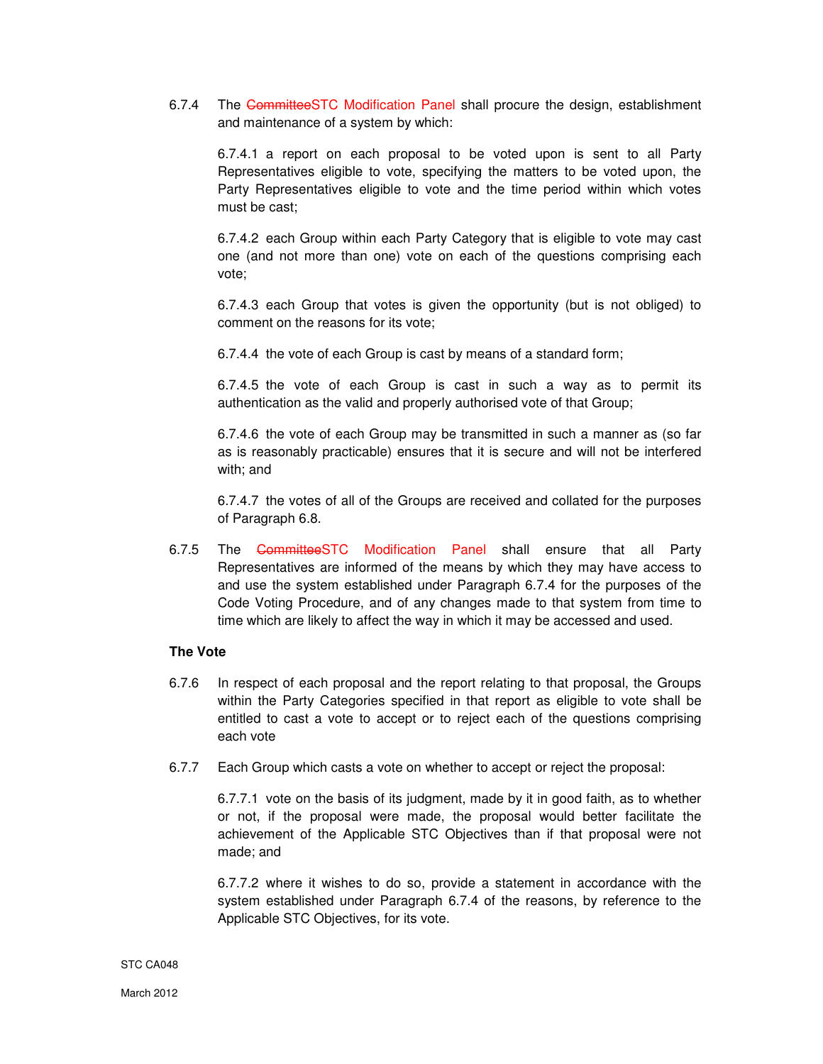6.7.4 The ~~Committee~~STC Modification Panel shall procure the design, establishment and maintenance of a system by which:

6.7.4.1 a report on each proposal to be voted upon is sent to all Party Representatives eligible to vote, specifying the matters to be voted upon, the Party Representatives eligible to vote and the time period within which votes must be cast;

6.7.4.2 each Group within each Party Category that is eligible to vote may cast one (and not more than one) vote on each of the questions comprising each vote;

6.7.4.3 each Group that votes is given the opportunity (but is not obliged) to comment on the reasons for its vote;

6.7.4.4 the vote of each Group is cast by means of a standard form;

6.7.4.5 the vote of each Group is cast in such a way as to permit its authentication as the valid and properly authorised vote of that Group;

6.7.4.6 the vote of each Group may be transmitted in such a manner as (so far as is reasonably practicable) ensures that it is secure and will not be interfered with; and

6.7.4.7 the votes of all of the Groups are received and collated for the purposes of Paragraph 6.8.

6.7.5 The ~~Committee~~STC Modification Panel shall ensure that all Party Representatives are informed of the means by which they may have access to and use the system established under Paragraph 6.7.4 for the purposes of the Code Voting Procedure, and of any changes made to that system from time to time which are likely to affect the way in which it may be accessed and used.

**The Vote**

6.7.6 In respect of each proposal and the report relating to that proposal, the Groups within the Party Categories specified in that report as eligible to vote shall be entitled to cast a vote to accept or to reject each of the questions comprising each vote

6.7.7 Each Group which casts a vote on whether to accept or reject the proposal:

6.7.7.1 vote on the basis of its judgment, made by it in good faith, as to whether or not, if the proposal were made, the proposal would better facilitate the achievement of the Applicable STC Objectives than if that proposal were not made; and

6.7.7.2 where it wishes to do so, provide a statement in accordance with the system established under Paragraph 6.7.4 of the reasons, by reference to the Applicable STC Objectives, for its vote.

STC CA048

March 2012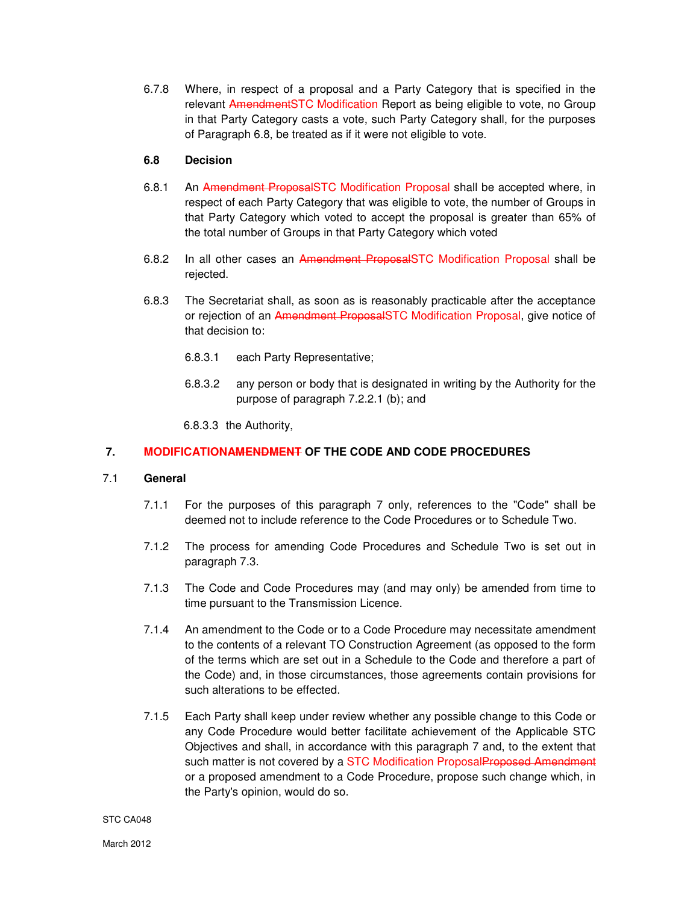6.7.8 Where, in respect of a proposal and a Party Category that is specified in the relevant ~~Amendment~~STC Modification Report as being eligible to vote, no Group in that Party Category casts a vote, such Party Category shall, for the purposes of Paragraph 6.8, be treated as if it were not eligible to vote.

### 6.8 Decision

6.8.1 An ~~Amendment Proposal~~STC Modification Proposal shall be accepted where, in respect of each Party Category that was eligible to vote, the number of Groups in that Party Category which voted to accept the proposal is greater than 65% of the total number of Groups in that Party Category which voted

6.8.2 In all other cases an ~~Amendment Proposal~~STC Modification Proposal shall be rejected.

6.8.3 The Secretariat shall, as soon as is reasonably practicable after the acceptance or rejection of an ~~Amendment Proposal~~STC Modification Proposal, give notice of that decision to:

6.8.3.1 each Party Representative;

6.8.3.2 any person or body that is designated in writing by the Authority for the purpose of paragraph 7.2.2.1 (b); and

6.8.3.3 the Authority,

## 7. MODIFICATION~~AMENDMENT~~ OF THE CODE AND CODE PROCEDURES

### 7.1 General

7.1.1 For the purposes of this paragraph 7 only, references to the "Code" shall be deemed not to include reference to the Code Procedures or to Schedule Two.

7.1.2 The process for amending Code Procedures and Schedule Two is set out in paragraph 7.3.

7.1.3 The Code and Code Procedures may (and may only) be amended from time to time pursuant to the Transmission Licence.

7.1.4 An amendment to the Code or to a Code Procedure may necessitate amendment to the contents of a relevant TO Construction Agreement (as opposed to the form of the terms which are set out in a Schedule to the Code and therefore a part of the Code) and, in those circumstances, those agreements contain provisions for such alterations to be effected.

7.1.5 Each Party shall keep under review whether any possible change to this Code or any Code Procedure would better facilitate achievement of the Applicable STC Objectives and shall, in accordance with this paragraph 7 and, to the extent that such matter is not covered by a STC Modification Proposal~~Proposed Amendment~~ or a proposed amendment to a Code Procedure, propose such change which, in the Party's opinion, would do so.

STC CA048

March 2012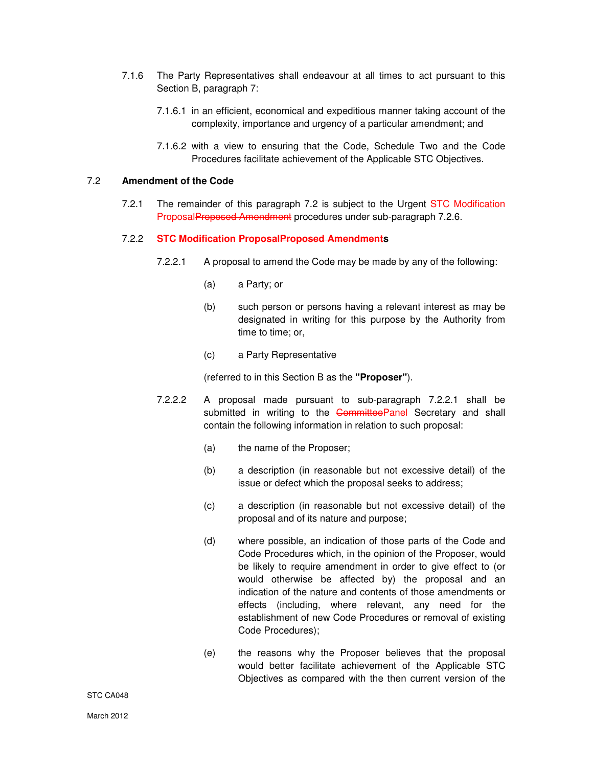7.1.6 The Party Representatives shall endeavour at all times to act pursuant to this Section B, paragraph 7:

7.1.6.1 in an efficient, economical and expeditious manner taking account of the complexity, importance and urgency of a particular amendment; and

7.1.6.2 with a view to ensuring that the Code, Schedule Two and the Code Procedures facilitate achievement of the Applicable STC Objectives.

## 7.2 Amendment of the Code

7.2.1 The remainder of this paragraph 7.2 is subject to the Urgent STC Modification Proposal~~Proposed Amendment~~ procedures under sub-paragraph 7.2.6.

### 7.2.2 STC Modification Proposal~~Proposed Amendment~~s

7.2.2.1 A proposal to amend the Code may be made by any of the following:

(a) a Party; or

(b) such person or persons having a relevant interest as may be designated in writing for this purpose by the Authority from time to time; or,

(c) a Party Representative

(referred to in this Section B as the **"Proposer"**).

7.2.2.2 A proposal made pursuant to sub-paragraph 7.2.2.1 shall be submitted in writing to the ~~Committee~~Panel Secretary and shall contain the following information in relation to such proposal:

(a) the name of the Proposer;

(b) a description (in reasonable but not excessive detail) of the issue or defect which the proposal seeks to address;

(c) a description (in reasonable but not excessive detail) of the proposal and of its nature and purpose;

(d) where possible, an indication of those parts of the Code and Code Procedures which, in the opinion of the Proposer, would be likely to require amendment in order to give effect to (or would otherwise be affected by) the proposal and an indication of the nature and contents of those amendments or effects (including, where relevant, any need for the establishment of new Code Procedures or removal of existing Code Procedures);

(e) the reasons why the Proposer believes that the proposal would better facilitate achievement of the Applicable STC Objectives as compared with the then current version of the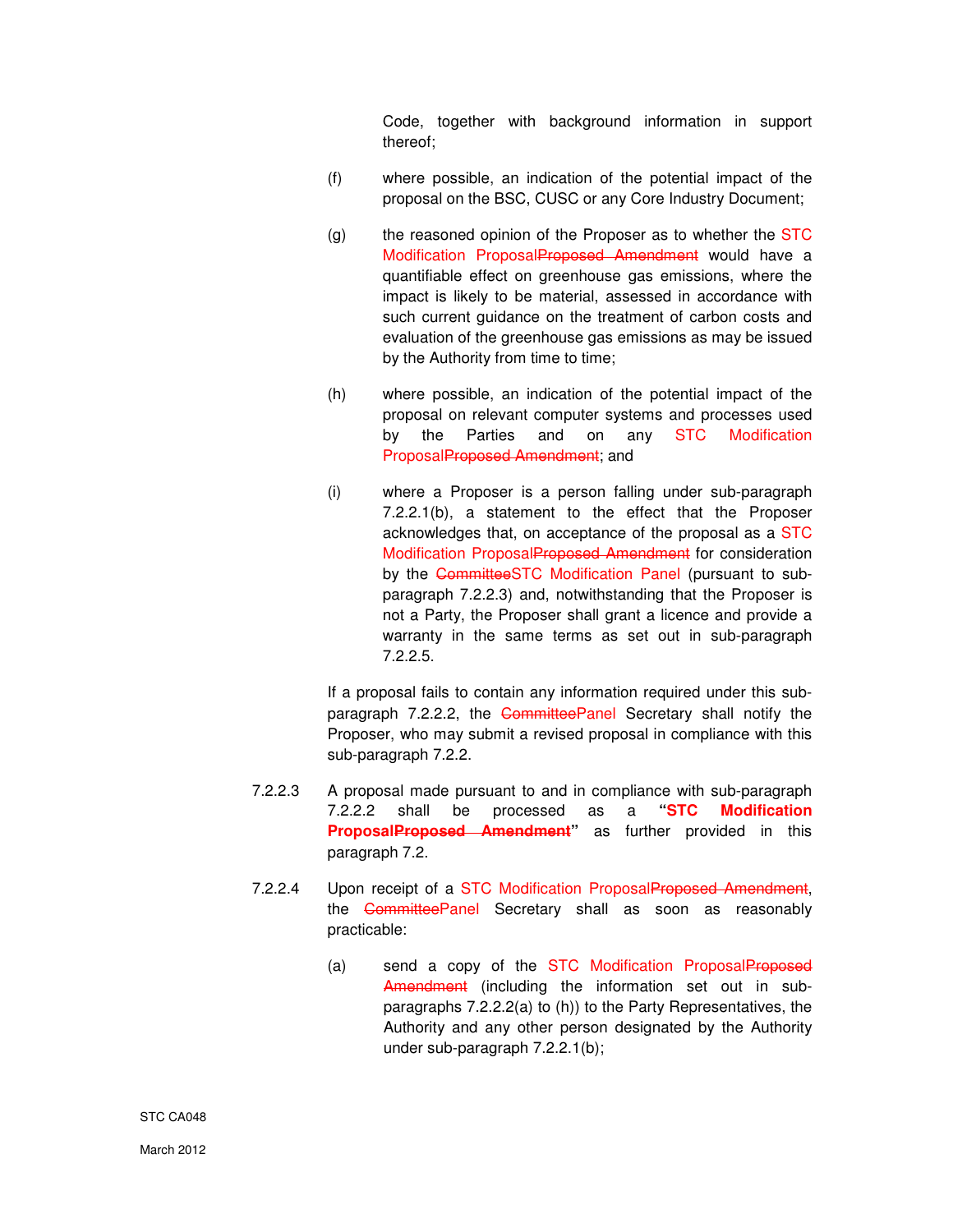Code, together with background information in support thereof;

(f) where possible, an indication of the potential impact of the proposal on the BSC, CUSC or any Core Industry Document;

(g) the reasoned opinion of the Proposer as to whether the STC Modification Proposal~~Proposed Amendment~~ would have a quantifiable effect on greenhouse gas emissions, where the impact is likely to be material, assessed in accordance with such current guidance on the treatment of carbon costs and evaluation of the greenhouse gas emissions as may be issued by the Authority from time to time;

(h) where possible, an indication of the potential impact of the proposal on relevant computer systems and processes used by the Parties and on any STC Modification Proposal~~Proposed Amendment~~; and

(i) where a Proposer is a person falling under sub-paragraph 7.2.2.1(b), a statement to the effect that the Proposer acknowledges that, on acceptance of the proposal as a STC Modification Proposal~~Proposed Amendment~~ for consideration by the ~~Committee~~STC Modification Panel (pursuant to sub-paragraph 7.2.2.3) and, notwithstanding that the Proposer is not a Party, the Proposer shall grant a licence and provide a warranty in the same terms as set out in sub-paragraph 7.2.2.5.

If a proposal fails to contain any information required under this sub-paragraph 7.2.2.2, the ~~Committee~~Panel Secretary shall notify the Proposer, who may submit a revised proposal in compliance with this sub-paragraph 7.2.2.

7.2.2.3 A proposal made pursuant to and in compliance with sub-paragraph 7.2.2.2 shall be processed as a "**STC Modification Proposal~~Proposed Amendment~~**" as further provided in this paragraph 7.2.

7.2.2.4 Upon receipt of a STC Modification Proposal~~Proposed Amendment~~, the ~~Committee~~Panel Secretary shall as soon as reasonably practicable:

(a) send a copy of the STC Modification Proposal~~Proposed Amendment~~ (including the information set out in sub-paragraphs 7.2.2.2(a) to (h)) to the Party Representatives, the Authority and any other person designated by the Authority under sub-paragraph 7.2.2.1(b);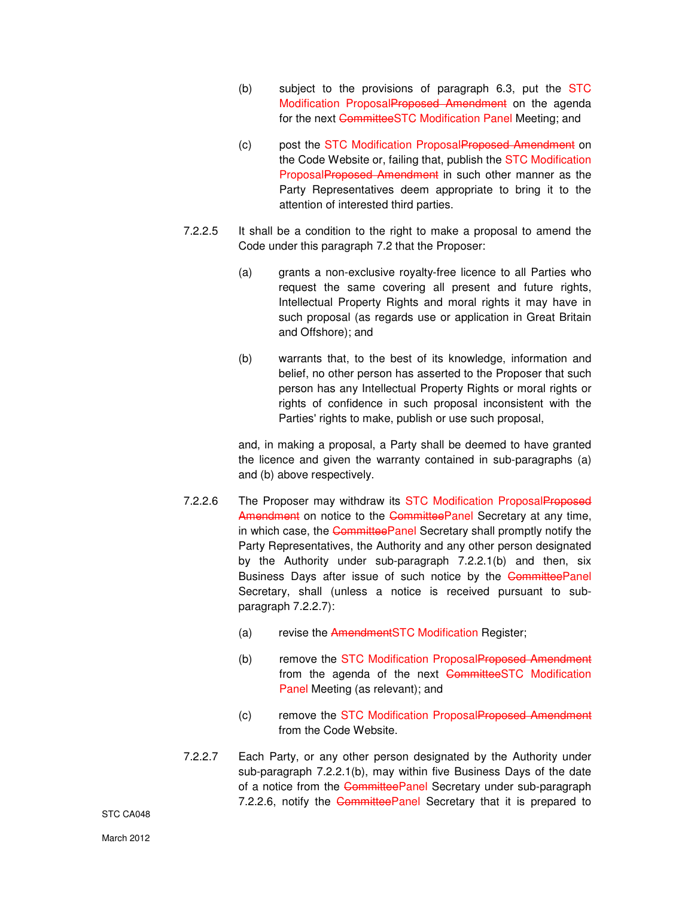(b) subject to the provisions of paragraph 6.3, put the STC Modification Proposal~~Proposed Amendment~~ on the agenda for the next ~~Committee~~STC Modification Panel Meeting; and

(c) post the STC Modification Proposal~~Proposed Amendment~~ on the Code Website or, failing that, publish the STC Modification Proposal~~Proposed Amendment~~ in such other manner as the Party Representatives deem appropriate to bring it to the attention of interested third parties.

7.2.2.5 It shall be a condition to the right to make a proposal to amend the Code under this paragraph 7.2 that the Proposer:

(a) grants a non-exclusive royalty-free licence to all Parties who request the same covering all present and future rights, Intellectual Property Rights and moral rights it may have in such proposal (as regards use or application in Great Britain and Offshore); and

(b) warrants that, to the best of its knowledge, information and belief, no other person has asserted to the Proposer that such person has any Intellectual Property Rights or moral rights or rights of confidence in such proposal inconsistent with the Parties' rights to make, publish or use such proposal,

and, in making a proposal, a Party shall be deemed to have granted the licence and given the warranty contained in sub-paragraphs (a) and (b) above respectively.

7.2.2.6 The Proposer may withdraw its STC Modification Proposal~~Proposed Amendment~~ on notice to the ~~Committee~~Panel Secretary at any time, in which case, the ~~Committee~~Panel Secretary shall promptly notify the Party Representatives, the Authority and any other person designated by the Authority under sub-paragraph 7.2.2.1(b) and then, six Business Days after issue of such notice by the ~~Committee~~Panel Secretary, shall (unless a notice is received pursuant to sub-paragraph 7.2.2.7):

(a) revise the ~~Amendment~~STC Modification Register;

(b) remove the STC Modification Proposal~~Proposed Amendment~~ from the agenda of the next ~~Committee~~STC Modification Panel Meeting (as relevant); and

(c) remove the STC Modification Proposal~~Proposed Amendment~~ from the Code Website.

7.2.2.7 Each Party, or any other person designated by the Authority under sub-paragraph 7.2.2.1(b), may within five Business Days of the date of a notice from the ~~Committee~~Panel Secretary under sub-paragraph 7.2.2.6, notify the ~~Committee~~Panel Secretary that it is prepared to

STC CA048

March 2012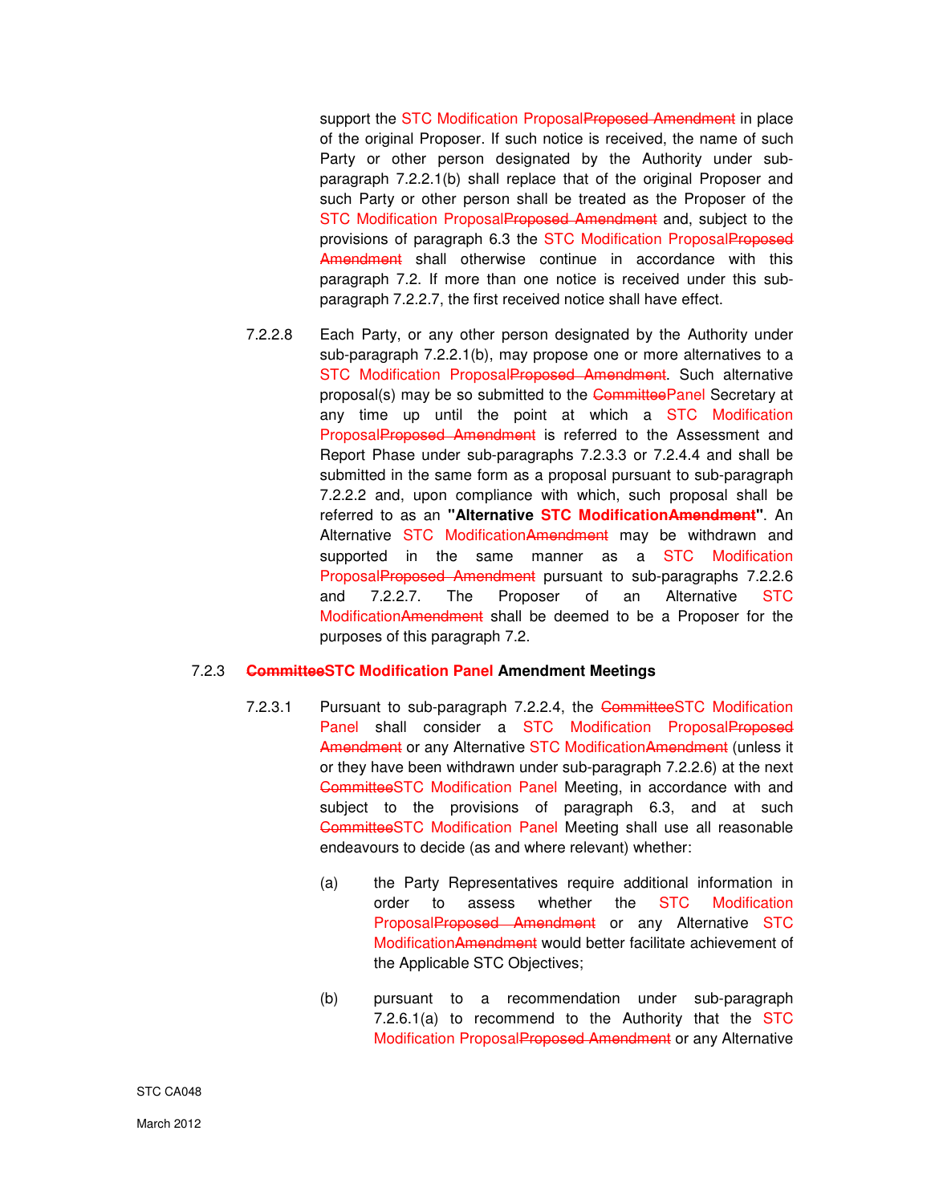support the STC Modification Proposal~~Proposed Amendment~~ in place of the original Proposer. If such notice is received, the name of such Party or other person designated by the Authority under sub-paragraph 7.2.2.1(b) shall replace that of the original Proposer and such Party or other person shall be treated as the Proposer of the STC Modification Proposal~~Proposed Amendment~~ and, subject to the provisions of paragraph 6.3 the STC Modification Proposal~~Proposed Amendment~~ shall otherwise continue in accordance with this paragraph 7.2. If more than one notice is received under this sub-paragraph 7.2.2.7, the first received notice shall have effect.

7.2.2.8 Each Party, or any other person designated by the Authority under sub-paragraph 7.2.2.1(b), may propose one or more alternatives to a STC Modification Proposal~~Proposed Amendment~~. Such alternative proposal(s) may be so submitted to the ~~Committee~~Panel Secretary at any time up until the point at which a STC Modification Proposal~~Proposed Amendment~~ is referred to the Assessment and Report Phase under sub-paragraphs 7.2.3.3 or 7.2.4.4 and shall be submitted in the same form as a proposal pursuant to sub-paragraph 7.2.2.2 and, upon compliance with which, such proposal shall be referred to as an **"Alternative STC Modification~~Amendment~~"**. An Alternative STC Modification~~Amendment~~ may be withdrawn and supported in the same manner as a STC Modification Proposal~~Proposed Amendment~~ pursuant to sub-paragraphs 7.2.2.6 and 7.2.2.7. The Proposer of an Alternative STC Modification~~Amendment~~ shall be deemed to be a Proposer for the purposes of this paragraph 7.2.

### 7.2.3 ~~Committee~~STC Modification Panel Amendment Meetings

7.2.3.1 Pursuant to sub-paragraph 7.2.2.4, the ~~Committee~~STC Modification Panel shall consider a STC Modification Proposal~~Proposed Amendment~~ or any Alternative STC Modification~~Amendment~~ (unless it or they have been withdrawn under sub-paragraph 7.2.2.6) at the next ~~Committee~~STC Modification Panel Meeting, in accordance with and subject to the provisions of paragraph 6.3, and at such ~~Committee~~STC Modification Panel Meeting shall use all reasonable endeavours to decide (as and where relevant) whether:

(a) the Party Representatives require additional information in order to assess whether the STC Modification Proposal~~Proposed Amendment~~ or any Alternative STC Modification~~Amendment~~ would better facilitate achievement of the Applicable STC Objectives;

(b) pursuant to a recommendation under sub-paragraph 7.2.6.1(a) to recommend to the Authority that the STC Modification Proposal~~Proposed Amendment~~ or any Alternative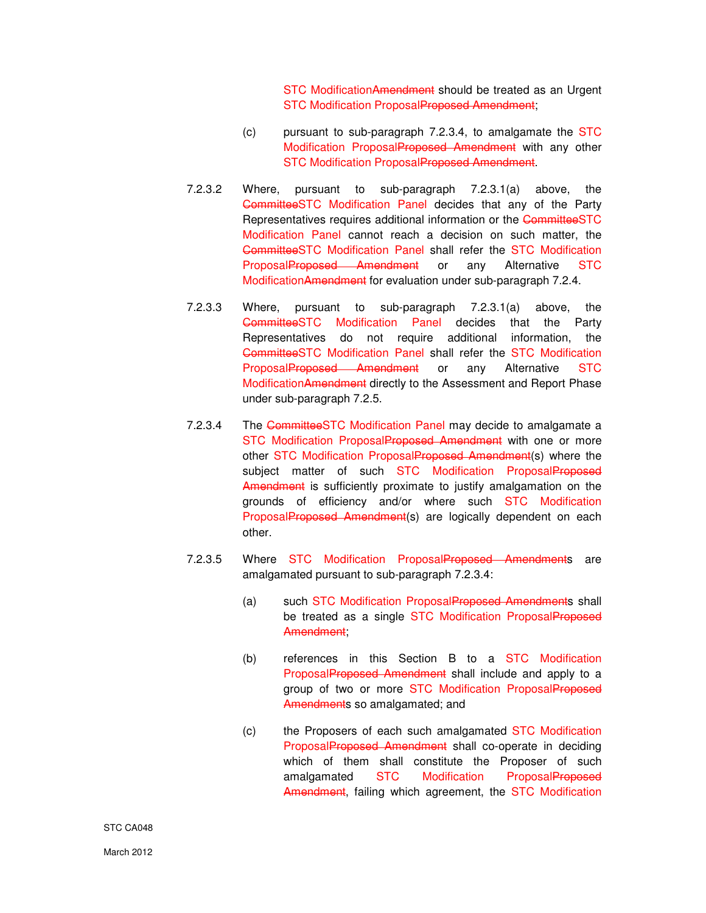STC Modification~~Amendment~~ should be treated as an Urgent STC Modification Proposal~~Proposed Amendment~~;

(c) pursuant to sub-paragraph 7.2.3.4, to amalgamate the STC Modification Proposal~~Proposed Amendment~~ with any other STC Modification Proposal~~Proposed Amendment~~.

7.2.3.2 Where, pursuant to sub-paragraph 7.2.3.1(a) above, the ~~Committee~~STC Modification Panel decides that any of the Party Representatives requires additional information or the ~~Committee~~STC Modification Panel cannot reach a decision on such matter, the ~~Committee~~STC Modification Panel shall refer the STC Modification Proposal~~Proposed Amendment~~ or any Alternative STC Modification~~Amendment~~ for evaluation under sub-paragraph 7.2.4.

7.2.3.3 Where, pursuant to sub-paragraph 7.2.3.1(a) above, the ~~Committee~~STC Modification Panel decides that the Party Representatives do not require additional information, the ~~Committee~~STC Modification Panel shall refer the STC Modification Proposal~~Proposed Amendment~~ or any Alternative STC Modification~~Amendment~~ directly to the Assessment and Report Phase under sub-paragraph 7.2.5.

7.2.3.4 The ~~Committee~~STC Modification Panel may decide to amalgamate a STC Modification Proposal~~Proposed Amendment~~ with one or more other STC Modification Proposal~~Proposed Amendment~~(s) where the subject matter of such STC Modification Proposal~~Proposed Amendment~~ is sufficiently proximate to justify amalgamation on the grounds of efficiency and/or where such STC Modification Proposal~~Proposed Amendment~~(s) are logically dependent on each other.

7.2.3.5 Where STC Modification Proposal~~Proposed Amendment~~s are amalgamated pursuant to sub-paragraph 7.2.3.4:

(a) such STC Modification Proposal~~Proposed Amendment~~s shall be treated as a single STC Modification Proposal~~Proposed Amendment~~;

(b) references in this Section B to a STC Modification Proposal~~Proposed Amendment~~ shall include and apply to a group of two or more STC Modification Proposal~~Proposed Amendment~~s so amalgamated; and

(c) the Proposers of each such amalgamated STC Modification Proposal~~Proposed Amendment~~ shall co-operate in deciding which of them shall constitute the Proposer of such amalgamated STC Modification Proposal~~Proposed Amendment~~, failing which agreement, the STC Modification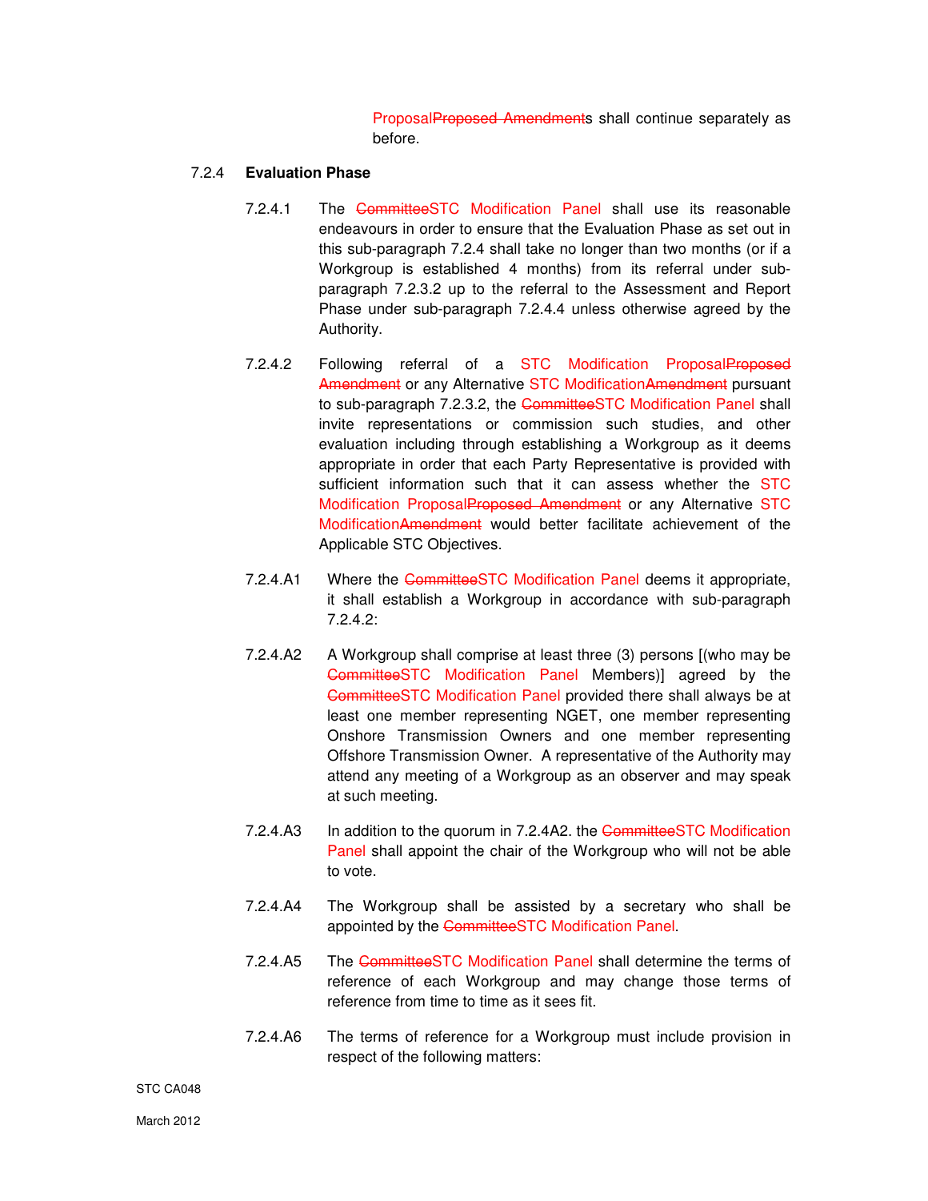ProposalProposed Amendments shall continue separately as before.

### 7.2.4 **Evaluation Phase**

7.2.4.1 The CommitteeSTC Modification Panel shall use its reasonable endeavours in order to ensure that the Evaluation Phase as set out in this sub-paragraph 7.2.4 shall take no longer than two months (or if a Workgroup is established 4 months) from its referral under sub-paragraph 7.2.3.2 up to the referral to the Assessment and Report Phase under sub-paragraph 7.2.4.4 unless otherwise agreed by the Authority.

7.2.4.2 Following referral of a STC Modification ProposalProposed Amendment or any Alternative STC ModificationAmendment pursuant to sub-paragraph 7.2.3.2, the CommitteeSTC Modification Panel shall invite representations or commission such studies, and other evaluation including through establishing a Workgroup as it deems appropriate in order that each Party Representative is provided with sufficient information such that it can assess whether the STC Modification ProposalProposed Amendment or any Alternative STC ModificationAmendment would better facilitate achievement of the Applicable STC Objectives.

7.2.4.A1 Where the CommitteeSTC Modification Panel deems it appropriate, it shall establish a Workgroup in accordance with sub-paragraph 7.2.4.2:

7.2.4.A2 A Workgroup shall comprise at least three (3) persons [(who may be CommitteeSTC Modification Panel Members)] agreed by the CommitteeSTC Modification Panel provided there shall always be at least one member representing NGET, one member representing Onshore Transmission Owners and one member representing Offshore Transmission Owner. A representative of the Authority may attend any meeting of a Workgroup as an observer and may speak at such meeting.

7.2.4.A3 In addition to the quorum in 7.2.4A2. the CommitteeSTC Modification Panel shall appoint the chair of the Workgroup who will not be able to vote.

7.2.4.A4 The Workgroup shall be assisted by a secretary who shall be appointed by the CommitteeSTC Modification Panel.

7.2.4.A5 The CommitteeSTC Modification Panel shall determine the terms of reference of each Workgroup and may change those terms of reference from time to time as it sees fit.

7.2.4.A6 The terms of reference for a Workgroup must include provision in respect of the following matters:

STC CA048

March 2012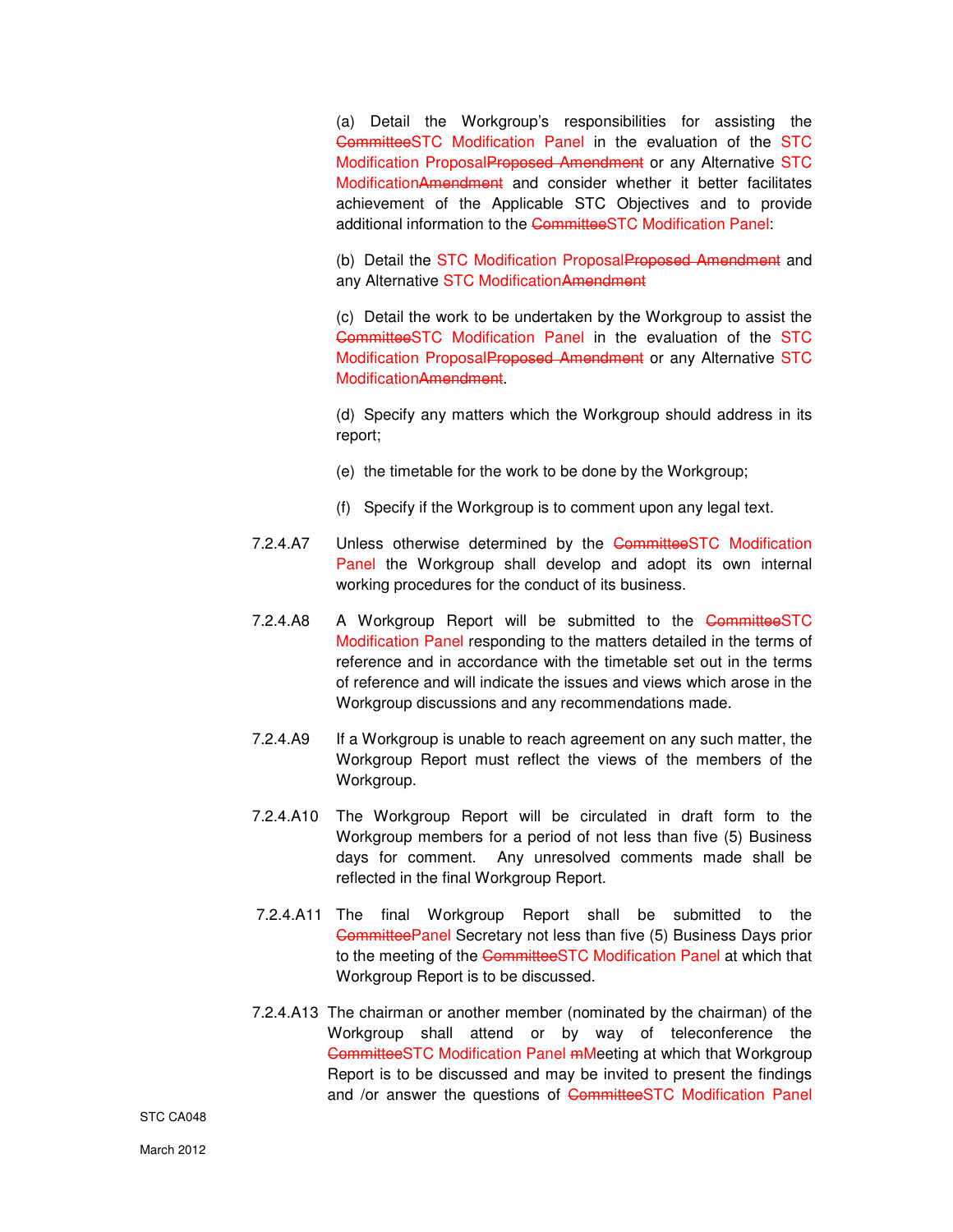(a) Detail the Workgroup's responsibilities for assisting the ~~Committee~~STC Modification Panel in the evaluation of the STC Modification Proposal~~Proposed Amendment~~ or any Alternative STC Modification~~Amendment~~ and consider whether it better facilitates achievement of the Applicable STC Objectives and to provide additional information to the ~~Committee~~STC Modification Panel:

(b) Detail the STC Modification Proposal~~Proposed Amendment~~ and any Alternative STC Modification~~Amendment~~

(c) Detail the work to be undertaken by the Workgroup to assist the ~~Committee~~STC Modification Panel in the evaluation of the STC Modification Proposal~~Proposed Amendment~~ or any Alternative STC Modification~~Amendment~~.

(d) Specify any matters which the Workgroup should address in its report;

(e) the timetable for the work to be done by the Workgroup;

(f) Specify if the Workgroup is to comment upon any legal text.

7.2.4.A7 Unless otherwise determined by the ~~Committee~~STC Modification Panel the Workgroup shall develop and adopt its own internal working procedures for the conduct of its business.

7.2.4.A8 A Workgroup Report will be submitted to the ~~Committee~~STC Modification Panel responding to the matters detailed in the terms of reference and in accordance with the timetable set out in the terms of reference and will indicate the issues and views which arose in the Workgroup discussions and any recommendations made.

7.2.4.A9 If a Workgroup is unable to reach agreement on any such matter, the Workgroup Report must reflect the views of the members of the Workgroup.

7.2.4.A10 The Workgroup Report will be circulated in draft form to the Workgroup members for a period of not less than five (5) Business days for comment. Any unresolved comments made shall be reflected in the final Workgroup Report.

7.2.4.A11 The final Workgroup Report shall be submitted to the ~~Committee~~Panel Secretary not less than five (5) Business Days prior to the meeting of the ~~Committee~~STC Modification Panel at which that Workgroup Report is to be discussed.

7.2.4.A13 The chairman or another member (nominated by the chairman) of the Workgroup shall attend or by way of teleconference the ~~Committee~~STC Modification Panel ~~m~~Meeting at which that Workgroup Report is to be discussed and may be invited to present the findings and /or answer the questions of ~~Committee~~STC Modification Panel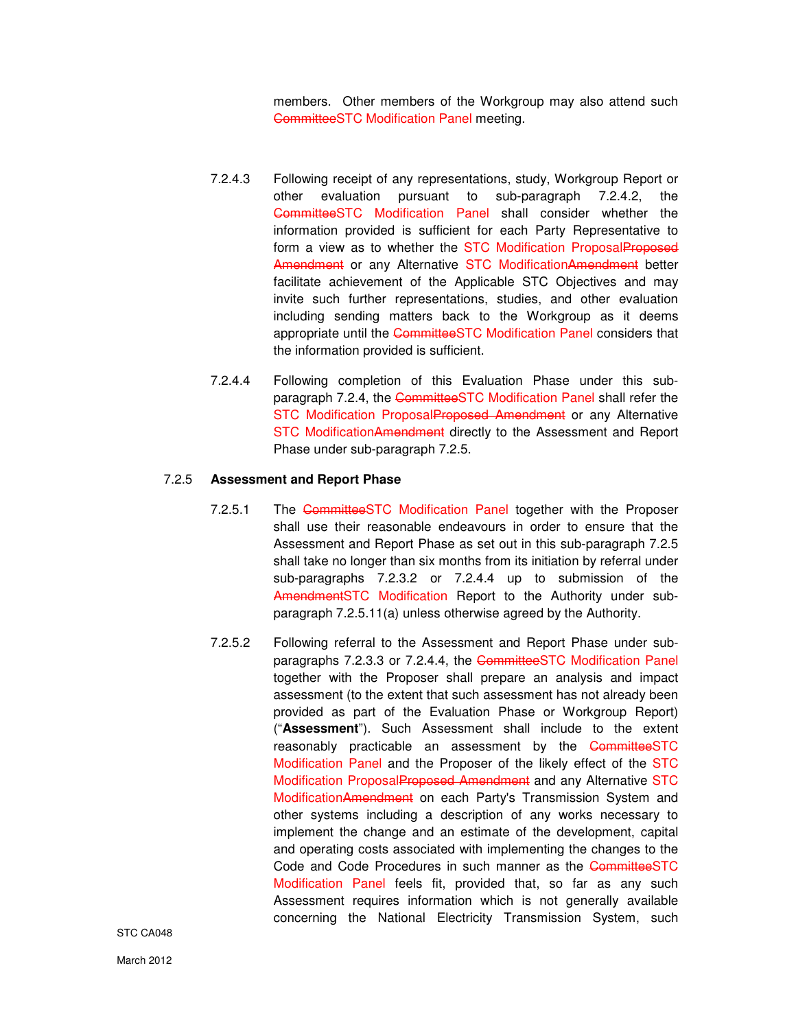members. Other members of the Workgroup may also attend such ~~Committee~~STC Modification Panel meeting.

7.2.4.3 Following receipt of any representations, study, Workgroup Report or other evaluation pursuant to sub-paragraph 7.2.4.2, the ~~Committee~~STC Modification Panel shall consider whether the information provided is sufficient for each Party Representative to form a view as to whether the STC Modification Proposal~~Proposed Amendment~~ or any Alternative STC Modification~~Amendment~~ better facilitate achievement of the Applicable STC Objectives and may invite such further representations, studies, and other evaluation including sending matters back to the Workgroup as it deems appropriate until the ~~Committee~~STC Modification Panel considers that the information provided is sufficient.

7.2.4.4 Following completion of this Evaluation Phase under this sub-paragraph 7.2.4, the ~~Committee~~STC Modification Panel shall refer the STC Modification Proposal~~Proposed Amendment~~ or any Alternative STC Modification~~Amendment~~ directly to the Assessment and Report Phase under sub-paragraph 7.2.5.

7.2.5 **Assessment and Report Phase**

7.2.5.1 The ~~Committee~~STC Modification Panel together with the Proposer shall use their reasonable endeavours in order to ensure that the Assessment and Report Phase as set out in this sub-paragraph 7.2.5 shall take no longer than six months from its initiation by referral under sub-paragraphs 7.2.3.2 or 7.2.4.4 up to submission of the ~~Amendment~~STC Modification Report to the Authority under sub-paragraph 7.2.5.11(a) unless otherwise agreed by the Authority.

7.2.5.2 Following referral to the Assessment and Report Phase under sub-paragraphs 7.2.3.3 or 7.2.4.4, the ~~Committee~~STC Modification Panel together with the Proposer shall prepare an analysis and impact assessment (to the extent that such assessment has not already been provided as part of the Evaluation Phase or Workgroup Report) ("**Assessment**"). Such Assessment shall include to the extent reasonably practicable an assessment by the ~~Committee~~STC Modification Panel and the Proposer of the likely effect of the STC Modification Proposal~~Proposed Amendment~~ and any Alternative STC Modification~~Amendment~~ on each Party's Transmission System and other systems including a description of any works necessary to implement the change and an estimate of the development, capital and operating costs associated with implementing the changes to the Code and Code Procedures in such manner as the ~~Committee~~STC Modification Panel feels fit, provided that, so far as any such Assessment requires information which is not generally available concerning the National Electricity Transmission System, such

STC CA048

March 2012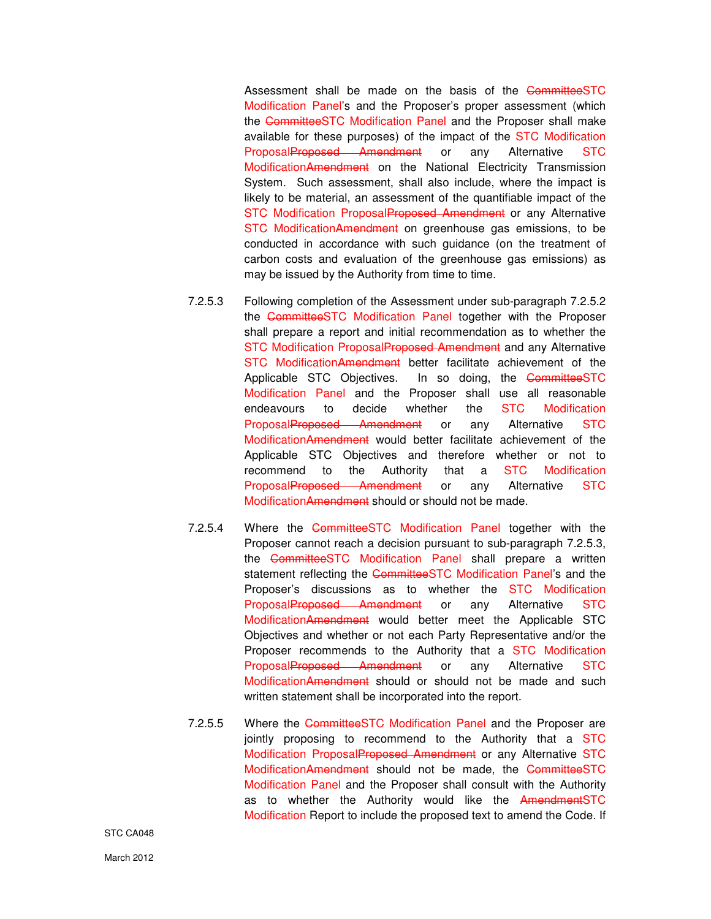Assessment shall be made on the basis of the ~~Committee~~STC Modification Panel's and the Proposer's proper assessment (which the ~~Committee~~STC Modification Panel and the Proposer shall make available for these purposes) of the impact of the STC Modification Proposal~~Proposed Amendment~~ or any Alternative STC Modification~~Amendment~~ on the National Electricity Transmission System. Such assessment, shall also include, where the impact is likely to be material, an assessment of the quantifiable impact of the STC Modification Proposal~~Proposed Amendment~~ or any Alternative STC Modification~~Amendment~~ on greenhouse gas emissions, to be conducted in accordance with such guidance (on the treatment of carbon costs and evaluation of the greenhouse gas emissions) as may be issued by the Authority from time to time.

7.2.5.3 Following completion of the Assessment under sub-paragraph 7.2.5.2 the ~~Committee~~STC Modification Panel together with the Proposer shall prepare a report and initial recommendation as to whether the STC Modification Proposal~~Proposed Amendment~~ and any Alternative STC Modification~~Amendment~~ better facilitate achievement of the Applicable STC Objectives. In so doing, the ~~Committee~~STC Modification Panel and the Proposer shall use all reasonable endeavours to decide whether the STC Modification Proposal~~Proposed Amendment~~ or any Alternative STC Modification~~Amendment~~ would better facilitate achievement of the Applicable STC Objectives and therefore whether or not to recommend to the Authority that a STC Modification Proposal~~Proposed Amendment~~ or any Alternative STC Modification~~Amendment~~ should or should not be made.

7.2.5.4 Where the ~~Committee~~STC Modification Panel together with the Proposer cannot reach a decision pursuant to sub-paragraph 7.2.5.3, the ~~Committee~~STC Modification Panel shall prepare a written statement reflecting the ~~Committee~~STC Modification Panel's and the Proposer's discussions as to whether the STC Modification Proposal~~Proposed Amendment~~ or any Alternative STC Modification~~Amendment~~ would better meet the Applicable STC Objectives and whether or not each Party Representative and/or the Proposer recommends to the Authority that a STC Modification Proposal~~Proposed Amendment~~ or any Alternative STC Modification~~Amendment~~ should or should not be made and such written statement shall be incorporated into the report.

7.2.5.5 Where the ~~Committee~~STC Modification Panel and the Proposer are jointly proposing to recommend to the Authority that a STC Modification Proposal~~Proposed Amendment~~ or any Alternative STC Modification~~Amendment~~ should not be made, the ~~Committee~~STC Modification Panel and the Proposer shall consult with the Authority as to whether the Authority would like the ~~Amendment~~STC Modification Report to include the proposed text to amend the Code. If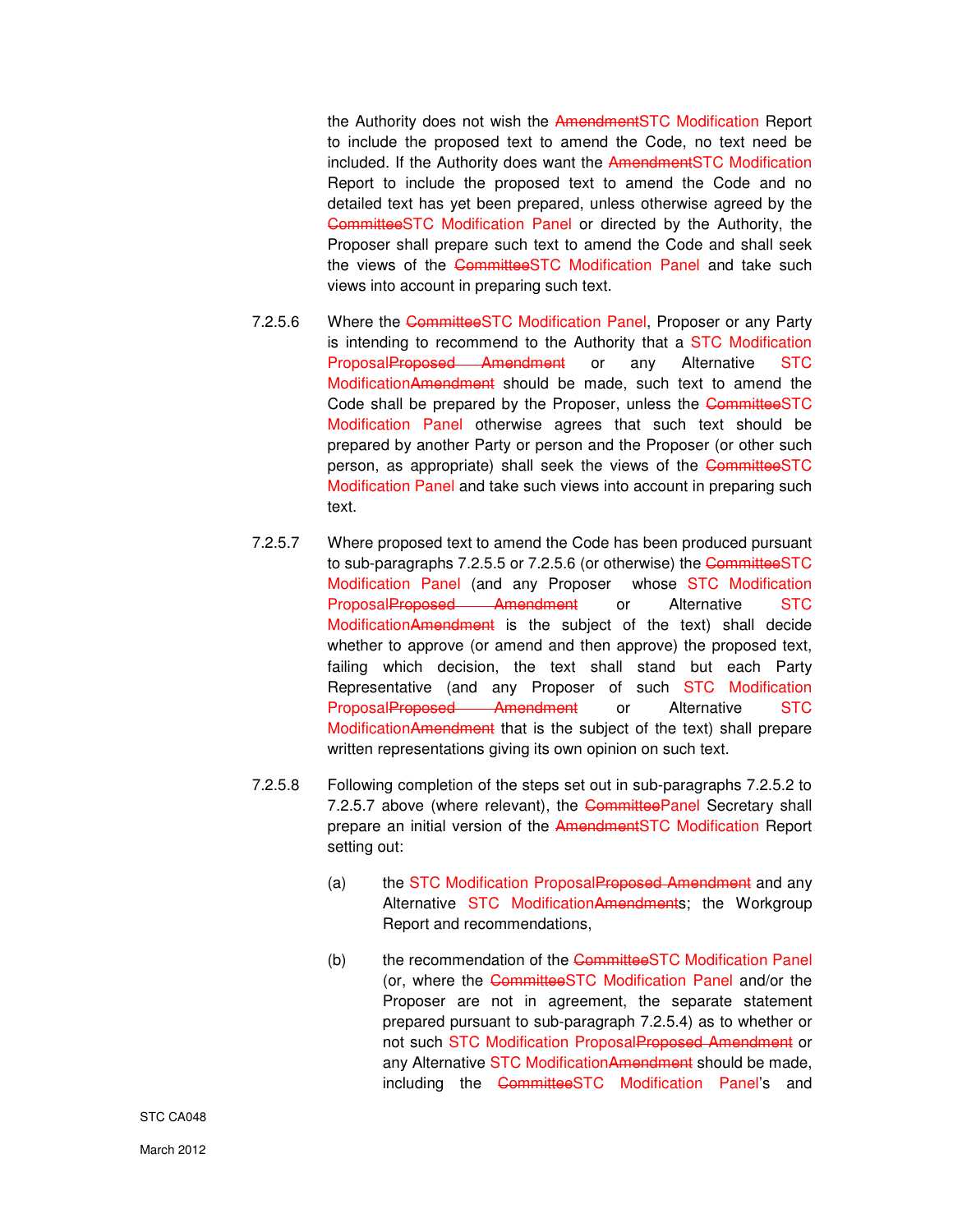the Authority does not wish the ~~Amendment~~STC Modification Report to include the proposed text to amend the Code, no text need be included. If the Authority does want the ~~Amendment~~STC Modification Report to include the proposed text to amend the Code and no detailed text has yet been prepared, unless otherwise agreed by the ~~Committee~~STC Modification Panel or directed by the Authority, the Proposer shall prepare such text to amend the Code and shall seek the views of the ~~Committee~~STC Modification Panel and take such views into account in preparing such text.

7.2.5.6 Where the ~~Committee~~STC Modification Panel, Proposer or any Party is intending to recommend to the Authority that a STC Modification Proposal~~Proposed Amendment~~ or any Alternative STC Modification~~Amendment~~ should be made, such text to amend the Code shall be prepared by the Proposer, unless the ~~Committee~~STC Modification Panel otherwise agrees that such text should be prepared by another Party or person and the Proposer (or other such person, as appropriate) shall seek the views of the ~~Committee~~STC Modification Panel and take such views into account in preparing such text.

7.2.5.7 Where proposed text to amend the Code has been produced pursuant to sub-paragraphs 7.2.5.5 or 7.2.5.6 (or otherwise) the ~~Committee~~STC Modification Panel (and any Proposer whose STC Modification Proposal~~Proposed Amendment~~ or Alternative STC Modification~~Amendment~~ is the subject of the text) shall decide whether to approve (or amend and then approve) the proposed text, failing which decision, the text shall stand but each Party Representative (and any Proposer of such STC Modification Proposal~~Proposed Amendment~~ or Alternative STC Modification~~Amendment~~ that is the subject of the text) shall prepare written representations giving its own opinion on such text.

7.2.5.8 Following completion of the steps set out in sub-paragraphs 7.2.5.2 to 7.2.5.7 above (where relevant), the ~~Committee~~Panel Secretary shall prepare an initial version of the ~~Amendment~~STC Modification Report setting out:

(a) the STC Modification Proposal~~Proposed Amendment~~ and any Alternative STC Modification~~Amendments~~; the Workgroup Report and recommendations,

(b) the recommendation of the ~~Committee~~STC Modification Panel (or, where the ~~Committee~~STC Modification Panel and/or the Proposer are not in agreement, the separate statement prepared pursuant to sub-paragraph 7.2.5.4) as to whether or not such STC Modification Proposal~~Proposed Amendment~~ or any Alternative STC Modification~~Amendment~~ should be made, including the ~~Committee~~STC Modification Panel's and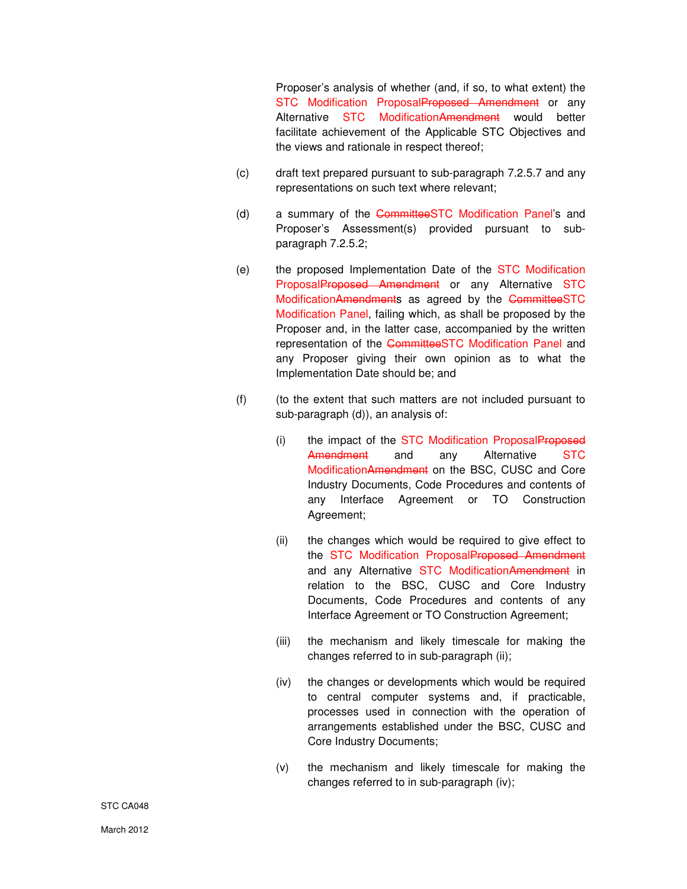Proposer's analysis of whether (and, if so, to what extent) the STC Modification Proposal~~Proposed Amendment~~ or any Alternative STC Modification~~Amendment~~ would better facilitate achievement of the Applicable STC Objectives and the views and rationale in respect thereof;

(c) draft text prepared pursuant to sub-paragraph 7.2.5.7 and any representations on such text where relevant;

(d) a summary of the ~~Committee~~STC Modification Panel's and Proposer's Assessment(s) provided pursuant to sub-paragraph 7.2.5.2;

(e) the proposed Implementation Date of the STC Modification Proposal~~Proposed Amendment~~ or any Alternative STC Modification~~Amendment~~s as agreed by the ~~Committee~~STC Modification Panel, failing which, as shall be proposed by the Proposer and, in the latter case, accompanied by the written representation of the ~~Committee~~STC Modification Panel and any Proposer giving their own opinion as to what the Implementation Date should be; and

(f) (to the extent that such matters are not included pursuant to sub-paragraph (d)), an analysis of:

   (i) the impact of the STC Modification Proposal~~Proposed Amendment~~ and any Alternative STC Modification~~Amendment~~ on the BSC, CUSC and Core Industry Documents, Code Procedures and contents of any Interface Agreement or TO Construction Agreement;

   (ii) the changes which would be required to give effect to the STC Modification Proposal~~Proposed Amendment~~ and any Alternative STC Modification~~Amendment~~ in relation to the BSC, CUSC and Core Industry Documents, Code Procedures and contents of any Interface Agreement or TO Construction Agreement;

   (iii) the mechanism and likely timescale for making the changes referred to in sub-paragraph (ii);

   (iv) the changes or developments which would be required to central computer systems and, if practicable, processes used in connection with the operation of arrangements established under the BSC, CUSC and Core Industry Documents;

   (v) the mechanism and likely timescale for making the changes referred to in sub-paragraph (iv);

STC CA048

March 2012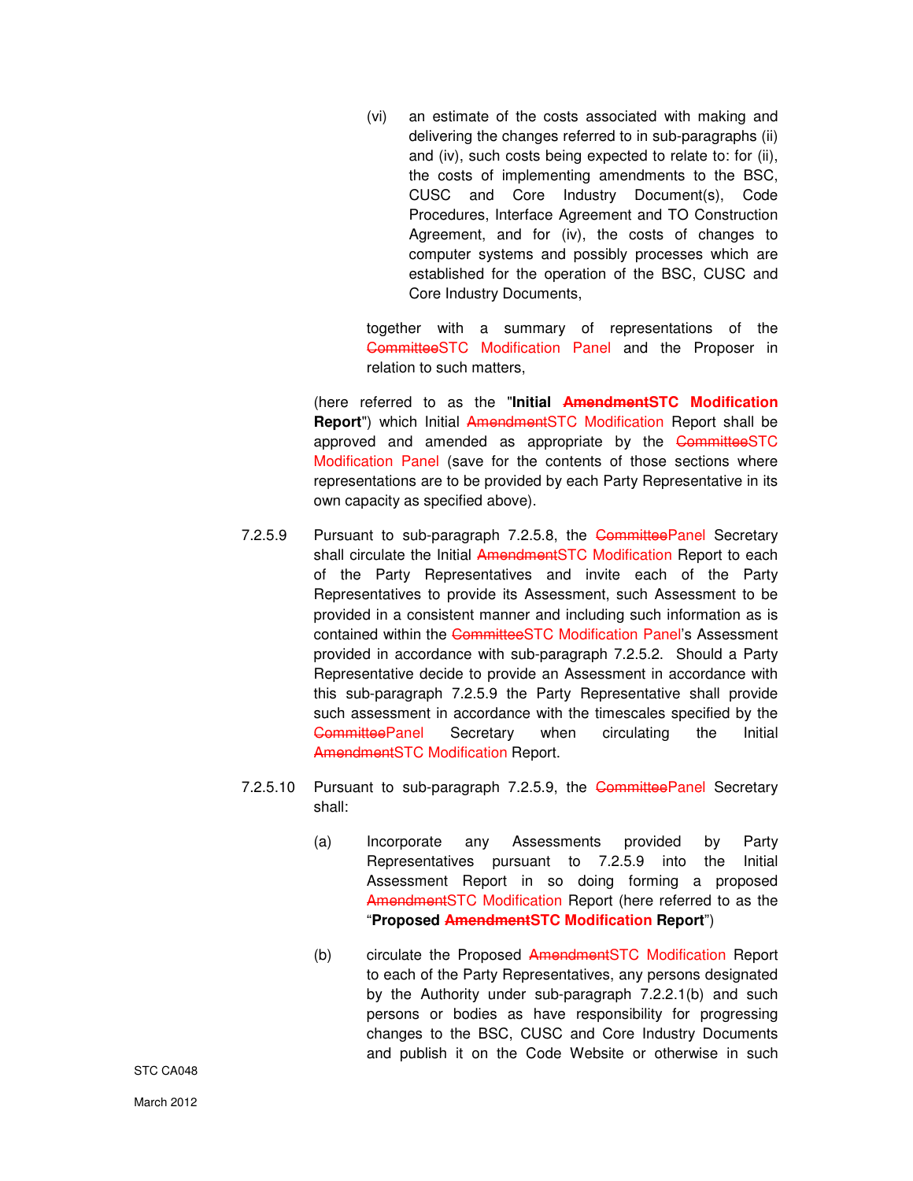(vi) an estimate of the costs associated with making and delivering the changes referred to in sub-paragraphs (ii) and (iv), such costs being expected to relate to: for (ii), the costs of implementing amendments to the BSC, CUSC and Core Industry Document(s), Code Procedures, Interface Agreement and TO Construction Agreement, and for (iv), the costs of changes to computer systems and possibly processes which are established for the operation of the BSC, CUSC and Core Industry Documents,

together with a summary of representations of the ~~Committee~~STC Modification Panel and the Proposer in relation to such matters,

(here referred to as the "**Initial ~~Amendment~~STC Modification Report**") which Initial ~~Amendment~~STC Modification Report shall be approved and amended as appropriate by the ~~Committee~~STC Modification Panel (save for the contents of those sections where representations are to be provided by each Party Representative in its own capacity as specified above).

7.2.5.9 Pursuant to sub-paragraph 7.2.5.8, the ~~Committee~~Panel Secretary shall circulate the Initial ~~Amendment~~STC Modification Report to each of the Party Representatives and invite each of the Party Representatives to provide its Assessment, such Assessment to be provided in a consistent manner and including such information as is contained within the ~~Committee~~STC Modification Panel's Assessment provided in accordance with sub-paragraph 7.2.5.2. Should a Party Representative decide to provide an Assessment in accordance with this sub-paragraph 7.2.5.9 the Party Representative shall provide such assessment in accordance with the timescales specified by the ~~Committee~~Panel Secretary when circulating the Initial ~~Amendment~~STC Modification Report.

7.2.5.10 Pursuant to sub-paragraph 7.2.5.9, the ~~Committee~~Panel Secretary shall:

(a) Incorporate any Assessments provided by Party Representatives pursuant to 7.2.5.9 into the Initial Assessment Report in so doing forming a proposed ~~Amendment~~STC Modification Report (here referred to as the "**Proposed ~~Amendment~~STC Modification Report**")

(b) circulate the Proposed ~~Amendment~~STC Modification Report to each of the Party Representatives, any persons designated by the Authority under sub-paragraph 7.2.2.1(b) and such persons or bodies as have responsibility for progressing changes to the BSC, CUSC and Core Industry Documents and publish it on the Code Website or otherwise in such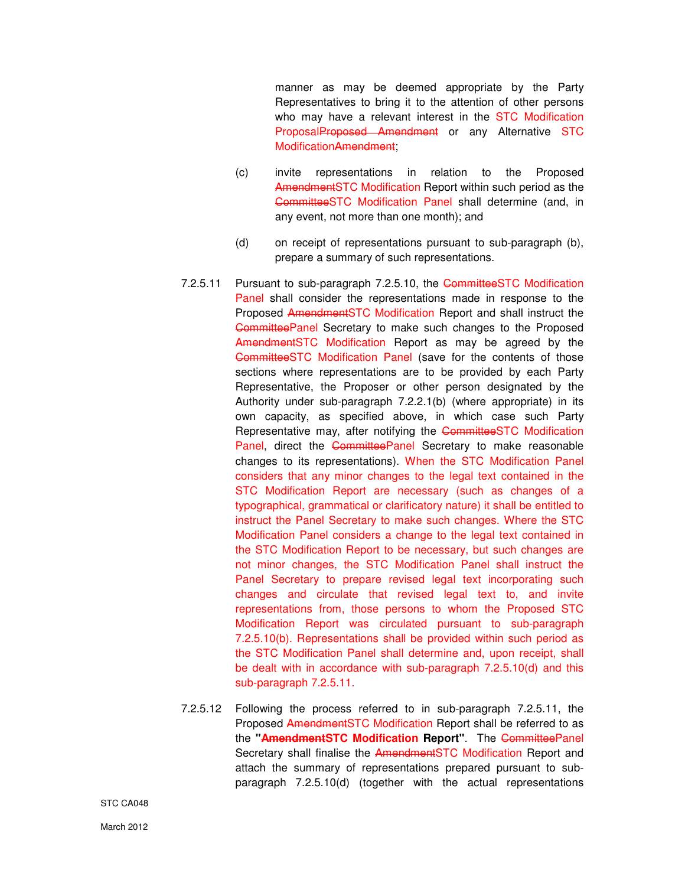manner as may be deemed appropriate by the Party Representatives to bring it to the attention of other persons who may have a relevant interest in the STC Modification Proposal~~Proposed Amendment~~ or any Alternative STC Modification~~Amendment~~;

(c) invite representations in relation to the Proposed ~~Amendment~~STC Modification Report within such period as the ~~Committee~~STC Modification Panel shall determine (and, in any event, not more than one month); and

(d) on receipt of representations pursuant to sub-paragraph (b), prepare a summary of such representations.

7.2.5.11 Pursuant to sub-paragraph 7.2.5.10, the ~~Committee~~STC Modification Panel shall consider the representations made in response to the Proposed ~~Amendment~~STC Modification Report and shall instruct the ~~Committee~~Panel Secretary to make such changes to the Proposed ~~Amendment~~STC Modification Report as may be agreed by the ~~Committee~~STC Modification Panel (save for the contents of those sections where representations are to be provided by each Party Representative, the Proposer or other person designated by the Authority under sub-paragraph 7.2.2.1(b) (where appropriate) in its own capacity, as specified above, in which case such Party Representative may, after notifying the ~~Committee~~STC Modification Panel, direct the ~~Committee~~Panel Secretary to make reasonable changes to its representations). When the STC Modification Panel considers that any minor changes to the legal text contained in the STC Modification Report are necessary (such as changes of a typographical, grammatical or clarificatory nature) it shall be entitled to instruct the Panel Secretary to make such changes. Where the STC Modification Panel considers a change to the legal text contained in the STC Modification Report to be necessary, but such changes are not minor changes, the STC Modification Panel shall instruct the Panel Secretary to prepare revised legal text incorporating such changes and circulate that revised legal text to, and invite representations from, those persons to whom the Proposed STC Modification Report was circulated pursuant to sub-paragraph 7.2.5.10(b). Representations shall be provided within such period as the STC Modification Panel shall determine and, upon receipt, shall be dealt with in accordance with sub-paragraph 7.2.5.10(d) and this sub-paragraph 7.2.5.11.

7.2.5.12 Following the process referred to in sub-paragraph 7.2.5.11, the Proposed ~~Amendment~~STC Modification Report shall be referred to as the **"~~Amendment~~STC Modification Report"**. The ~~Committee~~Panel Secretary shall finalise the ~~Amendment~~STC Modification Report and attach the summary of representations prepared pursuant to sub-paragraph 7.2.5.10(d) (together with the actual representations

STC CA048

March 2012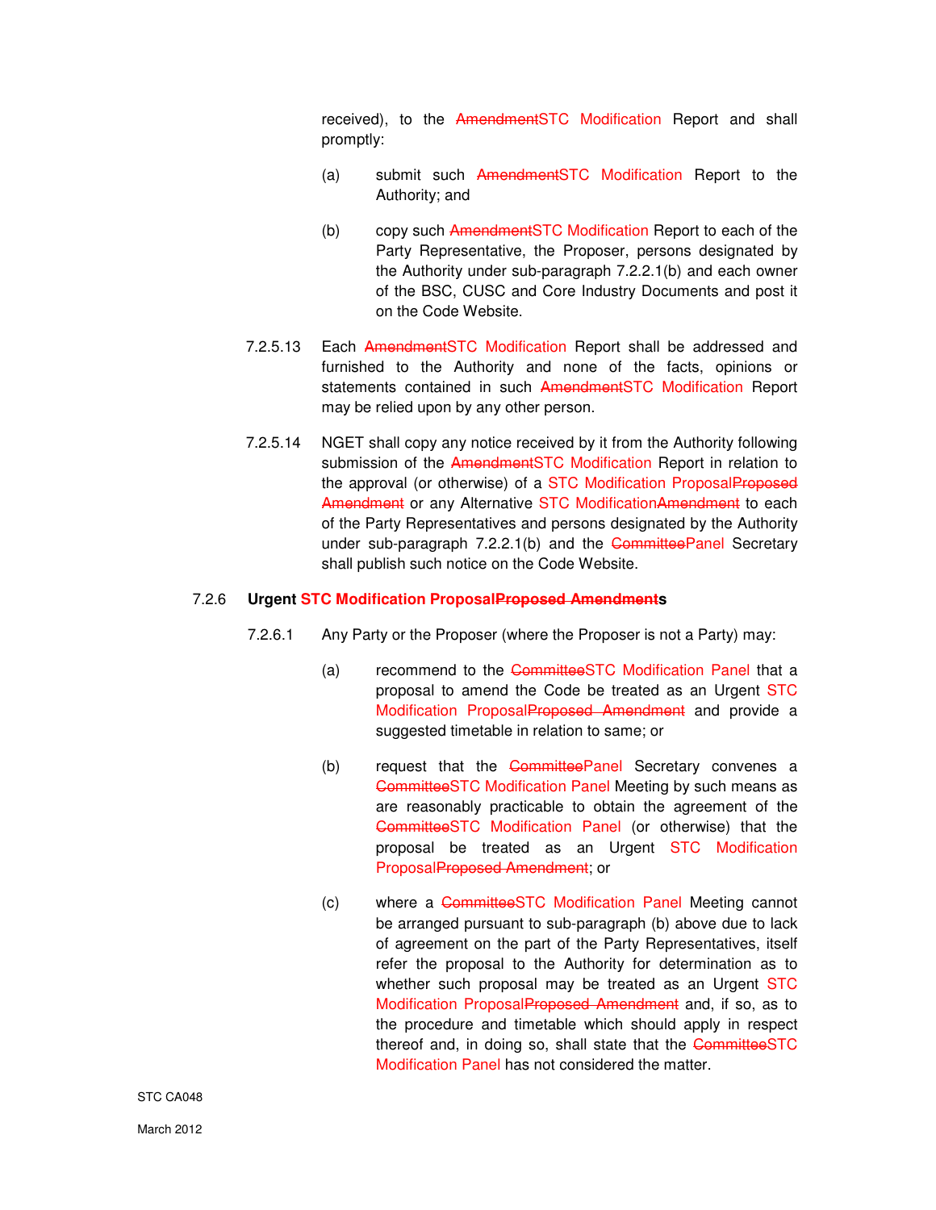received), to the ~~Amendment~~STC Modification Report and shall promptly:

(a) submit such ~~Amendment~~STC Modification Report to the Authority; and

(b) copy such ~~Amendment~~STC Modification Report to each of the Party Representative, the Proposer, persons designated by the Authority under sub-paragraph 7.2.2.1(b) and each owner of the BSC, CUSC and Core Industry Documents and post it on the Code Website.

7.2.5.13 Each ~~Amendment~~STC Modification Report shall be addressed and furnished to the Authority and none of the facts, opinions or statements contained in such ~~Amendment~~STC Modification Report may be relied upon by any other person.

7.2.5.14 NGET shall copy any notice received by it from the Authority following submission of the ~~Amendment~~STC Modification Report in relation to the approval (or otherwise) of a STC Modification Proposal~~Proposed Amendment~~ or any Alternative STC Modification~~Amendment~~ to each of the Party Representatives and persons designated by the Authority under sub-paragraph 7.2.2.1(b) and the ~~Committee~~Panel Secretary shall publish such notice on the Code Website.

### 7.2.6 Urgent STC Modification Proposal~~Proposed Amendment~~s

7.2.6.1 Any Party or the Proposer (where the Proposer is not a Party) may:

(a) recommend to the ~~Committee~~STC Modification Panel that a proposal to amend the Code be treated as an Urgent STC Modification Proposal~~Proposed Amendment~~ and provide a suggested timetable in relation to same; or

(b) request that the ~~Committee~~Panel Secretary convenes a ~~Committee~~STC Modification Panel Meeting by such means as are reasonably practicable to obtain the agreement of the ~~Committee~~STC Modification Panel (or otherwise) that the proposal be treated as an Urgent STC Modification Proposal~~Proposed Amendment~~; or

(c) where a ~~Committee~~STC Modification Panel Meeting cannot be arranged pursuant to sub-paragraph (b) above due to lack of agreement on the part of the Party Representatives, itself refer the proposal to the Authority for determination as to whether such proposal may be treated as an Urgent STC Modification Proposal~~Proposed Amendment~~ and, if so, as to the procedure and timetable which should apply in respect thereof and, in doing so, shall state that the ~~Committee~~STC Modification Panel has not considered the matter.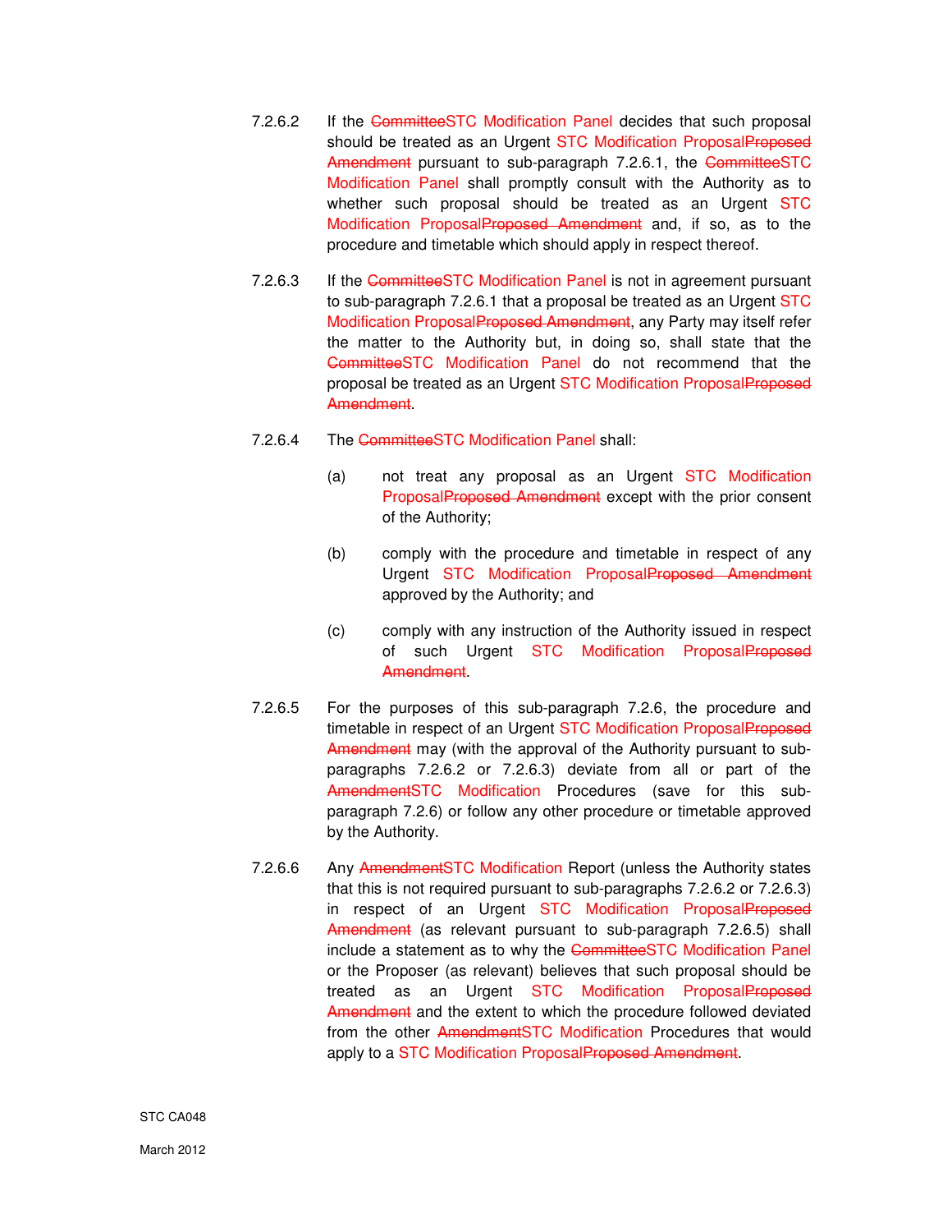7.2.6.2 If the ~~Committee~~STC Modification Panel decides that such proposal should be treated as an Urgent STC Modification Proposal~~Proposed Amendment~~ pursuant to sub-paragraph 7.2.6.1, the ~~Committee~~STC Modification Panel shall promptly consult with the Authority as to whether such proposal should be treated as an Urgent STC Modification Proposal~~Proposed Amendment~~ and, if so, as to the procedure and timetable which should apply in respect thereof.

7.2.6.3 If the ~~Committee~~STC Modification Panel is not in agreement pursuant to sub-paragraph 7.2.6.1 that a proposal be treated as an Urgent STC Modification Proposal~~Proposed Amendment~~, any Party may itself refer the matter to the Authority but, in doing so, shall state that the ~~Committee~~STC Modification Panel do not recommend that the proposal be treated as an Urgent STC Modification Proposal~~Proposed Amendment~~.

7.2.6.4 The ~~Committee~~STC Modification Panel shall:

(a) not treat any proposal as an Urgent STC Modification Proposal~~Proposed Amendment~~ except with the prior consent of the Authority;

(b) comply with the procedure and timetable in respect of any Urgent STC Modification Proposal~~Proposed Amendment~~ approved by the Authority; and

(c) comply with any instruction of the Authority issued in respect of such Urgent STC Modification Proposal~~Proposed Amendment~~.

7.2.6.5 For the purposes of this sub-paragraph 7.2.6, the procedure and timetable in respect of an Urgent STC Modification Proposal~~Proposed Amendment~~ may (with the approval of the Authority pursuant to sub-paragraphs 7.2.6.2 or 7.2.6.3) deviate from all or part of the ~~Amendment~~STC Modification Procedures (save for this sub-paragraph 7.2.6) or follow any other procedure or timetable approved by the Authority.

7.2.6.6 Any ~~Amendment~~STC Modification Report (unless the Authority states that this is not required pursuant to sub-paragraphs 7.2.6.2 or 7.2.6.3) in respect of an Urgent STC Modification Proposal~~Proposed Amendment~~ (as relevant pursuant to sub-paragraph 7.2.6.5) shall include a statement as to why the ~~Committee~~STC Modification Panel or the Proposer (as relevant) believes that such proposal should be treated as an Urgent STC Modification Proposal~~Proposed Amendment~~ and the extent to which the procedure followed deviated from the other ~~Amendment~~STC Modification Procedures that would apply to a STC Modification Proposal~~Proposed Amendment~~.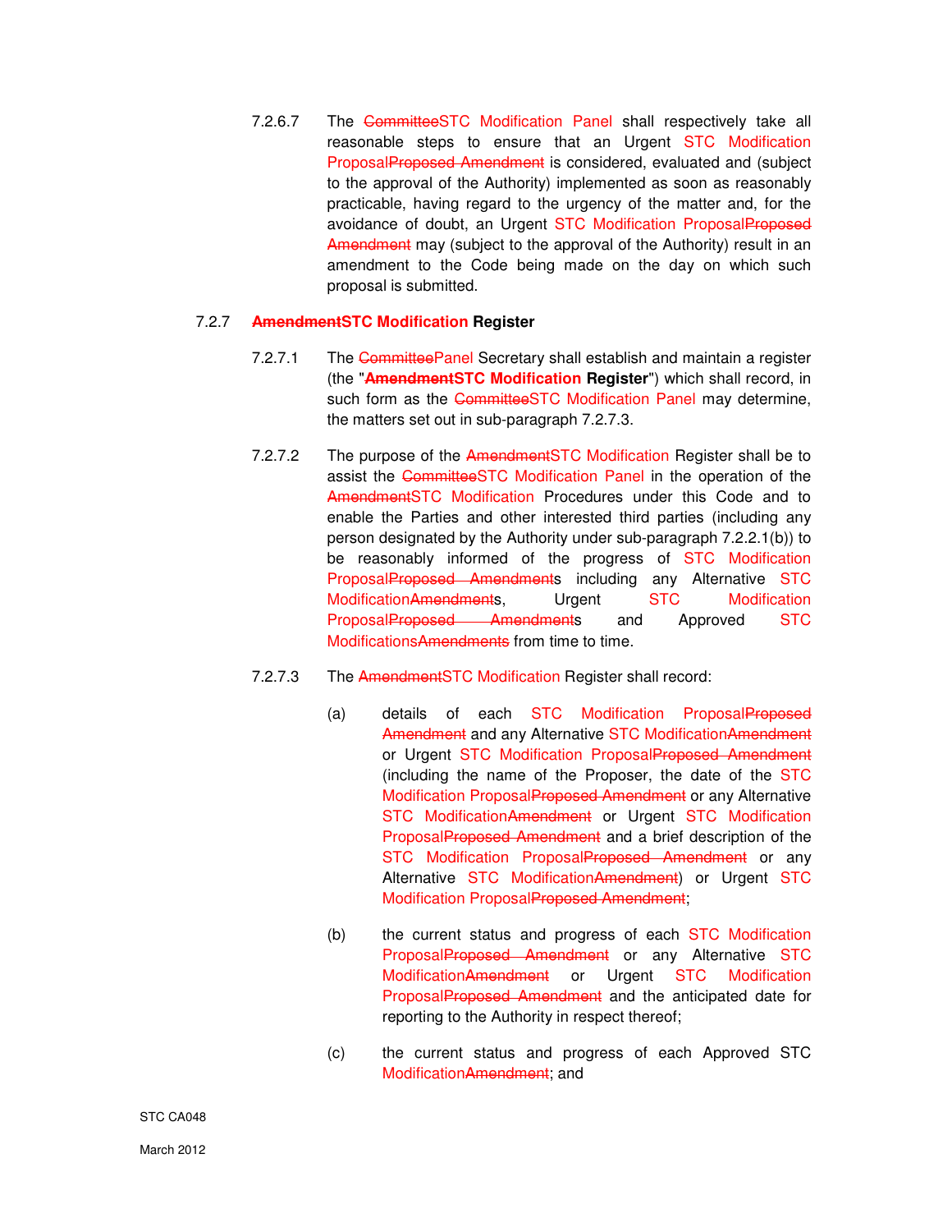7.2.6.7 The ~~Committee~~STC Modification Panel shall respectively take all reasonable steps to ensure that an Urgent STC Modification Proposal~~Proposed Amendment~~ is considered, evaluated and (subject to the approval of the Authority) implemented as soon as reasonably practicable, having regard to the urgency of the matter and, for the avoidance of doubt, an Urgent STC Modification Proposal~~Proposed Amendment~~ may (subject to the approval of the Authority) result in an amendment to the Code being made on the day on which such proposal is submitted.

### 7.2.7 ~~**Amendment**~~**STC Modification Register**

7.2.7.1 The ~~Committee~~Panel Secretary shall establish and maintain a register (the "~~**Amendment**~~**STC Modification Register**") which shall record, in such form as the ~~Committee~~STC Modification Panel may determine, the matters set out in sub-paragraph 7.2.7.3.

7.2.7.2 The purpose of the ~~Amendment~~STC Modification Register shall be to assist the ~~Committee~~STC Modification Panel in the operation of the ~~Amendment~~STC Modification Procedures under this Code and to enable the Parties and other interested third parties (including any person designated by the Authority under sub-paragraph 7.2.2.1(b)) to be reasonably informed of the progress of STC Modification Proposal~~Proposed Amendment~~s including any Alternative STC Modification~~Amendment~~s, Urgent STC Modification Proposal~~Proposed Amendment~~s and Approved STC Modifications~~Amendments~~ from time to time.

7.2.7.3 The ~~Amendment~~STC Modification Register shall record:

(a) details of each STC Modification Proposal~~Proposed Amendment~~ and any Alternative STC Modification~~Amendment~~ or Urgent STC Modification Proposal~~Proposed Amendment~~ (including the name of the Proposer, the date of the STC Modification Proposal~~Proposed Amendment~~ or any Alternative STC Modification~~Amendment~~ or Urgent STC Modification Proposal~~Proposed Amendment~~ and a brief description of the STC Modification Proposal~~Proposed Amendment~~ or any Alternative STC Modification~~Amendment~~) or Urgent STC Modification Proposal~~Proposed Amendment~~;

(b) the current status and progress of each STC Modification Proposal~~Proposed Amendment~~ or any Alternative STC Modification~~Amendment~~ or Urgent STC Modification Proposal~~Proposed Amendment~~ and the anticipated date for reporting to the Authority in respect thereof;

(c) the current status and progress of each Approved STC Modification~~Amendment~~; and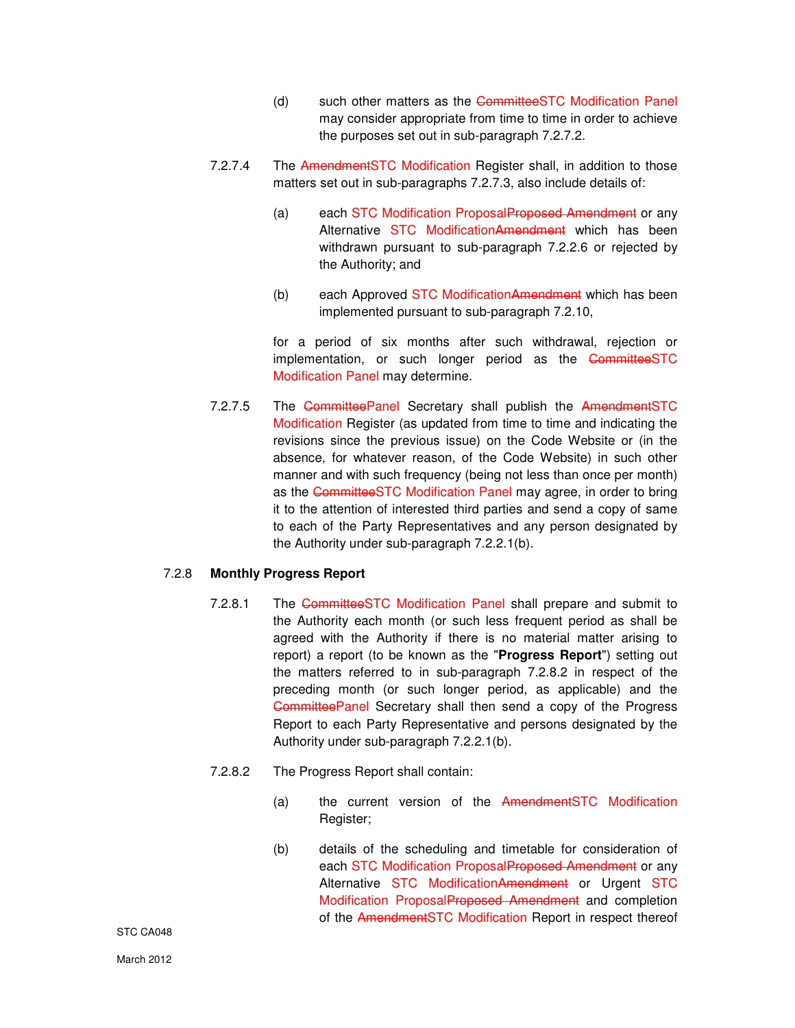(d) such other matters as the ~~Committee~~STC Modification Panel may consider appropriate from time to time in order to achieve the purposes set out in sub-paragraph 7.2.7.2.

7.2.7.4 The ~~Amendment~~STC Modification Register shall, in addition to those matters set out in sub-paragraphs 7.2.7.3, also include details of:

(a) each STC Modification Proposal~~Proposed Amendment~~ or any Alternative STC Modification~~Amendment~~ which has been withdrawn pursuant to sub-paragraph 7.2.2.6 or rejected by the Authority; and

(b) each Approved STC Modification~~Amendment~~ which has been implemented pursuant to sub-paragraph 7.2.10,

for a period of six months after such withdrawal, rejection or implementation, or such longer period as the ~~Committee~~STC Modification Panel may determine.

7.2.7.5 The ~~Committee~~Panel Secretary shall publish the ~~Amendment~~STC Modification Register (as updated from time to time and indicating the revisions since the previous issue) on the Code Website or (in the absence, for whatever reason, of the Code Website) in such other manner and with such frequency (being not less than once per month) as the ~~Committee~~STC Modification Panel may agree, in order to bring it to the attention of interested third parties and send a copy of same to each of the Party Representatives and any person designated by the Authority under sub-paragraph 7.2.2.1(b).

7.2.8 **Monthly Progress Report**

7.2.8.1 The ~~Committee~~STC Modification Panel shall prepare and submit to the Authority each month (or such less frequent period as shall be agreed with the Authority if there is no material matter arising to report) a report (to be known as the "**Progress Report**") setting out the matters referred to in sub-paragraph 7.2.8.2 in respect of the preceding month (or such longer period, as applicable) and the ~~Committee~~Panel Secretary shall then send a copy of the Progress Report to each Party Representative and persons designated by the Authority under sub-paragraph 7.2.2.1(b).

7.2.8.2 The Progress Report shall contain:

(a) the current version of the ~~Amendment~~STC Modification Register;

(b) details of the scheduling and timetable for consideration of each STC Modification Proposal~~Proposed Amendment~~ or any Alternative STC Modification~~Amendment~~ or Urgent STC Modification Proposal~~Proposed Amendment~~ and completion of the ~~Amendment~~STC Modification Report in respect thereof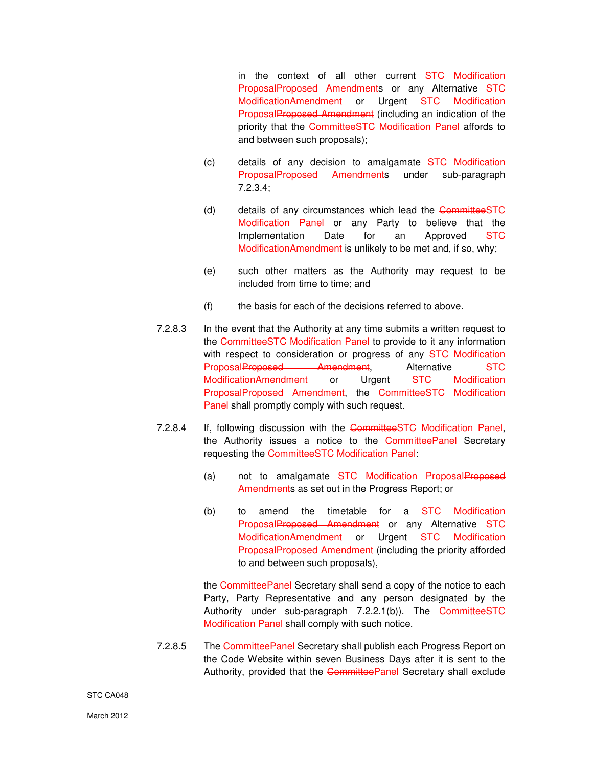in the context of all other current STC Modification Proposal~~Proposed Amendment~~s or any Alternative STC Modification~~Amendment~~ or Urgent STC Modification Proposal~~Proposed Amendment~~ (including an indication of the priority that the ~~Committee~~STC Modification Panel affords to and between such proposals);

(c) details of any decision to amalgamate STC Modification Proposal~~Proposed Amendment~~s under sub-paragraph 7.2.3.4;

(d) details of any circumstances which lead the ~~Committee~~STC Modification Panel or any Party to believe that the Implementation Date for an Approved STC Modification~~Amendment~~ is unlikely to be met and, if so, why;

(e) such other matters as the Authority may request to be included from time to time; and

(f) the basis for each of the decisions referred to above.

7.2.8.3 In the event that the Authority at any time submits a written request to the ~~Committee~~STC Modification Panel to provide to it any information with respect to consideration or progress of any STC Modification Proposal~~Proposed Amendment~~, Alternative STC Modification~~Amendment~~ or Urgent STC Modification Proposal~~Proposed Amendment~~, the ~~Committee~~STC Modification Panel shall promptly comply with such request.

7.2.8.4 If, following discussion with the ~~Committee~~STC Modification Panel, the Authority issues a notice to the ~~Committee~~Panel Secretary requesting the ~~Committee~~STC Modification Panel:

(a) not to amalgamate STC Modification Proposal~~Proposed Amendment~~s as set out in the Progress Report; or

(b) to amend the timetable for a STC Modification Proposal~~Proposed Amendment~~ or any Alternative STC Modification~~Amendment~~ or Urgent STC Modification Proposal~~Proposed Amendment~~ (including the priority afforded to and between such proposals),

the ~~Committee~~Panel Secretary shall send a copy of the notice to each Party, Party Representative and any person designated by the Authority under sub-paragraph 7.2.2.1(b)). The ~~Committee~~STC Modification Panel shall comply with such notice.

7.2.8.5 The ~~Committee~~Panel Secretary shall publish each Progress Report on the Code Website within seven Business Days after it is sent to the Authority, provided that the ~~Committee~~Panel Secretary shall exclude

STC CA048

March 2012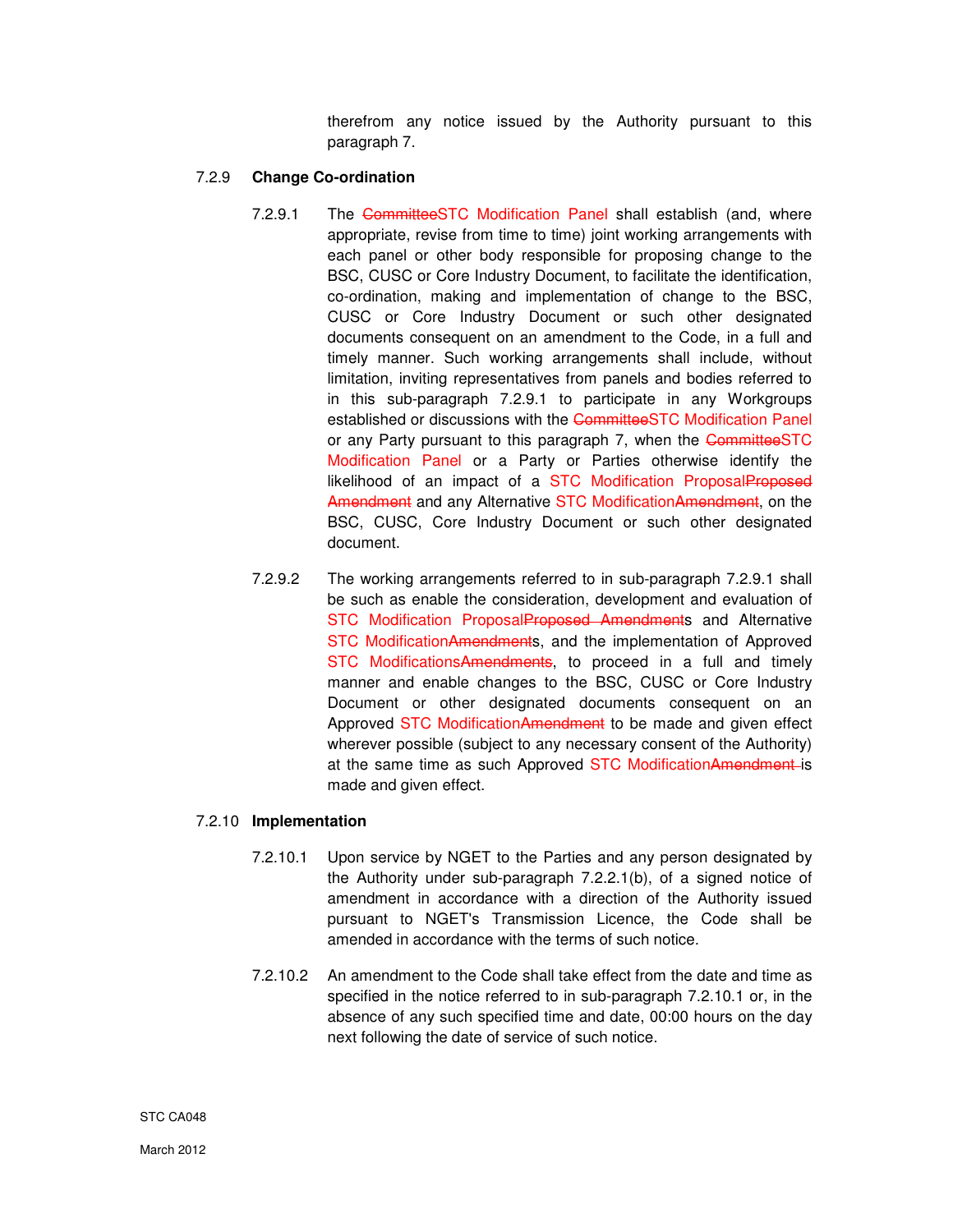therefrom any notice issued by the Authority pursuant to this paragraph 7.

**7.2.9 Change Co-ordination**

7.2.9.1 The ~~Committee~~STC Modification Panel shall establish (and, where appropriate, revise from time to time) joint working arrangements with each panel or other body responsible for proposing change to the BSC, CUSC or Core Industry Document, to facilitate the identification, co-ordination, making and implementation of change to the BSC, CUSC or Core Industry Document or such other designated documents consequent on an amendment to the Code, in a full and timely manner. Such working arrangements shall include, without limitation, inviting representatives from panels and bodies referred to in this sub-paragraph 7.2.9.1 to participate in any Workgroups established or discussions with the ~~Committee~~STC Modification Panel or any Party pursuant to this paragraph 7, when the ~~Committee~~STC Modification Panel or a Party or Parties otherwise identify the likelihood of an impact of a STC Modification Proposal~~Proposed Amendment~~ and any Alternative STC Modification~~Amendment~~, on the BSC, CUSC, Core Industry Document or such other designated document.

7.2.9.2 The working arrangements referred to in sub-paragraph 7.2.9.1 shall be such as enable the consideration, development and evaluation of STC Modification Proposal~~Proposed Amendment~~s and Alternative STC Modification~~Amendment~~s, and the implementation of Approved STC Modifications~~Amendments~~, to proceed in a full and timely manner and enable changes to the BSC, CUSC or Core Industry Document or other designated documents consequent on an Approved STC Modification~~Amendment~~ to be made and given effect wherever possible (subject to any necessary consent of the Authority) at the same time as such Approved STC Modification~~Amendment~~ is made and given effect.

**7.2.10 Implementation**

7.2.10.1 Upon service by NGET to the Parties and any person designated by the Authority under sub-paragraph 7.2.2.1(b), of a signed notice of amendment in accordance with a direction of the Authority issued pursuant to NGET's Transmission Licence, the Code shall be amended in accordance with the terms of such notice.

7.2.10.2 An amendment to the Code shall take effect from the date and time as specified in the notice referred to in sub-paragraph 7.2.10.1 or, in the absence of any such specified time and date, 00:00 hours on the day next following the date of service of such notice.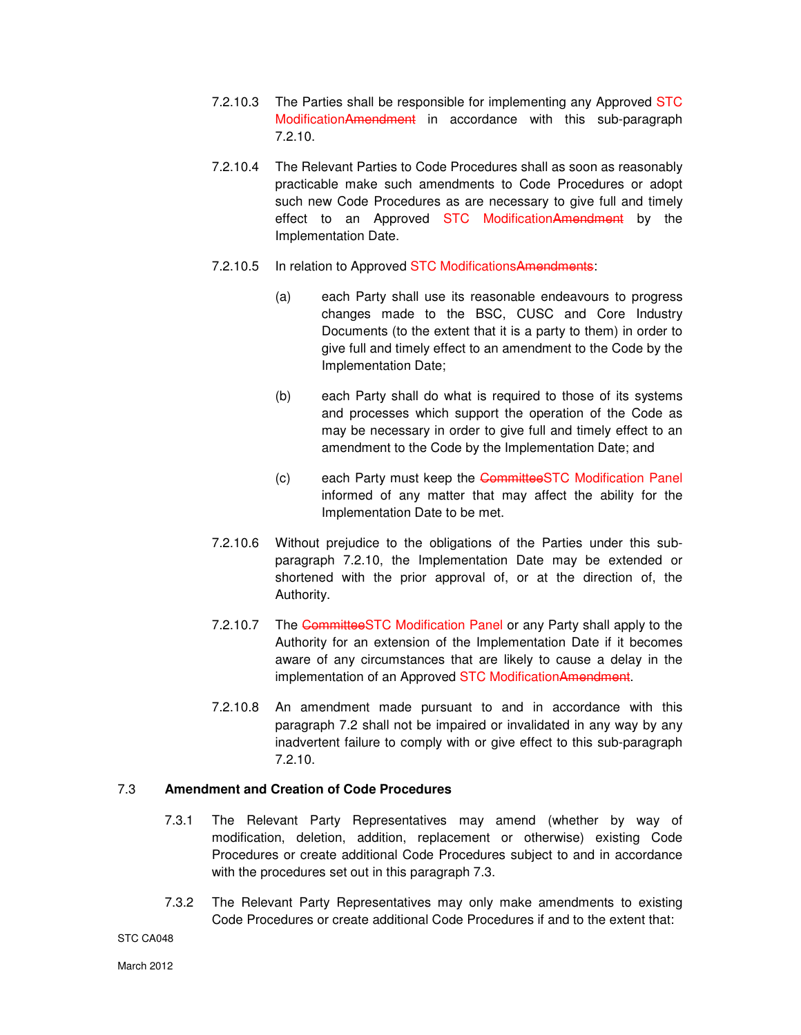7.2.10.3 The Parties shall be responsible for implementing any Approved STC Modification~~Amendment~~ in accordance with this sub-paragraph 7.2.10.

7.2.10.4 The Relevant Parties to Code Procedures shall as soon as reasonably practicable make such amendments to Code Procedures or adopt such new Code Procedures as are necessary to give full and timely effect to an Approved STC Modification~~Amendment~~ by the Implementation Date.

7.2.10.5 In relation to Approved STC Modifications~~Amendments~~:

(a) each Party shall use its reasonable endeavours to progress changes made to the BSC, CUSC and Core Industry Documents (to the extent that it is a party to them) in order to give full and timely effect to an amendment to the Code by the Implementation Date;

(b) each Party shall do what is required to those of its systems and processes which support the operation of the Code as may be necessary in order to give full and timely effect to an amendment to the Code by the Implementation Date; and

(c) each Party must keep the ~~Committee~~STC Modification Panel informed of any matter that may affect the ability for the Implementation Date to be met.

7.2.10.6 Without prejudice to the obligations of the Parties under this sub-paragraph 7.2.10, the Implementation Date may be extended or shortened with the prior approval of, or at the direction of, the Authority.

7.2.10.7 The ~~Committee~~STC Modification Panel or any Party shall apply to the Authority for an extension of the Implementation Date if it becomes aware of any circumstances that are likely to cause a delay in the implementation of an Approved STC Modification~~Amendment~~.

7.2.10.8 An amendment made pursuant to and in accordance with this paragraph 7.2 shall not be impaired or invalidated in any way by any inadvertent failure to comply with or give effect to this sub-paragraph 7.2.10.

## 7.3 Amendment and Creation of Code Procedures

7.3.1 The Relevant Party Representatives may amend (whether by way of modification, deletion, addition, replacement or otherwise) existing Code Procedures or create additional Code Procedures subject to and in accordance with the procedures set out in this paragraph 7.3.

7.3.2 The Relevant Party Representatives may only make amendments to existing Code Procedures or create additional Code Procedures if and to the extent that: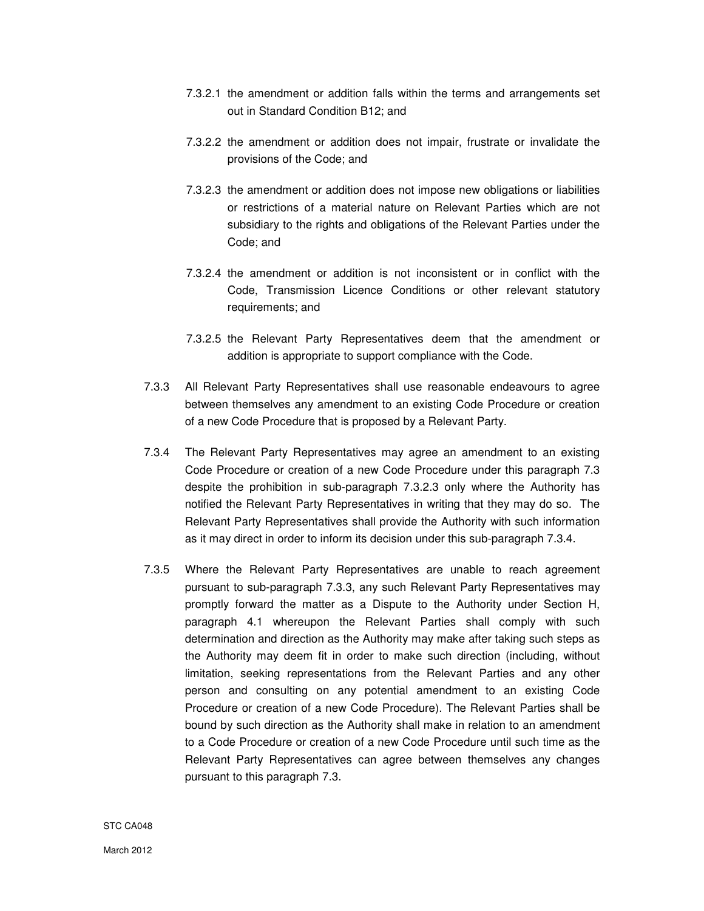7.3.2.1 the amendment or addition falls within the terms and arrangements set out in Standard Condition B12; and

7.3.2.2 the amendment or addition does not impair, frustrate or invalidate the provisions of the Code; and

7.3.2.3 the amendment or addition does not impose new obligations or liabilities or restrictions of a material nature on Relevant Parties which are not subsidiary to the rights and obligations of the Relevant Parties under the Code; and

7.3.2.4 the amendment or addition is not inconsistent or in conflict with the Code, Transmission Licence Conditions or other relevant statutory requirements; and

7.3.2.5 the Relevant Party Representatives deem that the amendment or addition is appropriate to support compliance with the Code.

7.3.3 All Relevant Party Representatives shall use reasonable endeavours to agree between themselves any amendment to an existing Code Procedure or creation of a new Code Procedure that is proposed by a Relevant Party.

7.3.4 The Relevant Party Representatives may agree an amendment to an existing Code Procedure or creation of a new Code Procedure under this paragraph 7.3 despite the prohibition in sub-paragraph 7.3.2.3 only where the Authority has notified the Relevant Party Representatives in writing that they may do so. The Relevant Party Representatives shall provide the Authority with such information as it may direct in order to inform its decision under this sub-paragraph 7.3.4.

7.3.5 Where the Relevant Party Representatives are unable to reach agreement pursuant to sub-paragraph 7.3.3, any such Relevant Party Representatives may promptly forward the matter as a Dispute to the Authority under Section H, paragraph 4.1 whereupon the Relevant Parties shall comply with such determination and direction as the Authority may make after taking such steps as the Authority may deem fit in order to make such direction (including, without limitation, seeking representations from the Relevant Parties and any other person and consulting on any potential amendment to an existing Code Procedure or creation of a new Code Procedure). The Relevant Parties shall be bound by such direction as the Authority shall make in relation to an amendment to a Code Procedure or creation of a new Code Procedure until such time as the Relevant Party Representatives can agree between themselves any changes pursuant to this paragraph 7.3.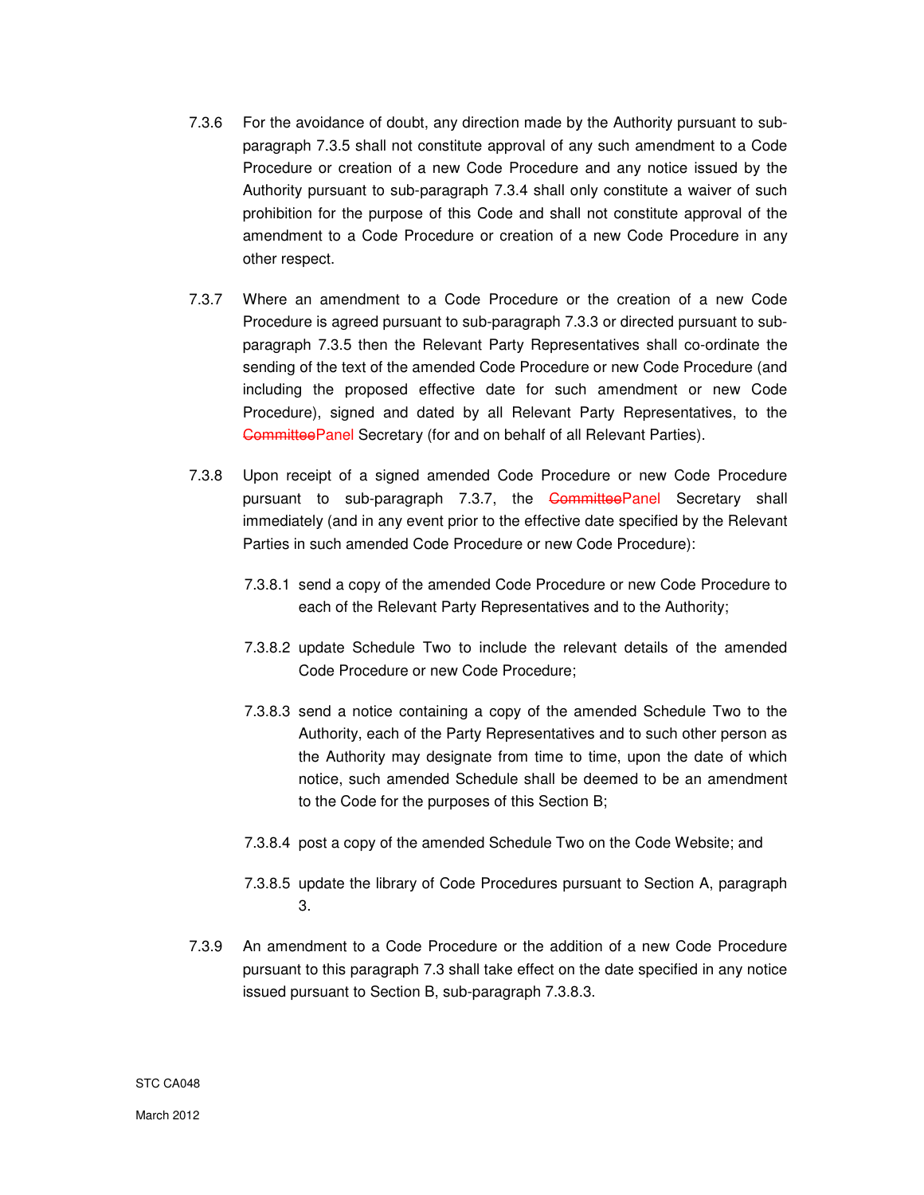7.3.6 For the avoidance of doubt, any direction made by the Authority pursuant to sub-paragraph 7.3.5 shall not constitute approval of any such amendment to a Code Procedure or creation of a new Code Procedure and any notice issued by the Authority pursuant to sub-paragraph 7.3.4 shall only constitute a waiver of such prohibition for the purpose of this Code and shall not constitute approval of the amendment to a Code Procedure or creation of a new Code Procedure in any other respect.

7.3.7 Where an amendment to a Code Procedure or the creation of a new Code Procedure is agreed pursuant to sub-paragraph 7.3.3 or directed pursuant to sub-paragraph 7.3.5 then the Relevant Party Representatives shall co-ordinate the sending of the text of the amended Code Procedure or new Code Procedure (and including the proposed effective date for such amendment or new Code Procedure), signed and dated by all Relevant Party Representatives, to the ~~Committee~~Panel Secretary (for and on behalf of all Relevant Parties).

7.3.8 Upon receipt of a signed amended Code Procedure or new Code Procedure pursuant to sub-paragraph 7.3.7, the ~~Committee~~Panel Secretary shall immediately (and in any event prior to the effective date specified by the Relevant Parties in such amended Code Procedure or new Code Procedure):

7.3.8.1 send a copy of the amended Code Procedure or new Code Procedure to each of the Relevant Party Representatives and to the Authority;

7.3.8.2 update Schedule Two to include the relevant details of the amended Code Procedure or new Code Procedure;

7.3.8.3 send a notice containing a copy of the amended Schedule Two to the Authority, each of the Party Representatives and to such other person as the Authority may designate from time to time, upon the date of which notice, such amended Schedule shall be deemed to be an amendment to the Code for the purposes of this Section B;

7.3.8.4 post a copy of the amended Schedule Two on the Code Website; and

7.3.8.5 update the library of Code Procedures pursuant to Section A, paragraph 3.

7.3.9 An amendment to a Code Procedure or the addition of a new Code Procedure pursuant to this paragraph 7.3 shall take effect on the date specified in any notice issued pursuant to Section B, sub-paragraph 7.3.8.3.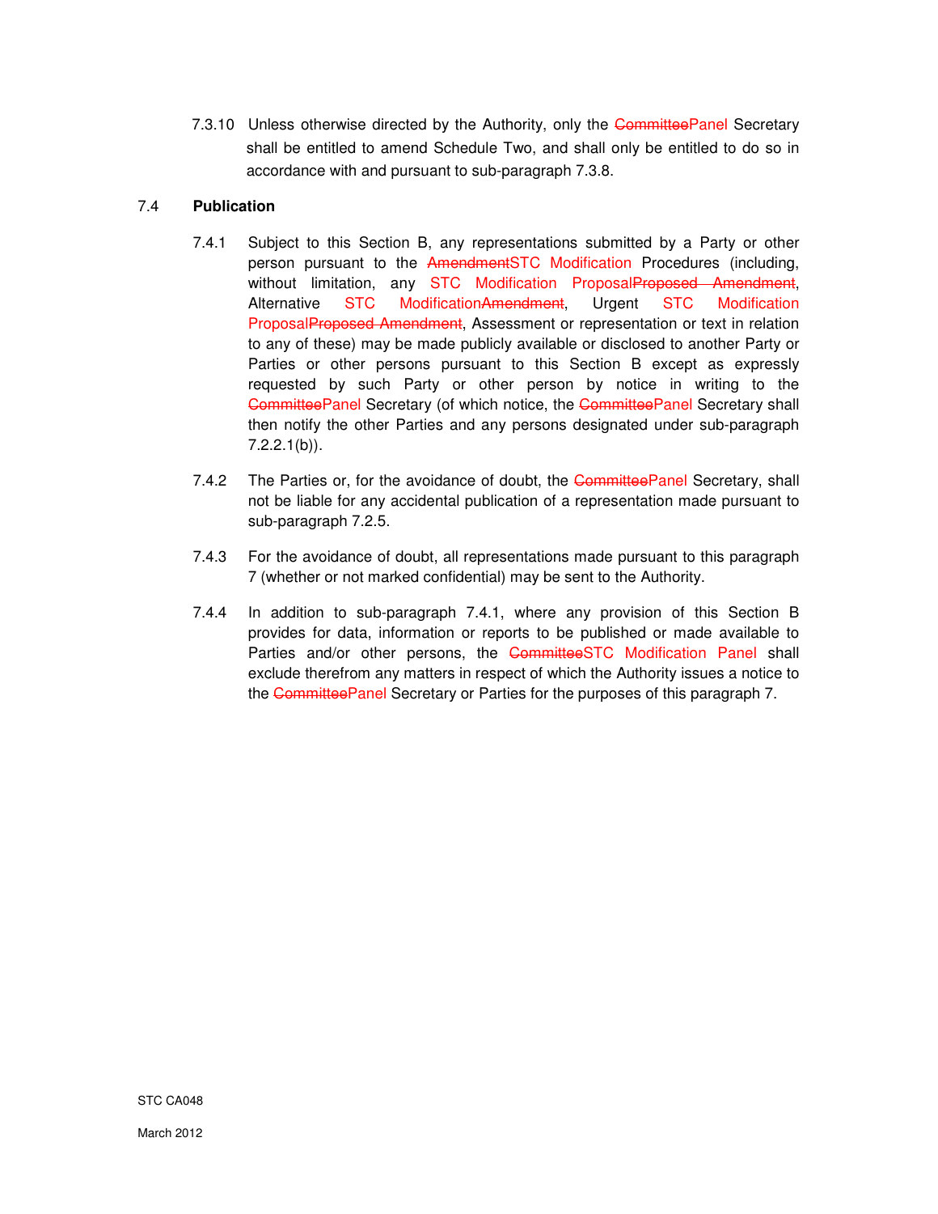7.3.10 Unless otherwise directed by the Authority, only the ~~Committee~~Panel Secretary shall be entitled to amend Schedule Two, and shall only be entitled to do so in accordance with and pursuant to sub-paragraph 7.3.8.

### 7.4 Publication

7.4.1 Subject to this Section B, any representations submitted by a Party or other person pursuant to the ~~Amendment~~STC Modification Procedures (including, without limitation, any STC Modification Proposal~~Proposed Amendment~~, Alternative STC Modification~~Amendment~~, Urgent STC Modification Proposal~~Proposed Amendment~~, Assessment or representation or text in relation to any of these) may be made publicly available or disclosed to another Party or Parties or other persons pursuant to this Section B except as expressly requested by such Party or other person by notice in writing to the ~~Committee~~Panel Secretary (of which notice, the ~~Committee~~Panel Secretary shall then notify the other Parties and any persons designated under sub-paragraph 7.2.2.1(b)).

7.4.2 The Parties or, for the avoidance of doubt, the ~~Committee~~Panel Secretary, shall not be liable for any accidental publication of a representation made pursuant to sub-paragraph 7.2.5.

7.4.3 For the avoidance of doubt, all representations made pursuant to this paragraph 7 (whether or not marked confidential) may be sent to the Authority.

7.4.4 In addition to sub-paragraph 7.4.1, where any provision of this Section B provides for data, information or reports to be published or made available to Parties and/or other persons, the ~~Committee~~STC Modification Panel shall exclude therefrom any matters in respect of which the Authority issues a notice to the ~~Committee~~Panel Secretary or Parties for the purposes of this paragraph 7.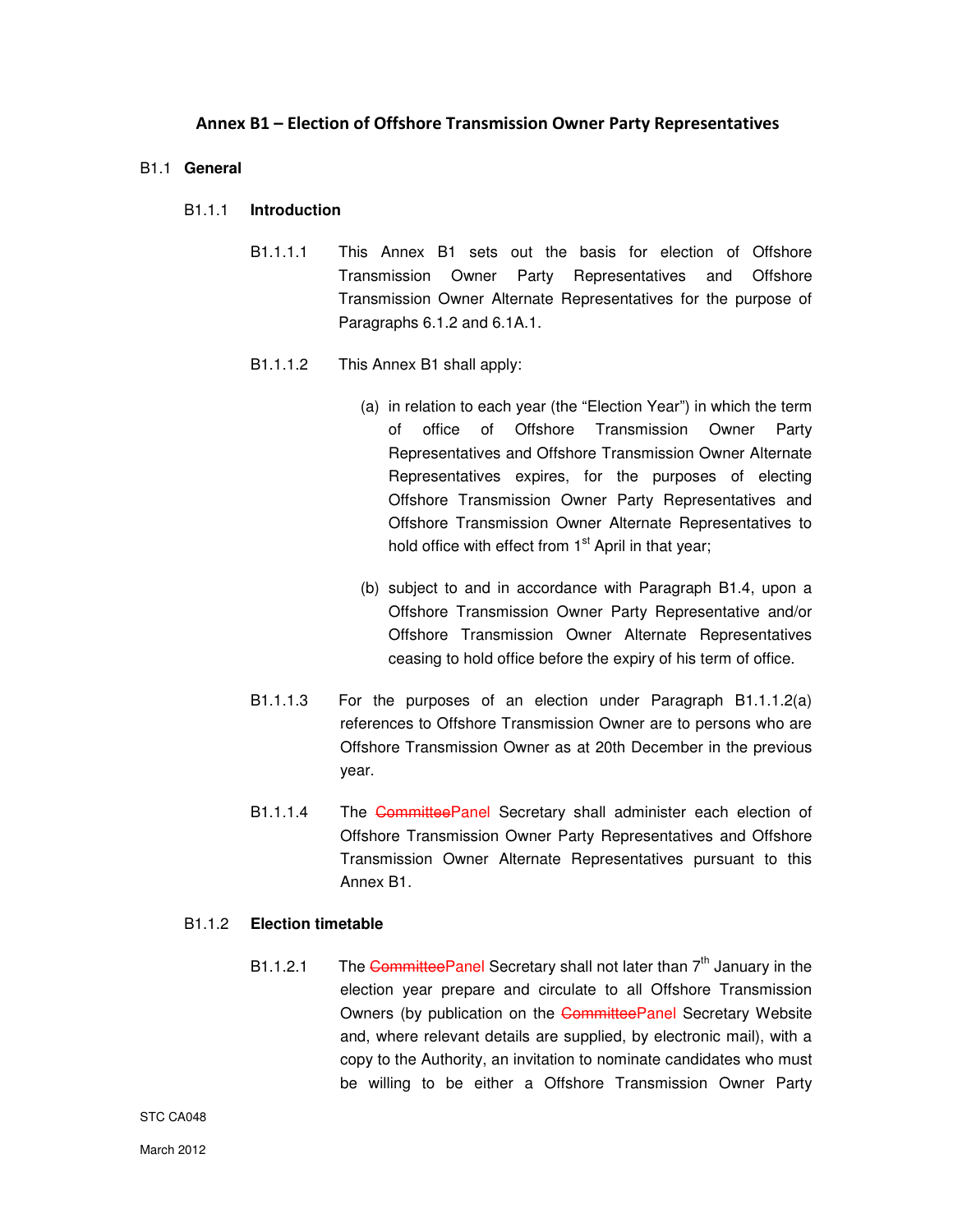# Annex B1 – Election of Offshore Transmission Owner Party Representatives

B1.1 **General**

B1.1.1 **Introduction**

B1.1.1.1 This Annex B1 sets out the basis for election of Offshore Transmission Owner Party Representatives and Offshore Transmission Owner Alternate Representatives for the purpose of Paragraphs 6.1.2 and 6.1A.1.

B1.1.1.2 This Annex B1 shall apply:

(a) in relation to each year (the "Election Year") in which the term of office of Offshore Transmission Owner Party Representatives and Offshore Transmission Owner Alternate Representatives expires, for the purposes of electing Offshore Transmission Owner Party Representatives and Offshore Transmission Owner Alternate Representatives to hold office with effect from 1st April in that year;

(b) subject to and in accordance with Paragraph B1.4, upon a Offshore Transmission Owner Party Representative and/or Offshore Transmission Owner Alternate Representatives ceasing to hold office before the expiry of his term of office.

B1.1.1.3 For the purposes of an election under Paragraph B1.1.1.2(a) references to Offshore Transmission Owner are to persons who are Offshore Transmission Owner as at 20th December in the previous year.

B1.1.1.4 The ~~Committee~~Panel Secretary shall administer each election of Offshore Transmission Owner Party Representatives and Offshore Transmission Owner Alternate Representatives pursuant to this Annex B1.

B1.1.2 **Election timetable**

B1.1.2.1 The ~~Committee~~Panel Secretary shall not later than 7th January in the election year prepare and circulate to all Offshore Transmission Owners (by publication on the ~~Committee~~Panel Secretary Website and, where relevant details are supplied, by electronic mail), with a copy to the Authority, an invitation to nominate candidates who must be willing to be either a Offshore Transmission Owner Party

STC CA048

March 2012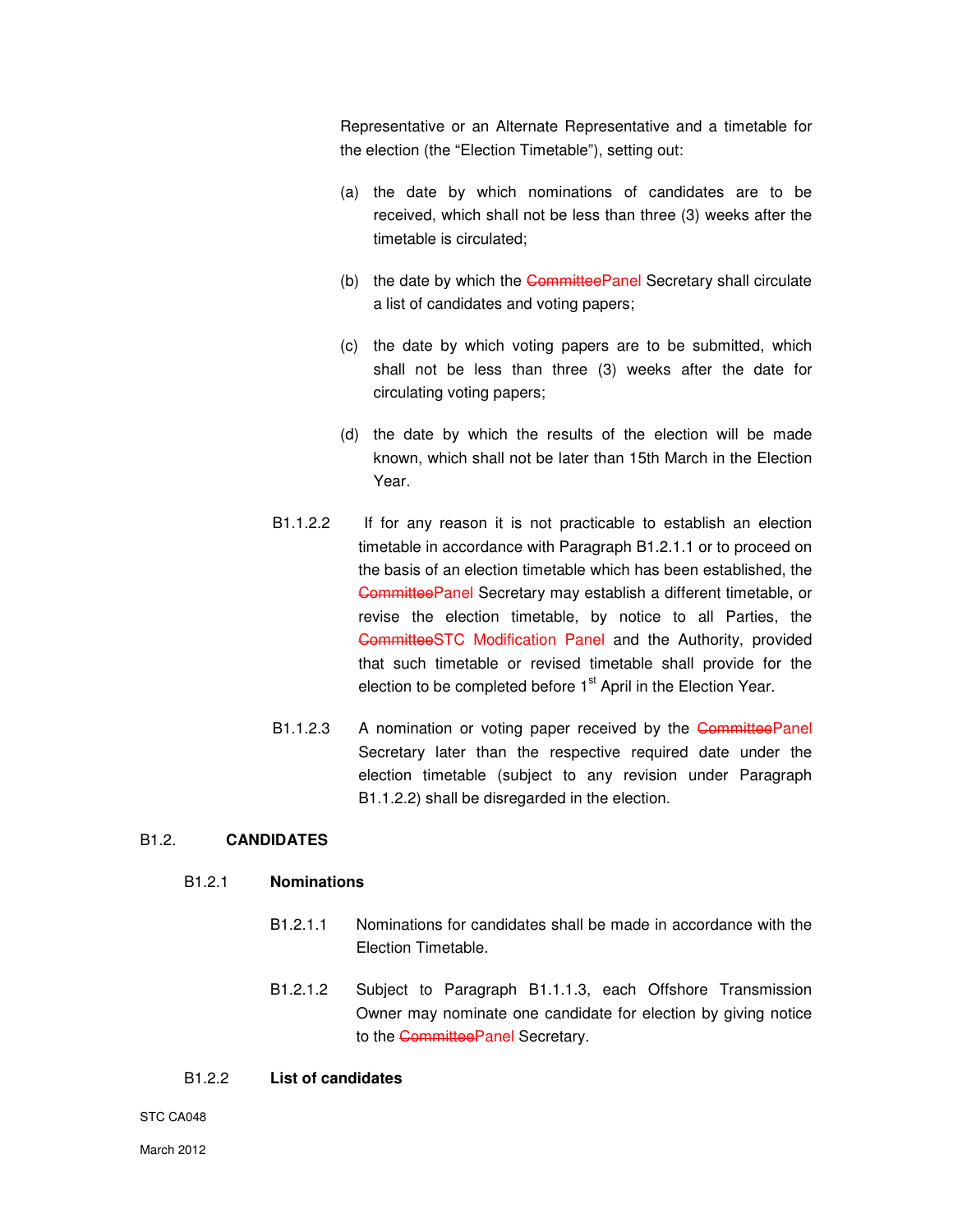Representative or an Alternate Representative and a timetable for the election (the "Election Timetable"), setting out:

(a) the date by which nominations of candidates are to be received, which shall not be less than three (3) weeks after the timetable is circulated;

(b) the date by which the ~~Committee~~Panel Secretary shall circulate a list of candidates and voting papers;

(c) the date by which voting papers are to be submitted, which shall not be less than three (3) weeks after the date for circulating voting papers;

(d) the date by which the results of the election will be made known, which shall not be later than 15th March in the Election Year.

B1.1.2.2 If for any reason it is not practicable to establish an election timetable in accordance with Paragraph B1.2.1.1 or to proceed on the basis of an election timetable which has been established, the ~~Committee~~Panel Secretary may establish a different timetable, or revise the election timetable, by notice to all Parties, the ~~Committee~~STC Modification Panel and the Authority, provided that such timetable or revised timetable shall provide for the election to be completed before 1st April in the Election Year.

B1.1.2.3 A nomination or voting paper received by the ~~Committee~~Panel Secretary later than the respective required date under the election timetable (subject to any revision under Paragraph B1.1.2.2) shall be disregarded in the election.

## B1.2. CANDIDATES

### B1.2.1 Nominations

B1.2.1.1 Nominations for candidates shall be made in accordance with the Election Timetable.

B1.2.1.2 Subject to Paragraph B1.1.1.3, each Offshore Transmission Owner may nominate one candidate for election by giving notice to the ~~Committee~~Panel Secretary.

### B1.2.2 List of candidates

STC CA048

March 2012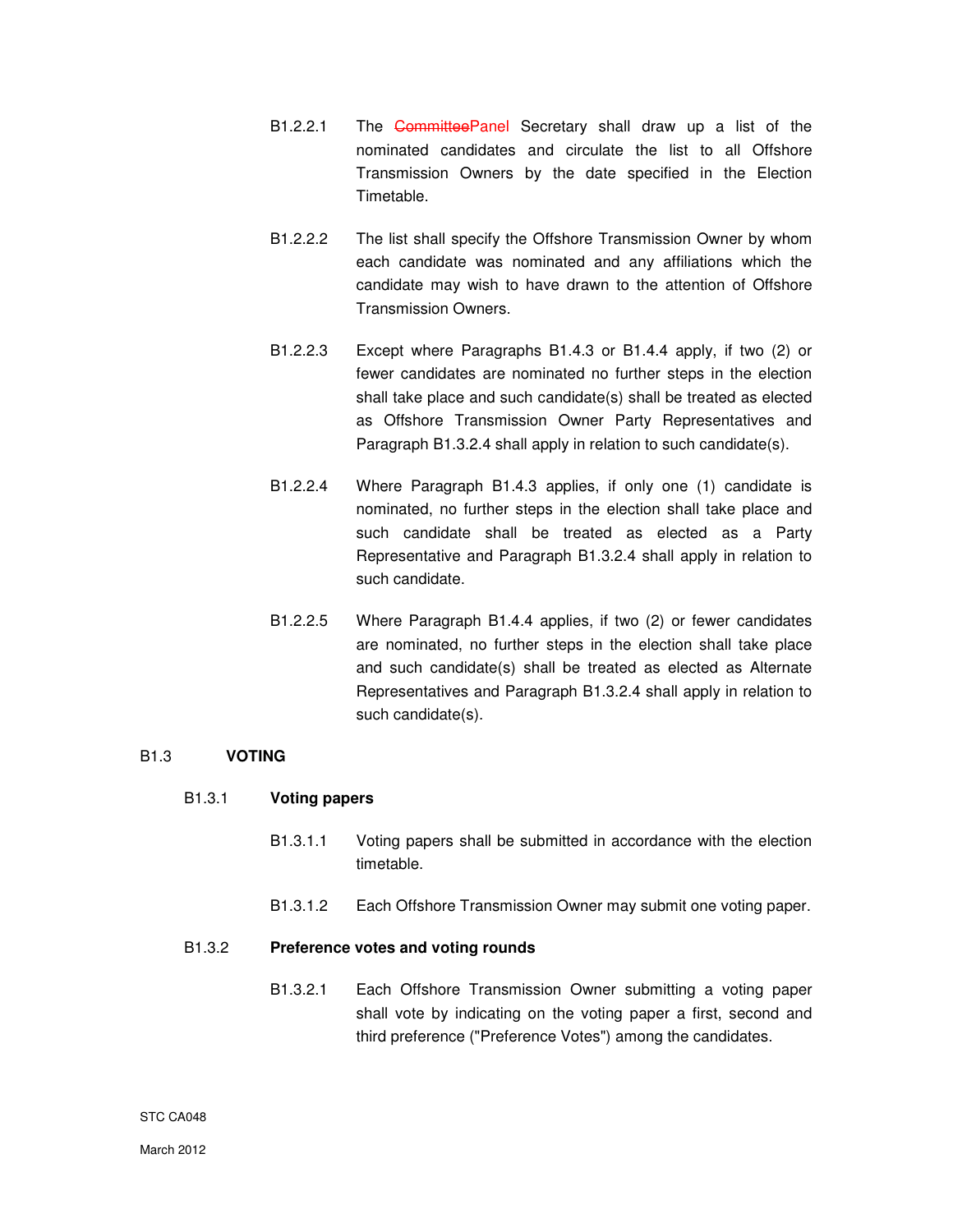B1.2.2.1 The ~~Committee~~Panel Secretary shall draw up a list of the nominated candidates and circulate the list to all Offshore Transmission Owners by the date specified in the Election Timetable.

B1.2.2.2 The list shall specify the Offshore Transmission Owner by whom each candidate was nominated and any affiliations which the candidate may wish to have drawn to the attention of Offshore Transmission Owners.

B1.2.2.3 Except where Paragraphs B1.4.3 or B1.4.4 apply, if two (2) or fewer candidates are nominated no further steps in the election shall take place and such candidate(s) shall be treated as elected as Offshore Transmission Owner Party Representatives and Paragraph B1.3.2.4 shall apply in relation to such candidate(s).

B1.2.2.4 Where Paragraph B1.4.3 applies, if only one (1) candidate is nominated, no further steps in the election shall take place and such candidate shall be treated as elected as a Party Representative and Paragraph B1.3.2.4 shall apply in relation to such candidate.

B1.2.2.5 Where Paragraph B1.4.4 applies, if two (2) or fewer candidates are nominated, no further steps in the election shall take place and such candidate(s) shall be treated as elected as Alternate Representatives and Paragraph B1.3.2.4 shall apply in relation to such candidate(s).

## B1.3 VOTING

### B1.3.1 Voting papers

B1.3.1.1 Voting papers shall be submitted in accordance with the election timetable.

B1.3.1.2 Each Offshore Transmission Owner may submit one voting paper.

### B1.3.2 Preference votes and voting rounds

B1.3.2.1 Each Offshore Transmission Owner submitting a voting paper shall vote by indicating on the voting paper a first, second and third preference ("Preference Votes") among the candidates.

STC CA048

March 2012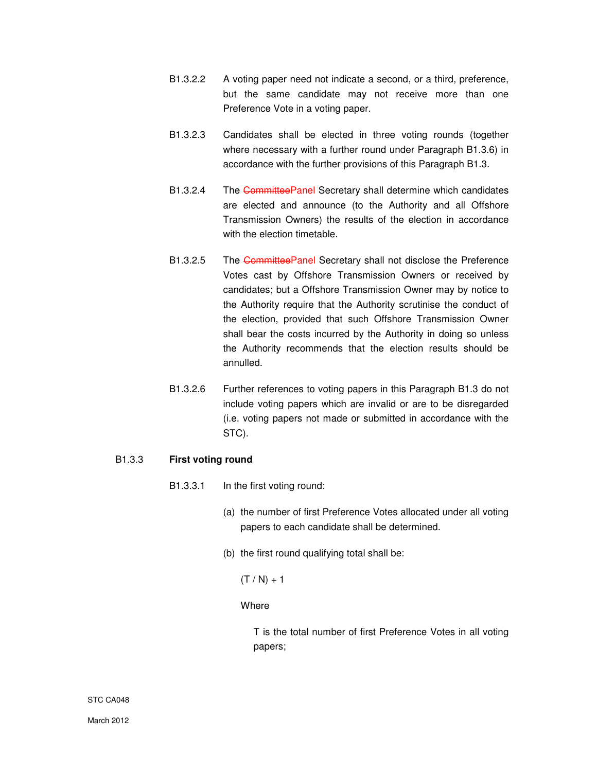B1.3.2.2 A voting paper need not indicate a second, or a third, preference, but the same candidate may not receive more than one Preference Vote in a voting paper.

B1.3.2.3 Candidates shall be elected in three voting rounds (together where necessary with a further round under Paragraph B1.3.6) in accordance with the further provisions of this Paragraph B1.3.

B1.3.2.4 The ~~Committee~~Panel Secretary shall determine which candidates are elected and announce (to the Authority and all Offshore Transmission Owners) the results of the election in accordance with the election timetable.

B1.3.2.5 The ~~Committee~~Panel Secretary shall not disclose the Preference Votes cast by Offshore Transmission Owners or received by candidates; but a Offshore Transmission Owner may by notice to the Authority require that the Authority scrutinise the conduct of the election, provided that such Offshore Transmission Owner shall bear the costs incurred by the Authority in doing so unless the Authority recommends that the election results should be annulled.

B1.3.2.6 Further references to voting papers in this Paragraph B1.3 do not include voting papers which are invalid or are to be disregarded (i.e. voting papers not made or submitted in accordance with the STC).

B1.3.3 **First voting round**

B1.3.3.1 In the first voting round:

(a) the number of first Preference Votes allocated under all voting papers to each candidate shall be determined.

(b) the first round qualifying total shall be:

$(T / N) + 1$

Where

T is the total number of first Preference Votes in all voting papers;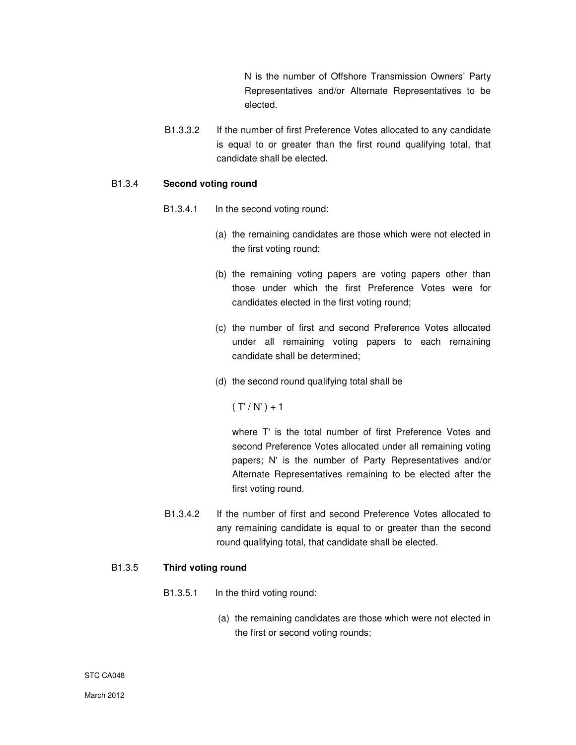N is the number of Offshore Transmission Owners' Party Representatives and/or Alternate Representatives to be elected.

B1.3.3.2 If the number of first Preference Votes allocated to any candidate is equal to or greater than the first round qualifying total, that candidate shall be elected.

B1.3.4 **Second voting round**

B1.3.4.1 In the second voting round:

(a) the remaining candidates are those which were not elected in the first voting round;

(b) the remaining voting papers are voting papers other than those under which the first Preference Votes were for candidates elected in the first voting round;

(c) the number of first and second Preference Votes allocated under all remaining voting papers to each remaining candidate shall be determined;

(d) the second round qualifying total shall be

$$( T' / N' ) + 1$$

where T' is the total number of first Preference Votes and second Preference Votes allocated under all remaining voting papers; N' is the number of Party Representatives and/or Alternate Representatives remaining to be elected after the first voting round.

B1.3.4.2 If the number of first and second Preference Votes allocated to any remaining candidate is equal to or greater than the second round qualifying total, that candidate shall be elected.

B1.3.5 **Third voting round**

B1.3.5.1 In the third voting round:

(a) the remaining candidates are those which were not elected in the first or second voting rounds;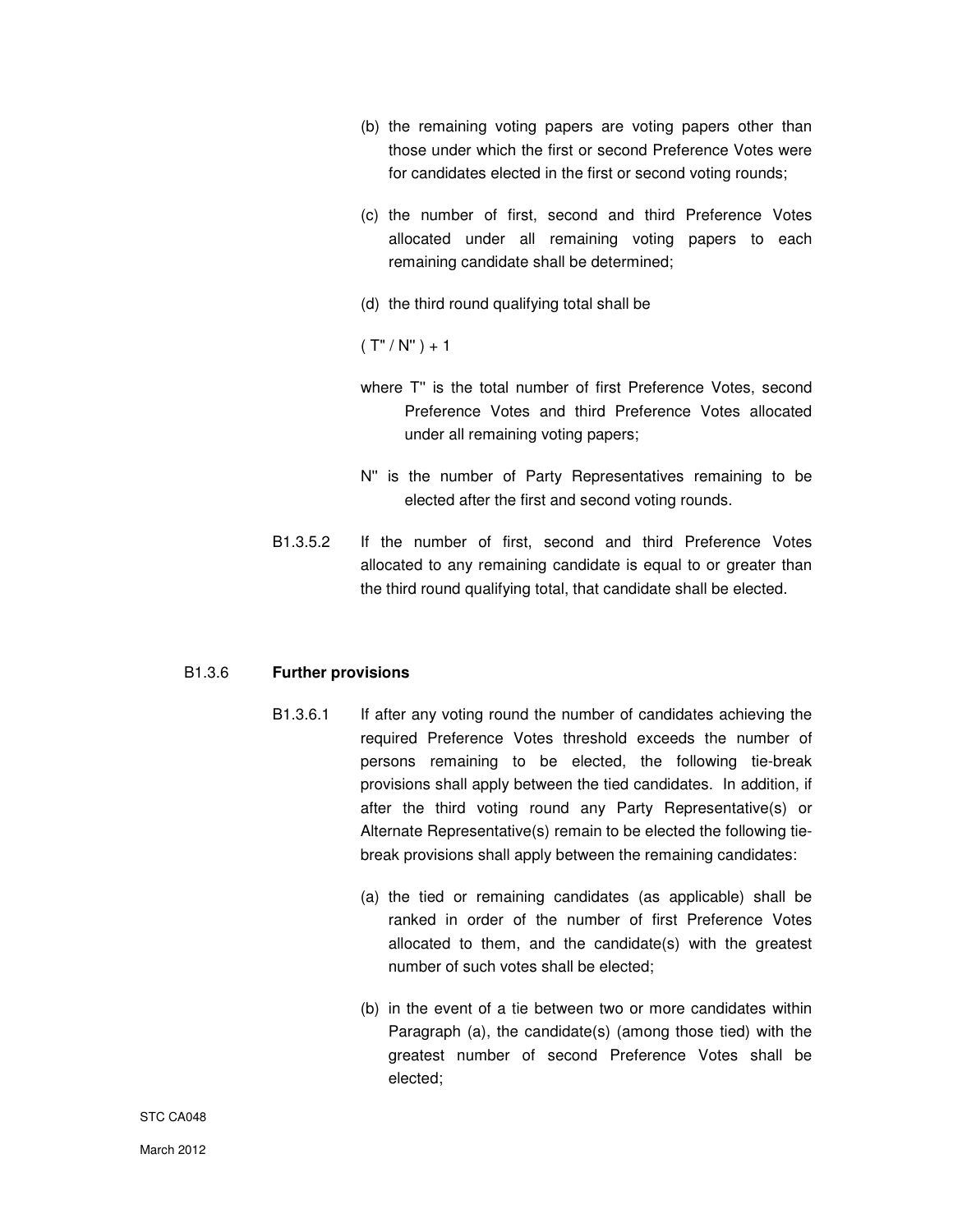(b) the remaining voting papers are voting papers other than those under which the first or second Preference Votes were for candidates elected in the first or second voting rounds;

(c) the number of first, second and third Preference Votes allocated under all remaining voting papers to each remaining candidate shall be determined;

(d) the third round qualifying total shall be

$$( T'' / N'' ) + 1$$

where T'' is the total number of first Preference Votes, second Preference Votes and third Preference Votes allocated under all remaining voting papers;

N'' is the number of Party Representatives remaining to be elected after the first and second voting rounds.

B1.3.5.2 If the number of first, second and third Preference Votes allocated to any remaining candidate is equal to or greater than the third round qualifying total, that candidate shall be elected.

### B1.3.6 Further provisions

B1.3.6.1 If after any voting round the number of candidates achieving the required Preference Votes threshold exceeds the number of persons remaining to be elected, the following tie-break provisions shall apply between the tied candidates. In addition, if after the third voting round any Party Representative(s) or Alternate Representative(s) remain to be elected the following tie-break provisions shall apply between the remaining candidates:

(a) the tied or remaining candidates (as applicable) shall be ranked in order of the number of first Preference Votes allocated to them, and the candidate(s) with the greatest number of such votes shall be elected;

(b) in the event of a tie between two or more candidates within Paragraph (a), the candidate(s) (among those tied) with the greatest number of second Preference Votes shall be elected;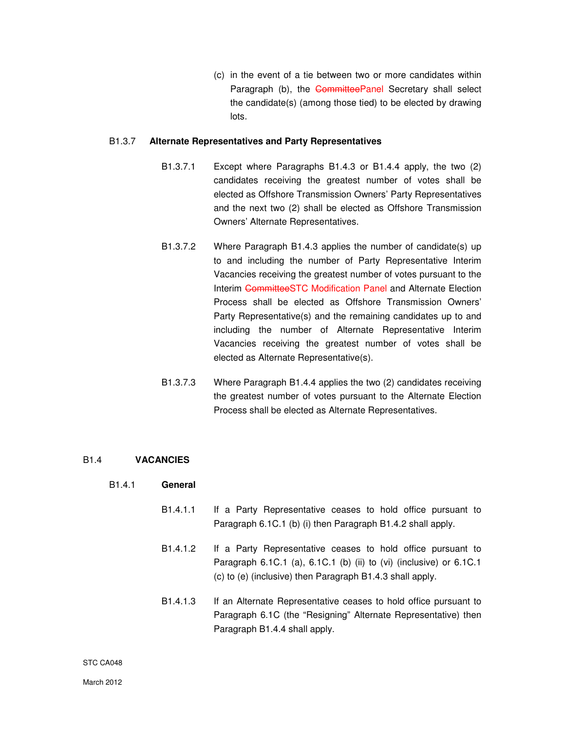(c) in the event of a tie between two or more candidates within Paragraph (b), the ~~Committee~~Panel Secretary shall select the candidate(s) (among those tied) to be elected by drawing lots.

B1.3.7 **Alternate Representatives and Party Representatives**

B1.3.7.1 Except where Paragraphs B1.4.3 or B1.4.4 apply, the two (2) candidates receiving the greatest number of votes shall be elected as Offshore Transmission Owners' Party Representatives and the next two (2) shall be elected as Offshore Transmission Owners' Alternate Representatives.

B1.3.7.2 Where Paragraph B1.4.3 applies the number of candidate(s) up to and including the number of Party Representative Interim Vacancies receiving the greatest number of votes pursuant to the Interim ~~Committee~~STC Modification Panel and Alternate Election Process shall be elected as Offshore Transmission Owners' Party Representative(s) and the remaining candidates up to and including the number of Alternate Representative Interim Vacancies receiving the greatest number of votes shall be elected as Alternate Representative(s).

B1.3.7.3 Where Paragraph B1.4.4 applies the two (2) candidates receiving the greatest number of votes pursuant to the Alternate Election Process shall be elected as Alternate Representatives.

B1.4 **VACANCIES**

B1.4.1 **General**

B1.4.1.1 If a Party Representative ceases to hold office pursuant to Paragraph 6.1C.1 (b) (i) then Paragraph B1.4.2 shall apply.

B1.4.1.2 If a Party Representative ceases to hold office pursuant to Paragraph 6.1C.1 (a), 6.1C.1 (b) (ii) to (vi) (inclusive) or 6.1C.1 (c) to (e) (inclusive) then Paragraph B1.4.3 shall apply.

B1.4.1.3 If an Alternate Representative ceases to hold office pursuant to Paragraph 6.1C (the "Resigning" Alternate Representative) then Paragraph B1.4.4 shall apply.

STC CA048

March 2012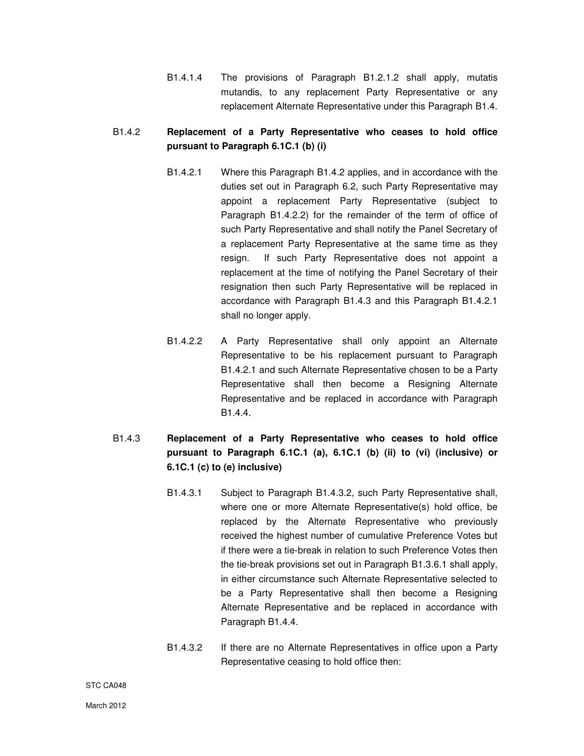B1.4.1.4 The provisions of Paragraph B1.2.1.2 shall apply, mutatis mutandis, to any replacement Party Representative or any replacement Alternate Representative under this Paragraph B1.4.

B1.4.2 **Replacement of a Party Representative who ceases to hold office pursuant to Paragraph 6.1C.1 (b) (i)**

B1.4.2.1 Where this Paragraph B1.4.2 applies, and in accordance with the duties set out in Paragraph 6.2, such Party Representative may appoint a replacement Party Representative (subject to Paragraph B1.4.2.2) for the remainder of the term of office of such Party Representative and shall notify the Panel Secretary of a replacement Party Representative at the same time as they resign. If such Party Representative does not appoint a replacement at the time of notifying the Panel Secretary of their resignation then such Party Representative will be replaced in accordance with Paragraph B1.4.3 and this Paragraph B1.4.2.1 shall no longer apply.

B1.4.2.2 A Party Representative shall only appoint an Alternate Representative to be his replacement pursuant to Paragraph B1.4.2.1 and such Alternate Representative chosen to be a Party Representative shall then become a Resigning Alternate Representative and be replaced in accordance with Paragraph B1.4.4.

B1.4.3 **Replacement of a Party Representative who ceases to hold office pursuant to Paragraph 6.1C.1 (a), 6.1C.1 (b) (ii) to (vi) (inclusive) or 6.1C.1 (c) to (e) inclusive)**

B1.4.3.1 Subject to Paragraph B1.4.3.2, such Party Representative shall, where one or more Alternate Representative(s) hold office, be replaced by the Alternate Representative who previously received the highest number of cumulative Preference Votes but if there were a tie-break in relation to such Preference Votes then the tie-break provisions set out in Paragraph B1.3.6.1 shall apply, in either circumstance such Alternate Representative selected to be a Party Representative shall then become a Resigning Alternate Representative and be replaced in accordance with Paragraph B1.4.4.

B1.4.3.2 If there are no Alternate Representatives in office upon a Party Representative ceasing to hold office then:

STC CA048

March 2012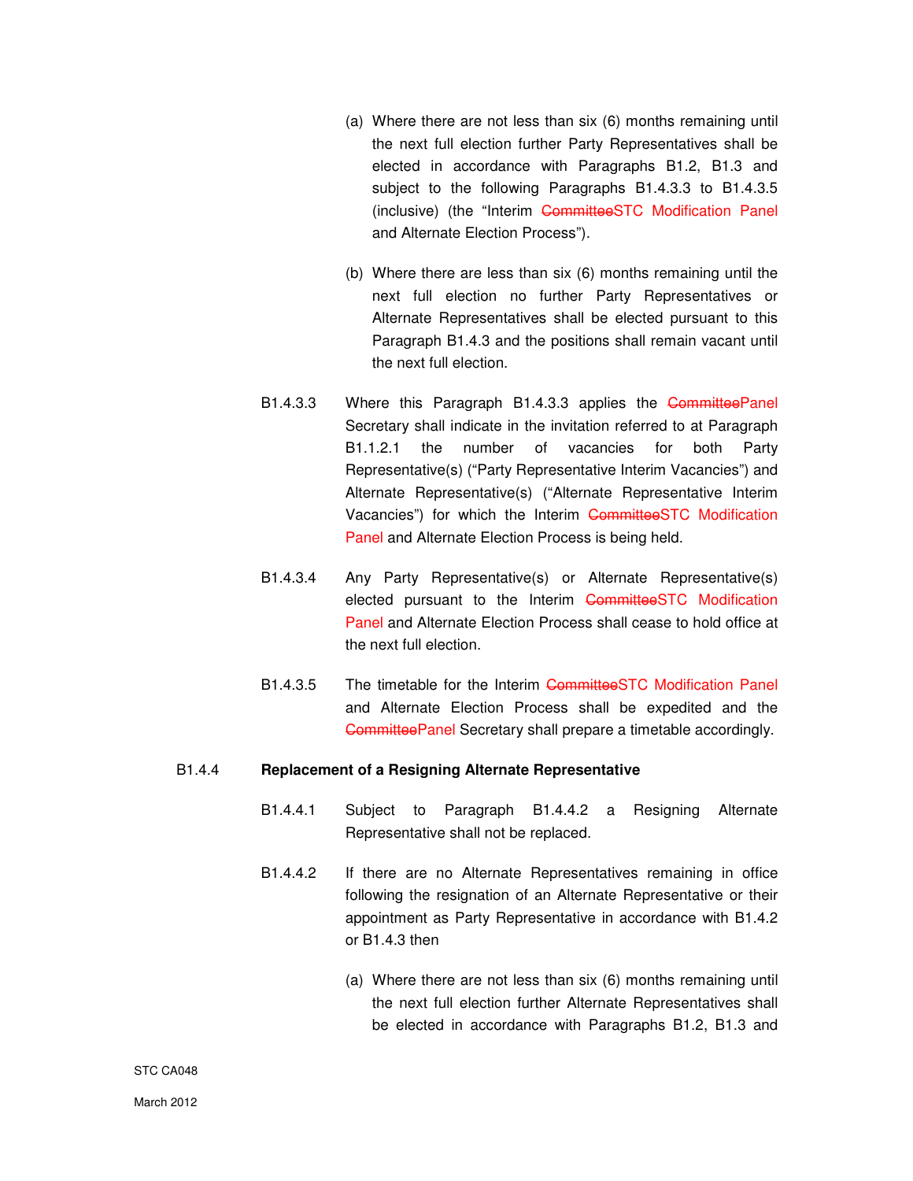(a) Where there are not less than six (6) months remaining until the next full election further Party Representatives shall be elected in accordance with Paragraphs B1.2, B1.3 and subject to the following Paragraphs B1.4.3.3 to B1.4.3.5 (inclusive) (the "Interim ~~Committee~~STC Modification Panel and Alternate Election Process").

(b) Where there are less than six (6) months remaining until the next full election no further Party Representatives or Alternate Representatives shall be elected pursuant to this Paragraph B1.4.3 and the positions shall remain vacant until the next full election.

B1.4.3.3 Where this Paragraph B1.4.3.3 applies the ~~Committee~~Panel Secretary shall indicate in the invitation referred to at Paragraph B1.1.2.1 the number of vacancies for both Party Representative(s) ("Party Representative Interim Vacancies") and Alternate Representative(s) ("Alternate Representative Interim Vacancies") for which the Interim ~~Committee~~STC Modification Panel and Alternate Election Process is being held.

B1.4.3.4 Any Party Representative(s) or Alternate Representative(s) elected pursuant to the Interim ~~Committee~~STC Modification Panel and Alternate Election Process shall cease to hold office at the next full election.

B1.4.3.5 The timetable for the Interim ~~Committee~~STC Modification Panel and Alternate Election Process shall be expedited and the ~~Committee~~Panel Secretary shall prepare a timetable accordingly.

**B1.4.4 Replacement of a Resigning Alternate Representative**

B1.4.4.1 Subject to Paragraph B1.4.4.2 a Resigning Alternate Representative shall not be replaced.

B1.4.4.2 If there are no Alternate Representatives remaining in office following the resignation of an Alternate Representative or their appointment as Party Representative in accordance with B1.4.2 or B1.4.3 then

(a) Where there are not less than six (6) months remaining until the next full election further Alternate Representatives shall be elected in accordance with Paragraphs B1.2, B1.3 and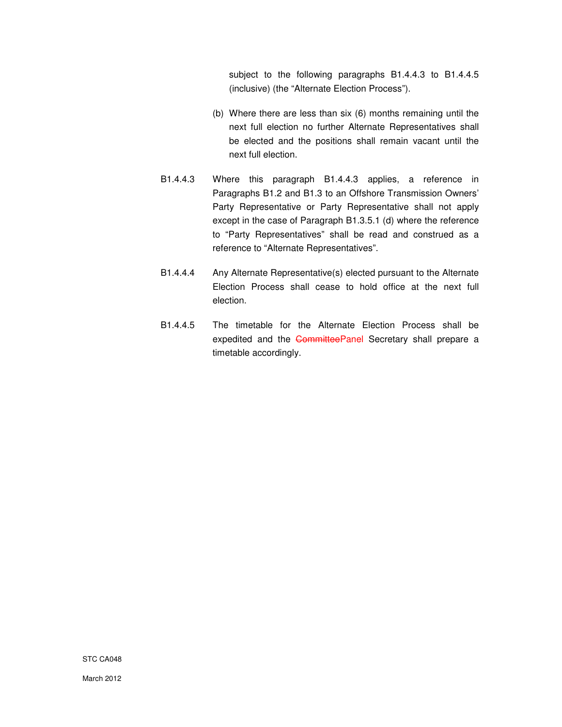subject to the following paragraphs B1.4.4.3 to B1.4.4.5 (inclusive) (the "Alternate Election Process").

(b) Where there are less than six (6) months remaining until the next full election no further Alternate Representatives shall be elected and the positions shall remain vacant until the next full election.

B1.4.4.3 Where this paragraph B1.4.4.3 applies, a reference in Paragraphs B1.2 and B1.3 to an Offshore Transmission Owners' Party Representative or Party Representative shall not apply except in the case of Paragraph B1.3.5.1 (d) where the reference to "Party Representatives" shall be read and construed as a reference to "Alternate Representatives".

B1.4.4.4 Any Alternate Representative(s) elected pursuant to the Alternate Election Process shall cease to hold office at the next full election.

B1.4.4.5 The timetable for the Alternate Election Process shall be expedited and the ~~Committee~~Panel Secretary shall prepare a timetable accordingly.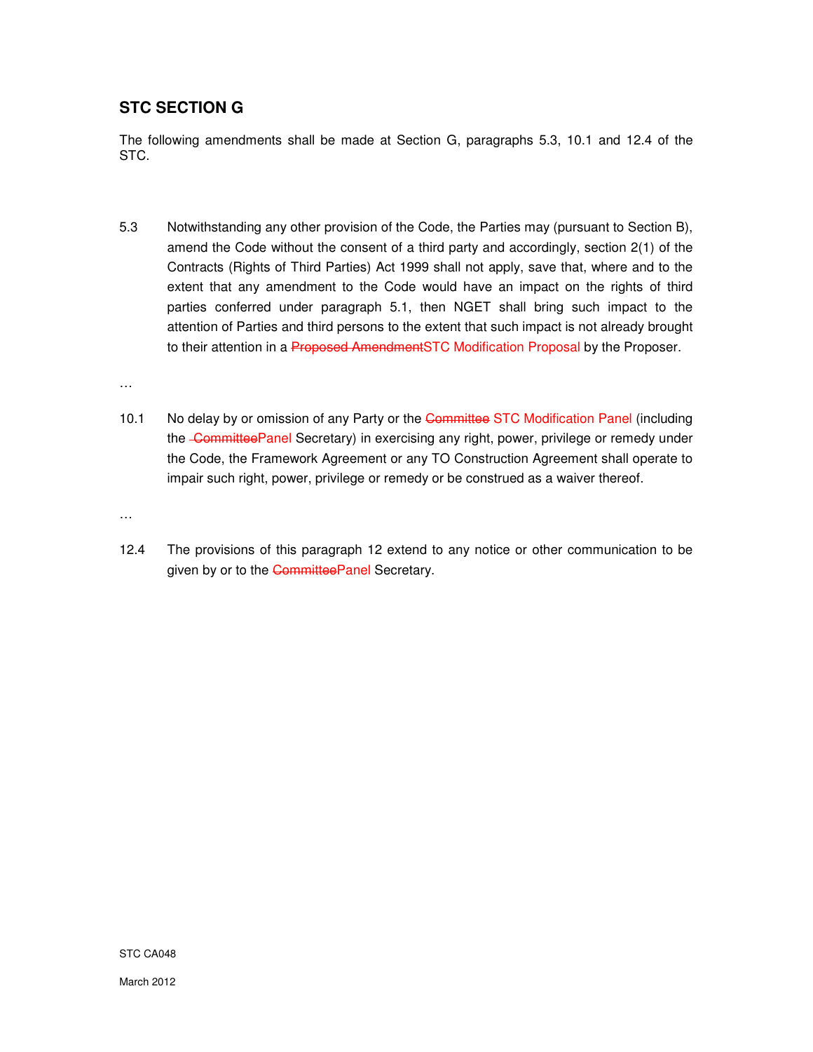## STC SECTION G

The following amendments shall be made at Section G, paragraphs 5.3, 10.1 and 12.4 of the STC.

5.3 Notwithstanding any other provision of the Code, the Parties may (pursuant to Section B), amend the Code without the consent of a third party and accordingly, section 2(1) of the Contracts (Rights of Third Parties) Act 1999 shall not apply, save that, where and to the extent that any amendment to the Code would have an impact on the rights of third parties conferred under paragraph 5.1, then NGET shall bring such impact to the attention of Parties and third persons to the extent that such impact is not already brought to their attention in a ~~Proposed Amendment~~STC Modification Proposal by the Proposer.

…

10.1 No delay by or omission of any Party or the ~~Committee~~ STC Modification Panel (including the ~~Committee~~Panel Secretary) in exercising any right, power, privilege or remedy under the Code, the Framework Agreement or any TO Construction Agreement shall operate to impair such right, power, privilege or remedy or be construed as a waiver thereof.

…

12.4 The provisions of this paragraph 12 extend to any notice or other communication to be given by or to the ~~Committee~~Panel Secretary.

STC CA048

March 2012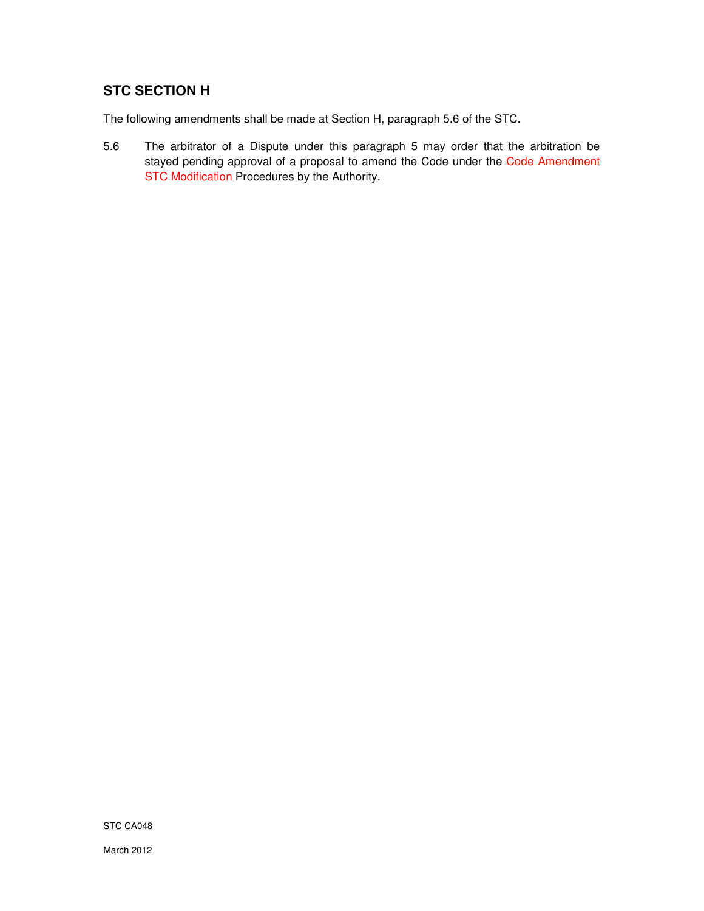## STC SECTION H

The following amendments shall be made at Section H, paragraph 5.6 of the STC.

5.6 The arbitrator of a Dispute under this paragraph 5 may order that the arbitration be stayed pending approval of a proposal to amend the Code under the ~~Code Amendment~~ STC Modification Procedures by the Authority.

STC CA048

March 2012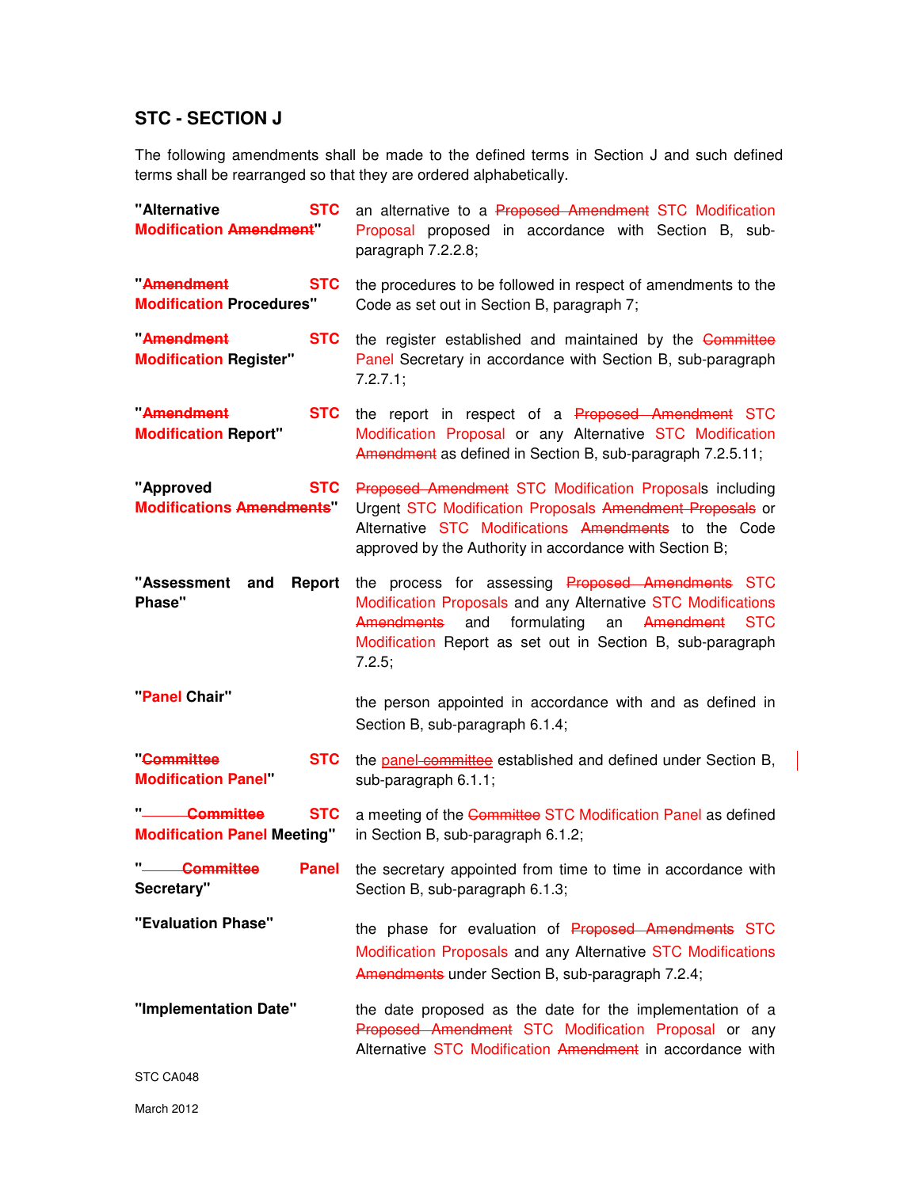## STC - SECTION J

The following amendments shall be made to the defined terms in Section J and such defined terms shall be rearranged so that they are ordered alphabetically.

| | |
|---|---|
| **"Alternative ~~Amendment~~ STC Modification"** | an alternative to a ~~Proposed Amendment~~ STC Modification Proposal proposed in accordance with Section B, sub-paragraph 7.2.2.8; |
| **"~~Amendment~~ STC Modification Procedures"** | the procedures to be followed in respect of amendments to the Code as set out in Section B, paragraph 7; |
| **"~~Amendment~~ STC Modification Register"** | the register established and maintained by the ~~Committee~~ Panel Secretary in accordance with Section B, sub-paragraph 7.2.7.1; |
| **"~~Amendment~~ STC Modification Report"** | the report in respect of a ~~Proposed Amendment~~ STC Modification Proposal or any Alternative STC Modification ~~Amendment~~ as defined in Section B, sub-paragraph 7.2.5.11; |
| **"Approved STC Modifications ~~Amendments~~"** | ~~Proposed Amendment~~ STC Modification Proposals including Urgent STC Modification Proposals ~~Amendment Proposals~~ or Alternative STC Modifications ~~Amendments~~ to the Code approved by the Authority in accordance with Section B; |
| **"Assessment and Report Phase"** | the process for assessing ~~Proposed Amendments~~ STC Modification Proposals and any Alternative STC Modifications ~~Amendments~~ and formulating an ~~Amendment~~ STC Modification Report as set out in Section B, sub-paragraph 7.2.5; |
| **"Panel Chair"** | the person appointed in accordance with and as defined in Section B, sub-paragraph 6.1.4; |
| **"~~Committee~~ STC Modification Panel"** | the panel ~~committee~~ established and defined under Section B, sub-paragraph 6.1.1; |
| **"~~Committee~~ STC Modification Panel Meeting"** | a meeting of the ~~Committee~~ STC Modification Panel as defined in Section B, sub-paragraph 6.1.2; |
| **"~~Committee~~ Panel Secretary"** | the secretary appointed from time to time in accordance with Section B, sub-paragraph 6.1.3; |
| **"Evaluation Phase"** | the phase for evaluation of ~~Proposed Amendments~~ STC Modification Proposals and any Alternative STC Modifications ~~Amendments~~ under Section B, sub-paragraph 7.2.4; |
| **"Implementation Date"** | the date proposed as the date for the implementation of a ~~Proposed Amendment~~ STC Modification Proposal or any Alternative STC Modification ~~Amendment~~ in accordance with |

STC CA048

March 2012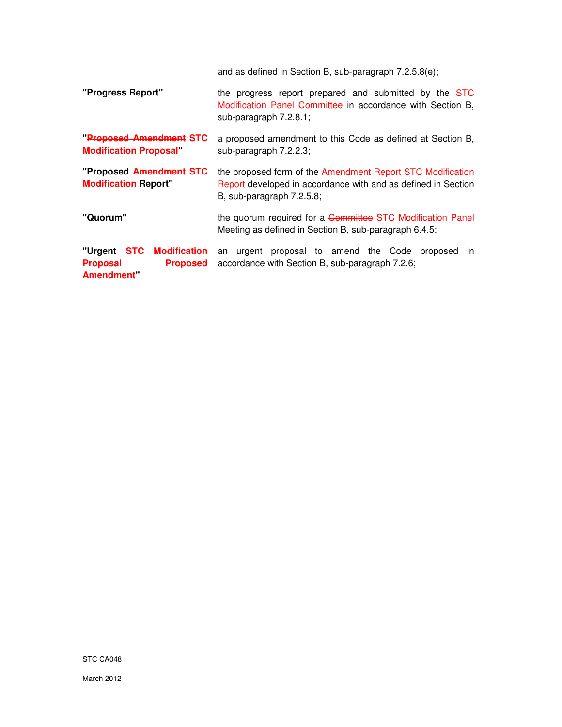| | |
|---|---|
| | and as defined in Section B, sub-paragraph 7.2.5.8(e); |
| **"Progress Report"** | the progress report prepared and submitted by the STC Modification Panel ~~Committee~~ in accordance with Section B, sub-paragraph 7.2.8.1; |
| **"~~Proposed Amendment~~ STC Modification Proposal"** | a proposed amendment to this Code as defined at Section B, sub-paragraph 7.2.2.3; |
| **"Proposed ~~Amendment~~ STC Modification Report"** | the proposed form of the ~~Amendment Report~~ STC Modification Report developed in accordance with and as defined in Section B, sub-paragraph 7.2.5.8; |
| **"Quorum"** | the quorum required for a ~~Committee~~ STC Modification Panel Meeting as defined in Section B, sub-paragraph 6.4.5; |
| **"Urgent STC Modification Proposal ~~Proposed Amendment~~"** | an urgent proposal to amend the Code proposed in accordance with Section B, sub-paragraph 7.2.6; |

STC CA048

March 2012